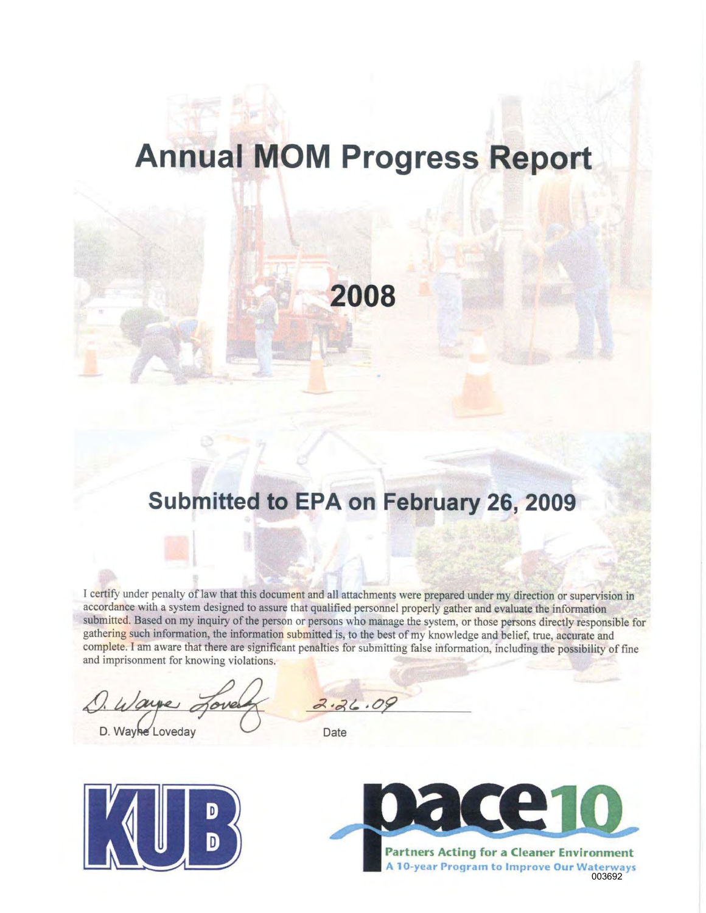# Annual MOM Progress Report

## 2008

## Submitted to EPA on February 26, 2009

I certify under penalty of law that this document and all attachments were prepared under my direction or supervision in accordance with a system designed to assure that qualified personnel properly gather and evaluate the information submitted. Based on my inquiry of the person or persons who manage the system, or those persons directly responsible for gathering such information, the information submitted is, to the best of my knowledge and belief, true, accurate and complete. I am aware that there are significant penalties for submitting false information, including the possibility of fine and imprisonment for knowing violations.

D. Wayne Loveday — 2.26.09

D. Wayne Loveday | Date

KUB

pace10

Partners Acting for a Cleaner Environment
A 10-year Program to Improve Our Waterways

003692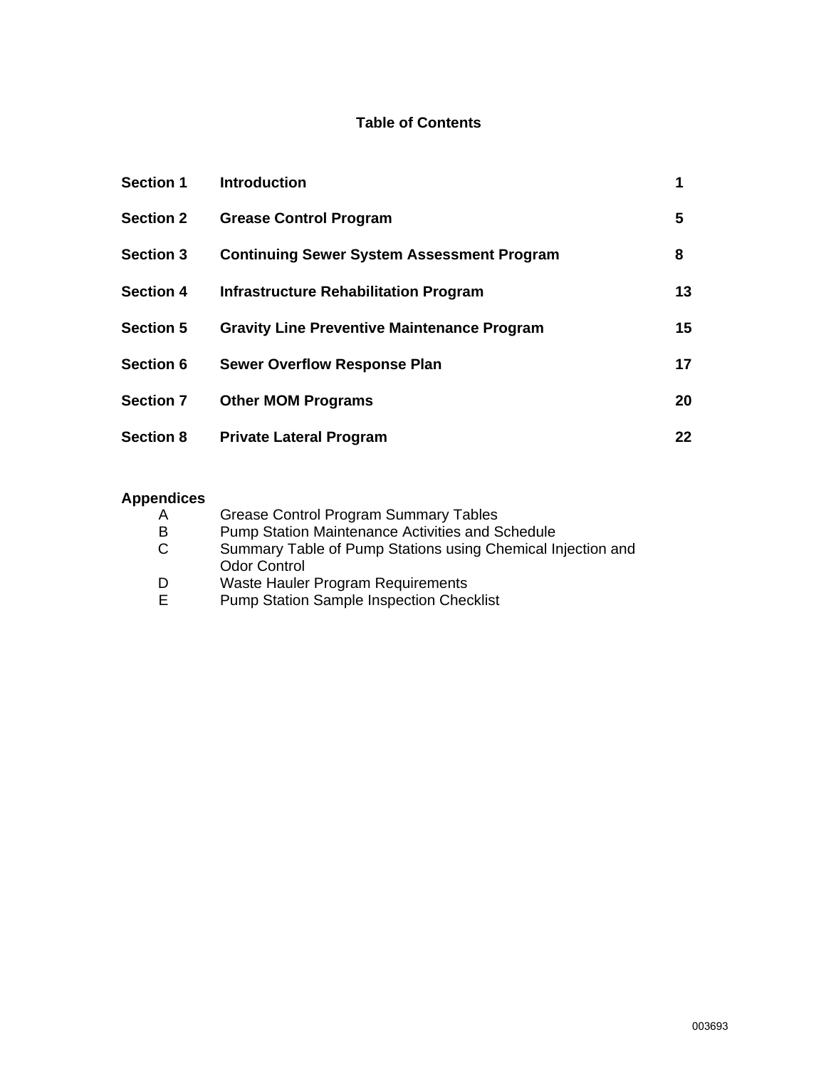# Table of Contents

| | | |
|---|---|---|
| **Section 1** | **Introduction** | **1** |
| **Section 2** | **Grease Control Program** | **5** |
| **Section 3** | **Continuing Sewer System Assessment Program** | **8** |
| **Section 4** | **Infrastructure Rehabilitation Program** | **13** |
| **Section 5** | **Gravity Line Preventive Maintenance Program** | **15** |
| **Section 6** | **Sewer Overflow Response Plan** | **17** |
| **Section 7** | **Other MOM Programs** | **20** |
| **Section 8** | **Private Lateral Program** | **22** |

**Appendices**

- A Grease Control Program Summary Tables
- B Pump Station Maintenance Activities and Schedule
- C Summary Table of Pump Stations using Chemical Injection and Odor Control
- D Waste Hauler Program Requirements
- E Pump Station Sample Inspection Checklist

003693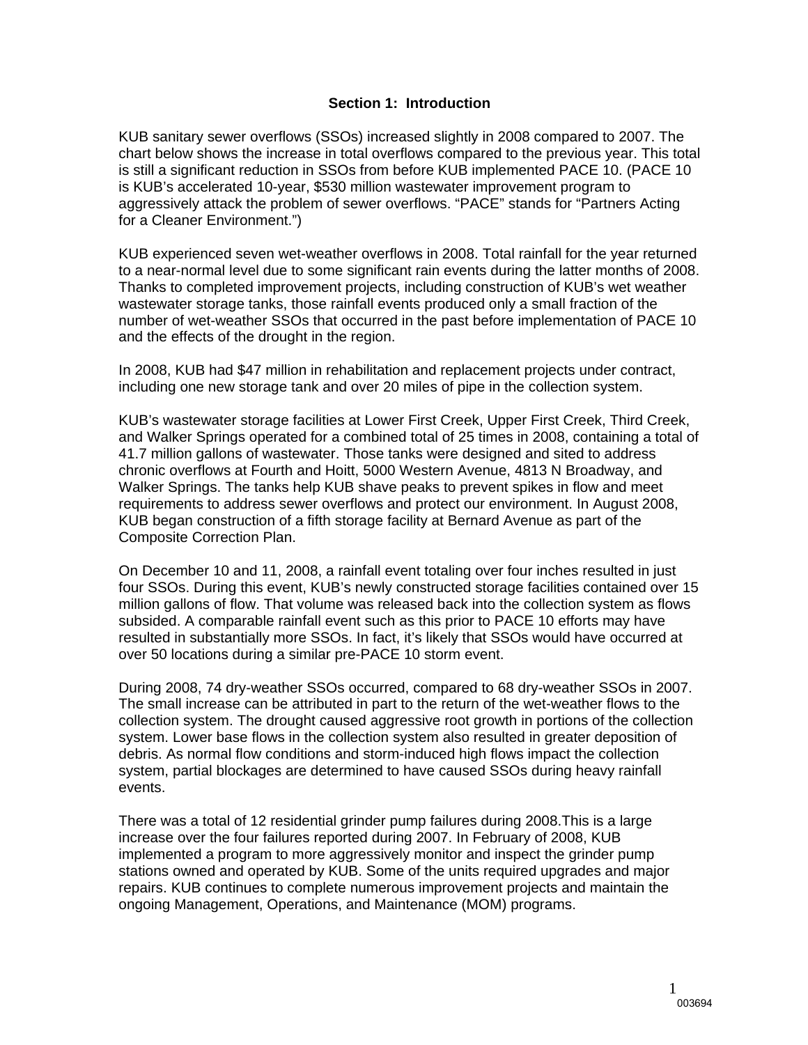## Section 1: Introduction

KUB sanitary sewer overflows (SSOs) increased slightly in 2008 compared to 2007. The chart below shows the increase in total overflows compared to the previous year. This total is still a significant reduction in SSOs from before KUB implemented PACE 10. (PACE 10 is KUB's accelerated 10-year, $530 million wastewater improvement program to aggressively attack the problem of sewer overflows. "PACE" stands for "Partners Acting for a Cleaner Environment.")

KUB experienced seven wet-weather overflows in 2008. Total rainfall for the year returned to a near-normal level due to some significant rain events during the latter months of 2008. Thanks to completed improvement projects, including construction of KUB's wet weather wastewater storage tanks, those rainfall events produced only a small fraction of the number of wet-weather SSOs that occurred in the past before implementation of PACE 10 and the effects of the drought in the region.

In 2008, KUB had $47 million in rehabilitation and replacement projects under contract, including one new storage tank and over 20 miles of pipe in the collection system.

KUB's wastewater storage facilities at Lower First Creek, Upper First Creek, Third Creek, and Walker Springs operated for a combined total of 25 times in 2008, containing a total of 41.7 million gallons of wastewater. Those tanks were designed and sited to address chronic overflows at Fourth and Hoitt, 5000 Western Avenue, 4813 N Broadway, and Walker Springs. The tanks help KUB shave peaks to prevent spikes in flow and meet requirements to address sewer overflows and protect our environment. In August 2008, KUB began construction of a fifth storage facility at Bernard Avenue as part of the Composite Correction Plan.

On December 10 and 11, 2008, a rainfall event totaling over four inches resulted in just four SSOs. During this event, KUB's newly constructed storage facilities contained over 15 million gallons of flow. That volume was released back into the collection system as flows subsided. A comparable rainfall event such as this prior to PACE 10 efforts may have resulted in substantially more SSOs. In fact, it's likely that SSOs would have occurred at over 50 locations during a similar pre-PACE 10 storm event.

During 2008, 74 dry-weather SSOs occurred, compared to 68 dry-weather SSOs in 2007. The small increase can be attributed in part to the return of the wet-weather flows to the collection system. The drought caused aggressive root growth in portions of the collection system. Lower base flows in the collection system also resulted in greater deposition of debris. As normal flow conditions and storm-induced high flows impact the collection system, partial blockages are determined to have caused SSOs during heavy rainfall events.

There was a total of 12 residential grinder pump failures during 2008.This is a large increase over the four failures reported during 2007. In February of 2008, KUB implemented a program to more aggressively monitor and inspect the grinder pump stations owned and operated by KUB. Some of the units required upgrades and major repairs. KUB continues to complete numerous improvement projects and maintain the ongoing Management, Operations, and Maintenance (MOM) programs.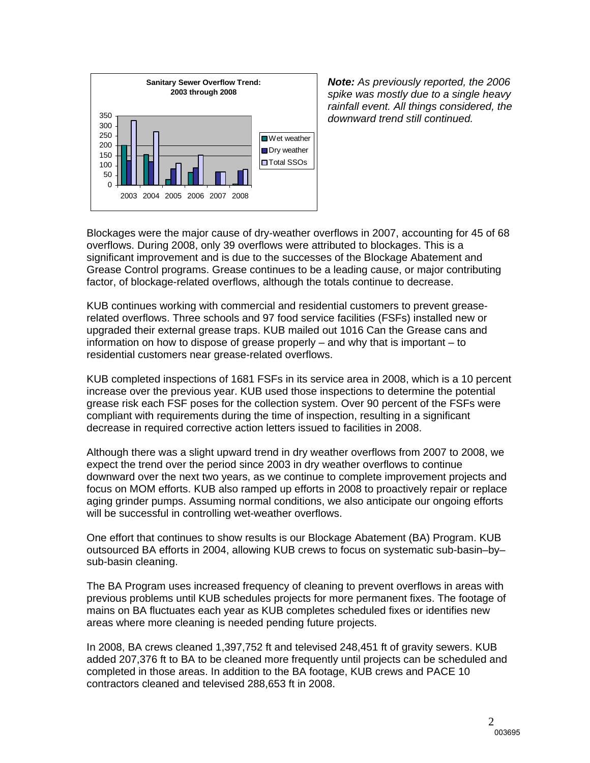**Sanitary Sewer Overflow Trend: 2003 through 2008**

***Note:*** *As previously reported, the 2006 spike was mostly due to a single heavy rainfall event. All things considered, the downward trend still continued.*

Blockages were the major cause of dry-weather overflows in 2007, accounting for 45 of 68 overflows. During 2008, only 39 overflows were attributed to blockages. This is a significant improvement and is due to the successes of the Blockage Abatement and Grease Control programs. Grease continues to be a leading cause, or major contributing factor, of blockage-related overflows, although the totals continue to decrease.

KUB continues working with commercial and residential customers to prevent grease-related overflows. Three schools and 97 food service facilities (FSFs) installed new or upgraded their external grease traps. KUB mailed out 1016 Can the Grease cans and information on how to dispose of grease properly – and why that is important – to residential customers near grease-related overflows.

KUB completed inspections of 1681 FSFs in its service area in 2008, which is a 10 percent increase over the previous year. KUB used those inspections to determine the potential grease risk each FSF poses for the collection system. Over 90 percent of the FSFs were compliant with requirements during the time of inspection, resulting in a significant decrease in required corrective action letters issued to facilities in 2008.

Although there was a slight upward trend in dry weather overflows from 2007 to 2008, we expect the trend over the period since 2003 in dry weather overflows to continue downward over the next two years, as we continue to complete improvement projects and focus on MOM efforts. KUB also ramped up efforts in 2008 to proactively repair or replace aging grinder pumps. Assuming normal conditions, we also anticipate our ongoing efforts will be successful in controlling wet-weather overflows.

One effort that continues to show results is our Blockage Abatement (BA) Program. KUB outsourced BA efforts in 2004, allowing KUB crews to focus on systematic sub-basin–by–sub-basin cleaning.

The BA Program uses increased frequency of cleaning to prevent overflows in areas with previous problems until KUB schedules projects for more permanent fixes. The footage of mains on BA fluctuates each year as KUB completes scheduled fixes or identifies new areas where more cleaning is needed pending future projects.

In 2008, BA crews cleaned 1,397,752 ft and televised 248,451 ft of gravity sewers. KUB added 207,376 ft to BA to be cleaned more frequently until projects can be scheduled and completed in those areas. In addition to the BA footage, KUB crews and PACE 10 contractors cleaned and televised 288,653 ft in 2008.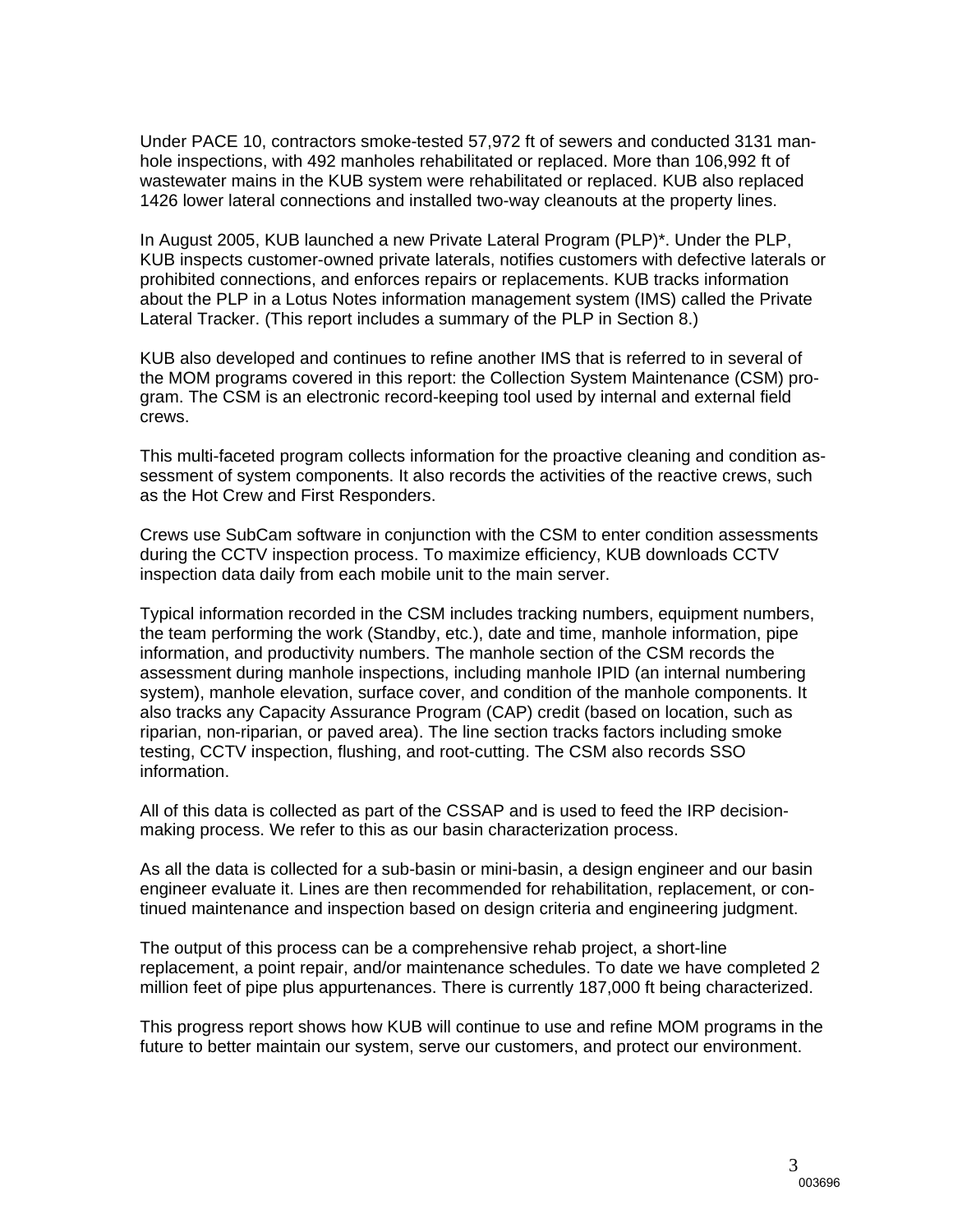Under PACE 10, contractors smoke-tested 57,972 ft of sewers and conducted 3131 manhole inspections, with 492 manholes rehabilitated or replaced. More than 106,992 ft of wastewater mains in the KUB system were rehabilitated or replaced. KUB also replaced 1426 lower lateral connections and installed two-way cleanouts at the property lines.

In August 2005, KUB launched a new Private Lateral Program (PLP)*. Under the PLP, KUB inspects customer-owned private laterals, notifies customers with defective laterals or prohibited connections, and enforces repairs or replacements. KUB tracks information about the PLP in a Lotus Notes information management system (IMS) called the Private Lateral Tracker. (This report includes a summary of the PLP in Section 8.)

KUB also developed and continues to refine another IMS that is referred to in several of the MOM programs covered in this report: the Collection System Maintenance (CSM) program. The CSM is an electronic record-keeping tool used by internal and external field crews.

This multi-faceted program collects information for the proactive cleaning and condition assessment of system components. It also records the activities of the reactive crews, such as the Hot Crew and First Responders.

Crews use SubCam software in conjunction with the CSM to enter condition assessments during the CCTV inspection process. To maximize efficiency, KUB downloads CCTV inspection data daily from each mobile unit to the main server.

Typical information recorded in the CSM includes tracking numbers, equipment numbers, the team performing the work (Standby, etc.), date and time, manhole information, pipe information, and productivity numbers. The manhole section of the CSM records the assessment during manhole inspections, including manhole IPID (an internal numbering system), manhole elevation, surface cover, and condition of the manhole components. It also tracks any Capacity Assurance Program (CAP) credit (based on location, such as riparian, non-riparian, or paved area). The line section tracks factors including smoke testing, CCTV inspection, flushing, and root-cutting. The CSM also records SSO information.

All of this data is collected as part of the CSSAP and is used to feed the IRP decision-making process. We refer to this as our basin characterization process.

As all the data is collected for a sub-basin or mini-basin, a design engineer and our basin engineer evaluate it. Lines are then recommended for rehabilitation, replacement, or continued maintenance and inspection based on design criteria and engineering judgment.

The output of this process can be a comprehensive rehab project, a short-line replacement, a point repair, and/or maintenance schedules. To date we have completed 2 million feet of pipe plus appurtenances. There is currently 187,000 ft being characterized.

This progress report shows how KUB will continue to use and refine MOM programs in the future to better maintain our system, serve our customers, and protect our environment.

003696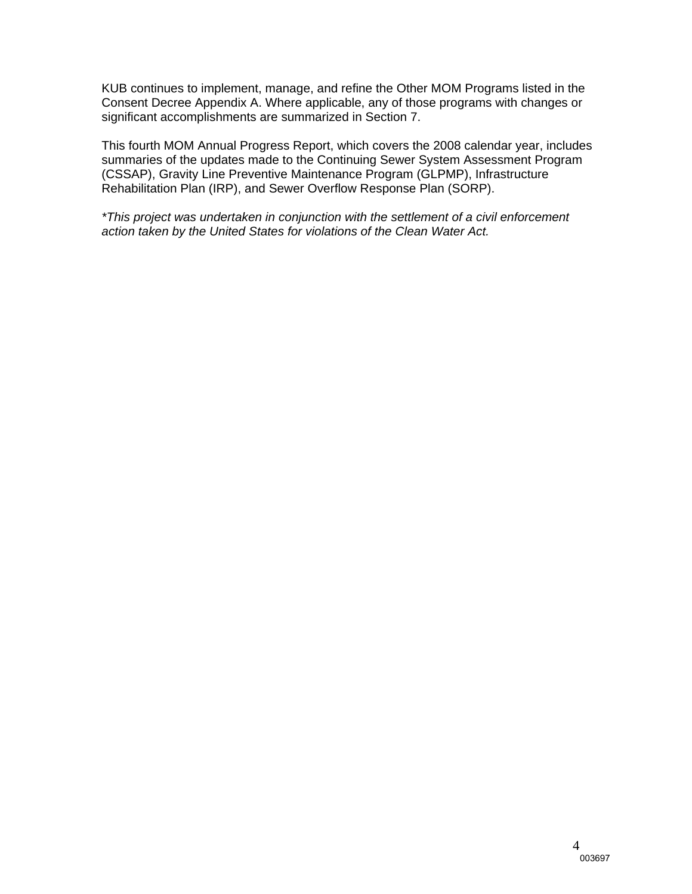KUB continues to implement, manage, and refine the Other MOM Programs listed in the Consent Decree Appendix A. Where applicable, any of those programs with changes or significant accomplishments are summarized in Section 7.

This fourth MOM Annual Progress Report, which covers the 2008 calendar year, includes summaries of the updates made to the Continuing Sewer System Assessment Program (CSSAP), Gravity Line Preventive Maintenance Program (GLPMP), Infrastructure Rehabilitation Plan (IRP), and Sewer Overflow Response Plan (SORP).

**This project was undertaken in conjunction with the settlement of a civil enforcement action taken by the United States for violations of the Clean Water Act.*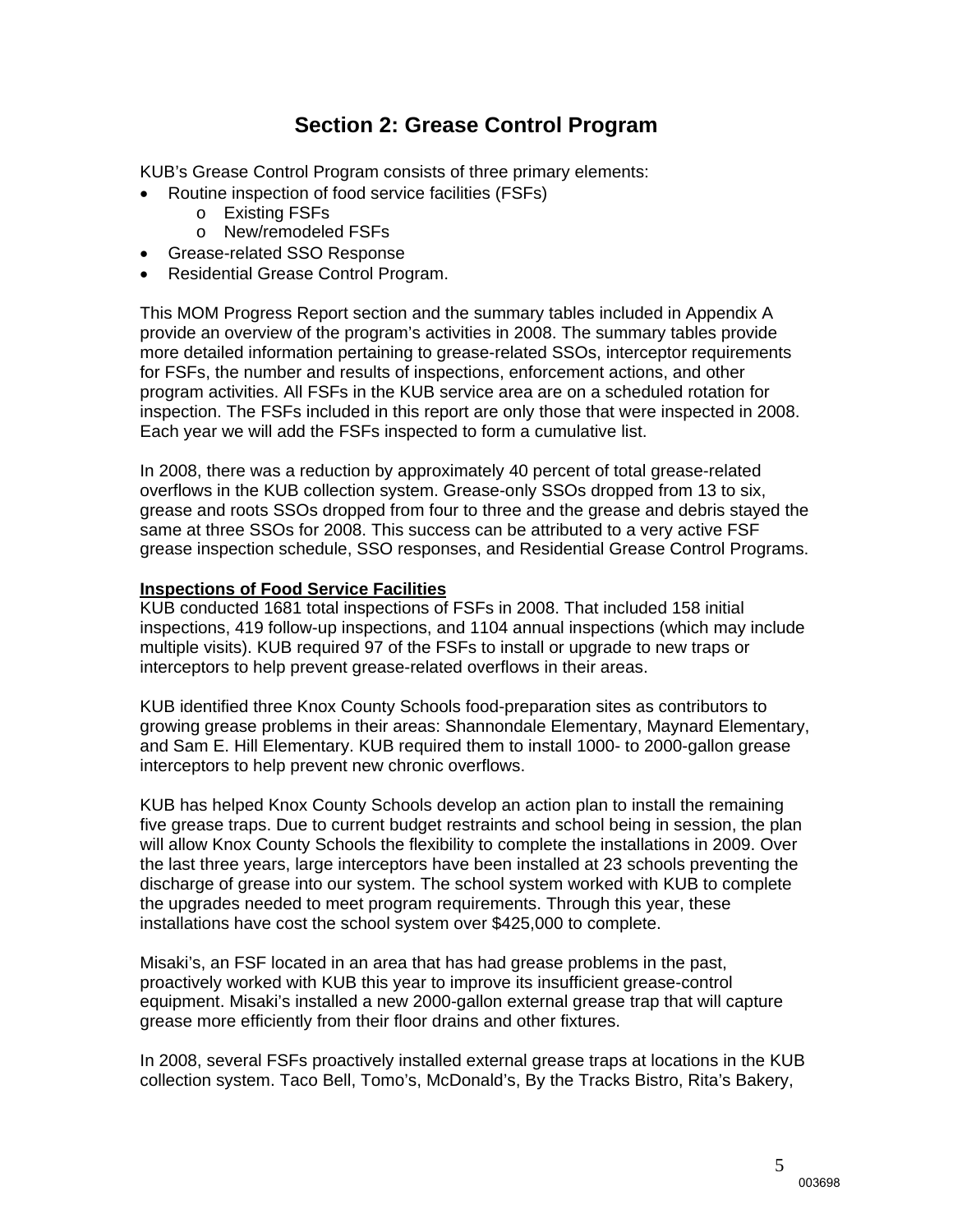# Section 2: Grease Control Program

KUB's Grease Control Program consists of three primary elements:

- Routine inspection of food service facilities (FSFs)
  - Existing FSFs
  - New/remodeled FSFs
- Grease-related SSO Response
- Residential Grease Control Program.

This MOM Progress Report section and the summary tables included in Appendix A provide an overview of the program's activities in 2008. The summary tables provide more detailed information pertaining to grease-related SSOs, interceptor requirements for FSFs, the number and results of inspections, enforcement actions, and other program activities. All FSFs in the KUB service area are on a scheduled rotation for inspection. The FSFs included in this report are only those that were inspected in 2008. Each year we will add the FSFs inspected to form a cumulative list.

In 2008, there was a reduction by approximately 40 percent of total grease-related overflows in the KUB collection system. Grease-only SSOs dropped from 13 to six, grease and roots SSOs dropped from four to three and the grease and debris stayed the same at three SSOs for 2008. This success can be attributed to a very active FSF grease inspection schedule, SSO responses, and Residential Grease Control Programs.

**Inspections of Food Service Facilities**

KUB conducted 1681 total inspections of FSFs in 2008. That included 158 initial inspections, 419 follow-up inspections, and 1104 annual inspections (which may include multiple visits). KUB required 97 of the FSFs to install or upgrade to new traps or interceptors to help prevent grease-related overflows in their areas.

KUB identified three Knox County Schools food-preparation sites as contributors to growing grease problems in their areas: Shannondale Elementary, Maynard Elementary, and Sam E. Hill Elementary. KUB required them to install 1000- to 2000-gallon grease interceptors to help prevent new chronic overflows.

KUB has helped Knox County Schools develop an action plan to install the remaining five grease traps. Due to current budget restraints and school being in session, the plan will allow Knox County Schools the flexibility to complete the installations in 2009. Over the last three years, large interceptors have been installed at 23 schools preventing the discharge of grease into our system. The school system worked with KUB to complete the upgrades needed to meet program requirements. Through this year, these installations have cost the school system over $425,000 to complete.

Misaki's, an FSF located in an area that has had grease problems in the past, proactively worked with KUB this year to improve its insufficient grease-control equipment. Misaki's installed a new 2000-gallon external grease trap that will capture grease more efficiently from their floor drains and other fixtures.

In 2008, several FSFs proactively installed external grease traps at locations in the KUB collection system. Taco Bell, Tomo's, McDonald's, By the Tracks Bistro, Rita's Bakery,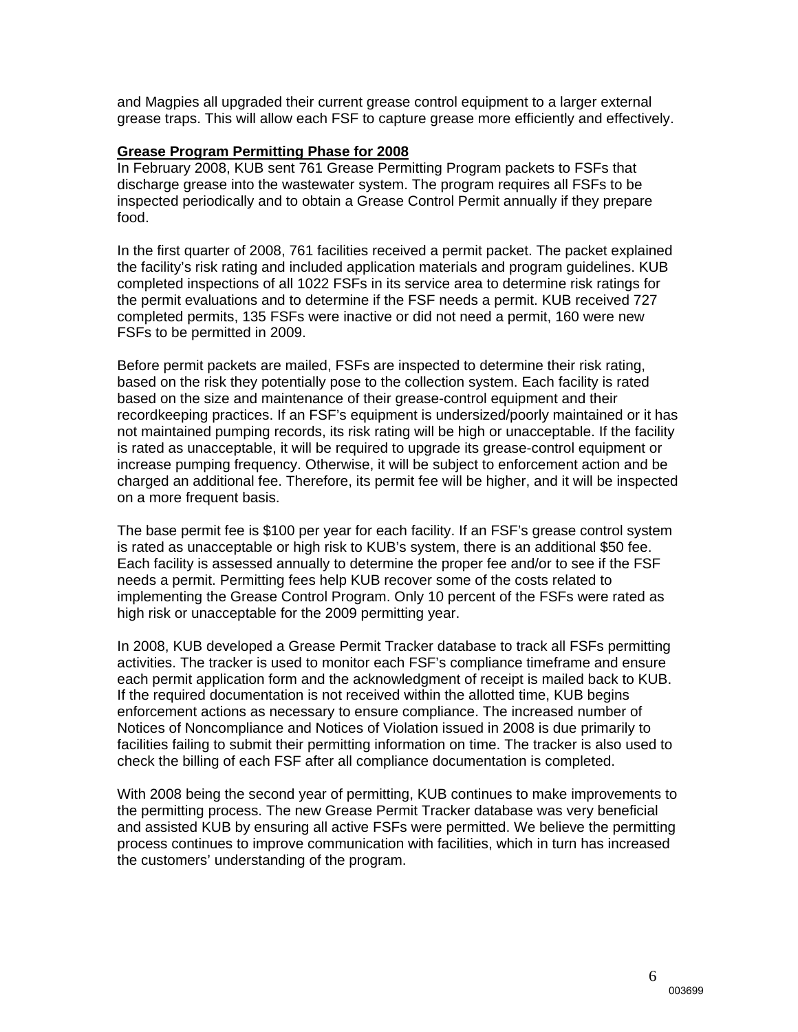and Magpies all upgraded their current grease control equipment to a larger external grease traps. This will allow each FSF to capture grease more efficiently and effectively.

**Grease Program Permitting Phase for 2008**

In February 2008, KUB sent 761 Grease Permitting Program packets to FSFs that discharge grease into the wastewater system. The program requires all FSFs to be inspected periodically and to obtain a Grease Control Permit annually if they prepare food.

In the first quarter of 2008, 761 facilities received a permit packet. The packet explained the facility's risk rating and included application materials and program guidelines. KUB completed inspections of all 1022 FSFs in its service area to determine risk ratings for the permit evaluations and to determine if the FSF needs a permit. KUB received 727 completed permits, 135 FSFs were inactive or did not need a permit, 160 were new FSFs to be permitted in 2009.

Before permit packets are mailed, FSFs are inspected to determine their risk rating, based on the risk they potentially pose to the collection system. Each facility is rated based on the size and maintenance of their grease-control equipment and their recordkeeping practices. If an FSF's equipment is undersized/poorly maintained or it has not maintained pumping records, its risk rating will be high or unacceptable. If the facility is rated as unacceptable, it will be required to upgrade its grease-control equipment or increase pumping frequency. Otherwise, it will be subject to enforcement action and be charged an additional fee. Therefore, its permit fee will be higher, and it will be inspected on a more frequent basis.

The base permit fee is $100 per year for each facility. If an FSF's grease control system is rated as unacceptable or high risk to KUB's system, there is an additional $50 fee. Each facility is assessed annually to determine the proper fee and/or to see if the FSF needs a permit. Permitting fees help KUB recover some of the costs related to implementing the Grease Control Program. Only 10 percent of the FSFs were rated as high risk or unacceptable for the 2009 permitting year.

In 2008, KUB developed a Grease Permit Tracker database to track all FSFs permitting activities. The tracker is used to monitor each FSF's compliance timeframe and ensure each permit application form and the acknowledgment of receipt is mailed back to KUB. If the required documentation is not received within the allotted time, KUB begins enforcement actions as necessary to ensure compliance. The increased number of Notices of Noncompliance and Notices of Violation issued in 2008 is due primarily to facilities failing to submit their permitting information on time. The tracker is also used to check the billing of each FSF after all compliance documentation is completed.

With 2008 being the second year of permitting, KUB continues to make improvements to the permitting process. The new Grease Permit Tracker database was very beneficial and assisted KUB by ensuring all active FSFs were permitted. We believe the permitting process continues to improve communication with facilities, which in turn has increased the customers' understanding of the program.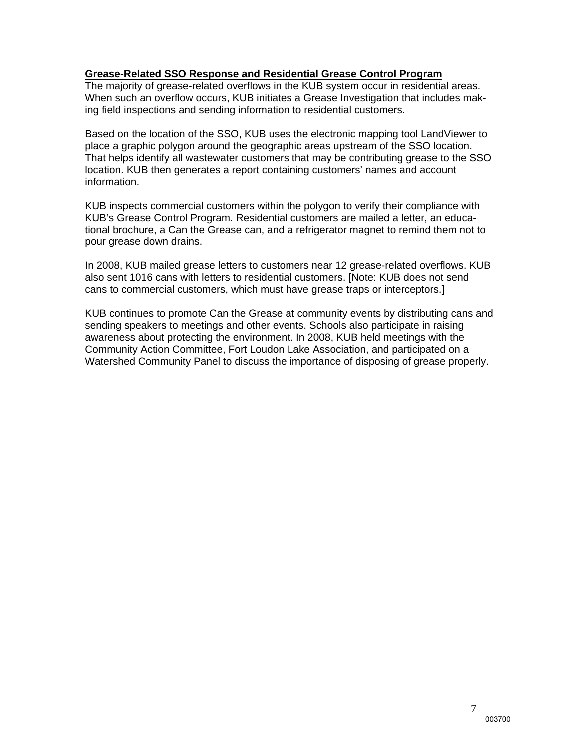**Grease-Related SSO Response and Residential Grease Control Program**

The majority of grease-related overflows in the KUB system occur in residential areas. When such an overflow occurs, KUB initiates a Grease Investigation that includes making field inspections and sending information to residential customers.

Based on the location of the SSO, KUB uses the electronic mapping tool LandViewer to place a graphic polygon around the geographic areas upstream of the SSO location. That helps identify all wastewater customers that may be contributing grease to the SSO location. KUB then generates a report containing customers' names and account information.

KUB inspects commercial customers within the polygon to verify their compliance with KUB's Grease Control Program. Residential customers are mailed a letter, an educational brochure, a Can the Grease can, and a refrigerator magnet to remind them not to pour grease down drains.

In 2008, KUB mailed grease letters to customers near 12 grease-related overflows. KUB also sent 1016 cans with letters to residential customers. [Note: KUB does not send cans to commercial customers, which must have grease traps or interceptors.]

KUB continues to promote Can the Grease at community events by distributing cans and sending speakers to meetings and other events. Schools also participate in raising awareness about protecting the environment. In 2008, KUB held meetings with the Community Action Committee, Fort Loudon Lake Association, and participated on a Watershed Community Panel to discuss the importance of disposing of grease properly.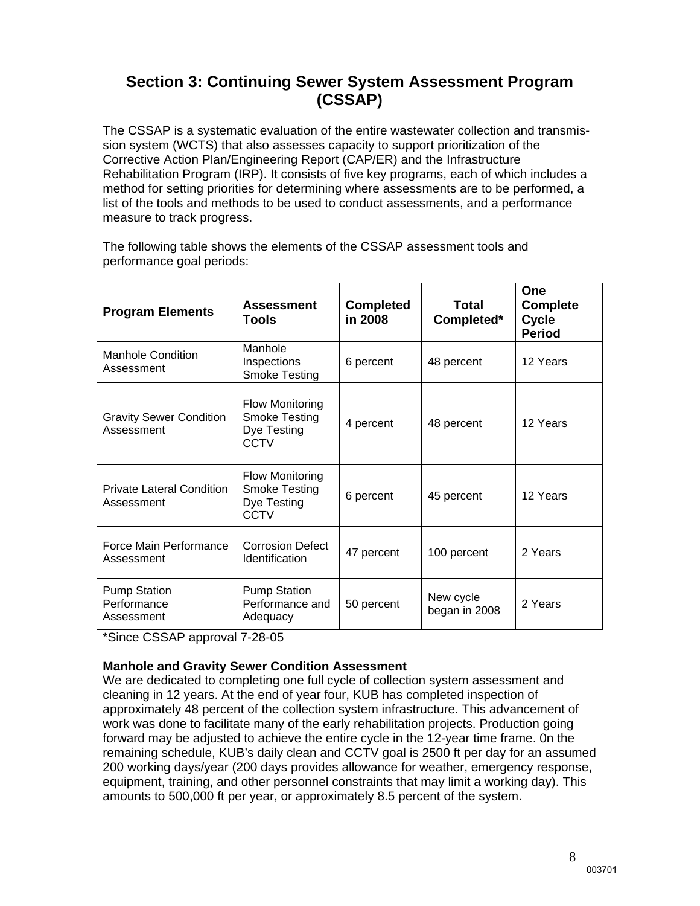## Section 3: Continuing Sewer System Assessment Program (CSSAP)

The CSSAP is a systematic evaluation of the entire wastewater collection and transmission system (WCTS) that also assesses capacity to support prioritization of the Corrective Action Plan/Engineering Report (CAP/ER) and the Infrastructure Rehabilitation Program (IRP). It consists of five key programs, each of which includes a method for setting priorities for determining where assessments are to be performed, a list of the tools and methods to be used to conduct assessments, and a performance measure to track progress.

The following table shows the elements of the CSSAP assessment tools and performance goal periods:

| Program Elements | Assessment Tools | Completed in 2008 | Total Completed* | One Complete Cycle Period |
|---|---|---|---|---|
| Manhole Condition Assessment | Manhole Inspections<br>Smoke Testing | 6 percent | 48 percent | 12 Years |
| Gravity Sewer Condition Assessment | Flow Monitoring<br>Smoke Testing<br>Dye Testing<br>CCTV | 4 percent | 48 percent | 12 Years |
| Private Lateral Condition Assessment | Flow Monitoring<br>Smoke Testing<br>Dye Testing<br>CCTV | 6 percent | 45 percent | 12 Years |
| Force Main Performance Assessment | Corrosion Defect Identification | 47 percent | 100 percent | 2 Years |
| Pump Station Performance Assessment | Pump Station Performance and Adequacy | 50 percent | New cycle began in 2008 | 2 Years |

*Since CSSAP approval 7-28-05

**Manhole and Gravity Sewer Condition Assessment**

We are dedicated to completing one full cycle of collection system assessment and cleaning in 12 years. At the end of year four, KUB has completed inspection of approximately 48 percent of the collection system infrastructure. This advancement of work was done to facilitate many of the early rehabilitation projects. Production going forward may be adjusted to achieve the entire cycle in the 12-year time frame. 0n the remaining schedule, KUB's daily clean and CCTV goal is 2500 ft per day for an assumed 200 working days/year (200 days provides allowance for weather, emergency response, equipment, training, and other personnel constraints that may limit a working day). This amounts to 500,000 ft per year, or approximately 8.5 percent of the system.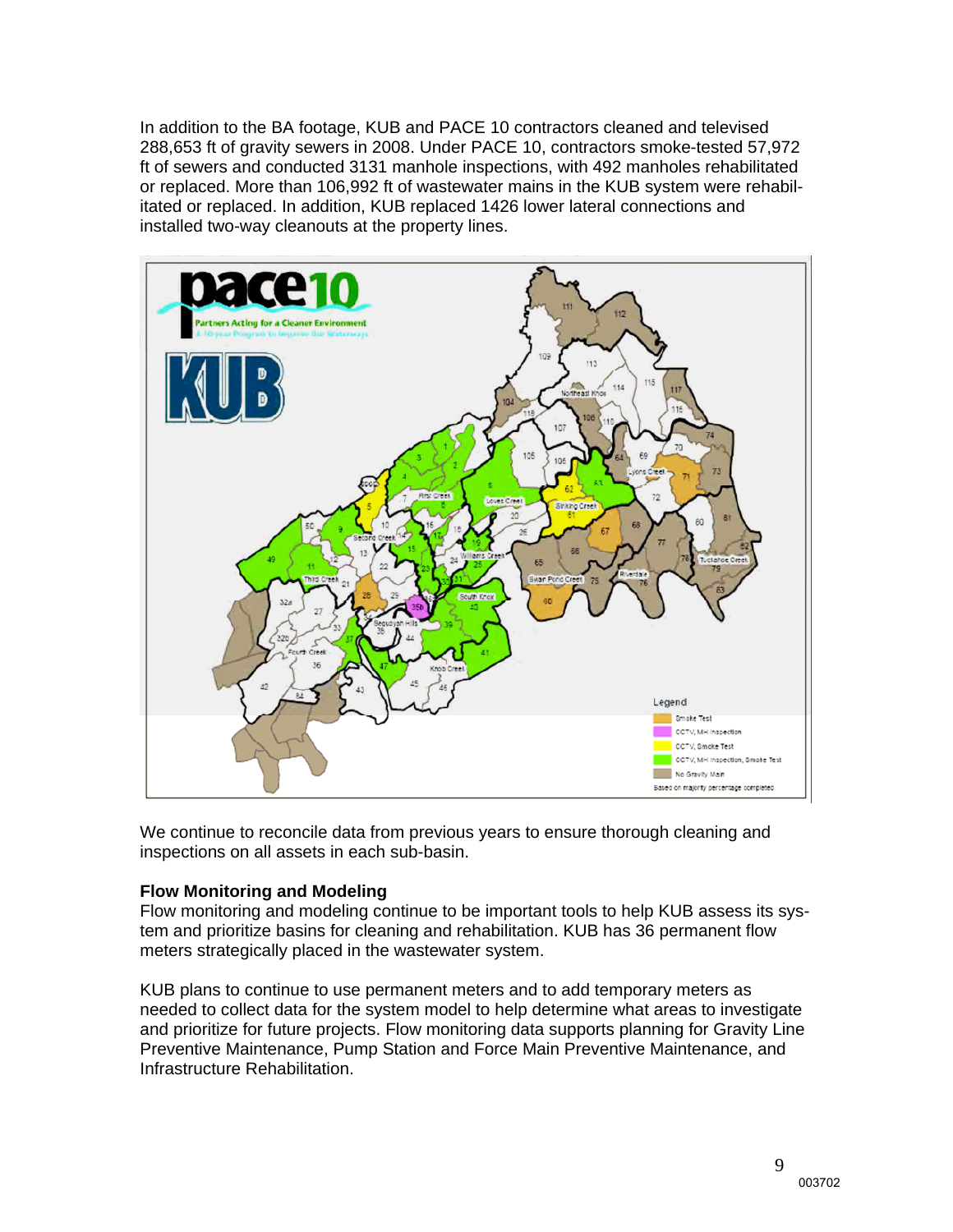In addition to the BA footage, KUB and PACE 10 contractors cleaned and televised 288,653 ft of gravity sewers in 2008. Under PACE 10, contractors smoke-tested 57,972 ft of sewers and conducted 3131 manhole inspections, with 492 manholes rehabilitated or replaced. More than 106,992 ft of wastewater mains in the KUB system were rehabilitated or replaced. In addition, KUB replaced 1426 lower lateral connections and installed two-way cleanouts at the property lines.

We continue to reconcile data from previous years to ensure thorough cleaning and inspections on all assets in each sub-basin.

**Flow Monitoring and Modeling**

Flow monitoring and modeling continue to be important tools to help KUB assess its system and prioritize basins for cleaning and rehabilitation. KUB has 36 permanent flow meters strategically placed in the wastewater system.

KUB plans to continue to use permanent meters and to add temporary meters as needed to collect data for the system model to help determine what areas to investigate and prioritize for future projects. Flow monitoring data supports planning for Gravity Line Preventive Maintenance, Pump Station and Force Main Preventive Maintenance, and Infrastructure Rehabilitation.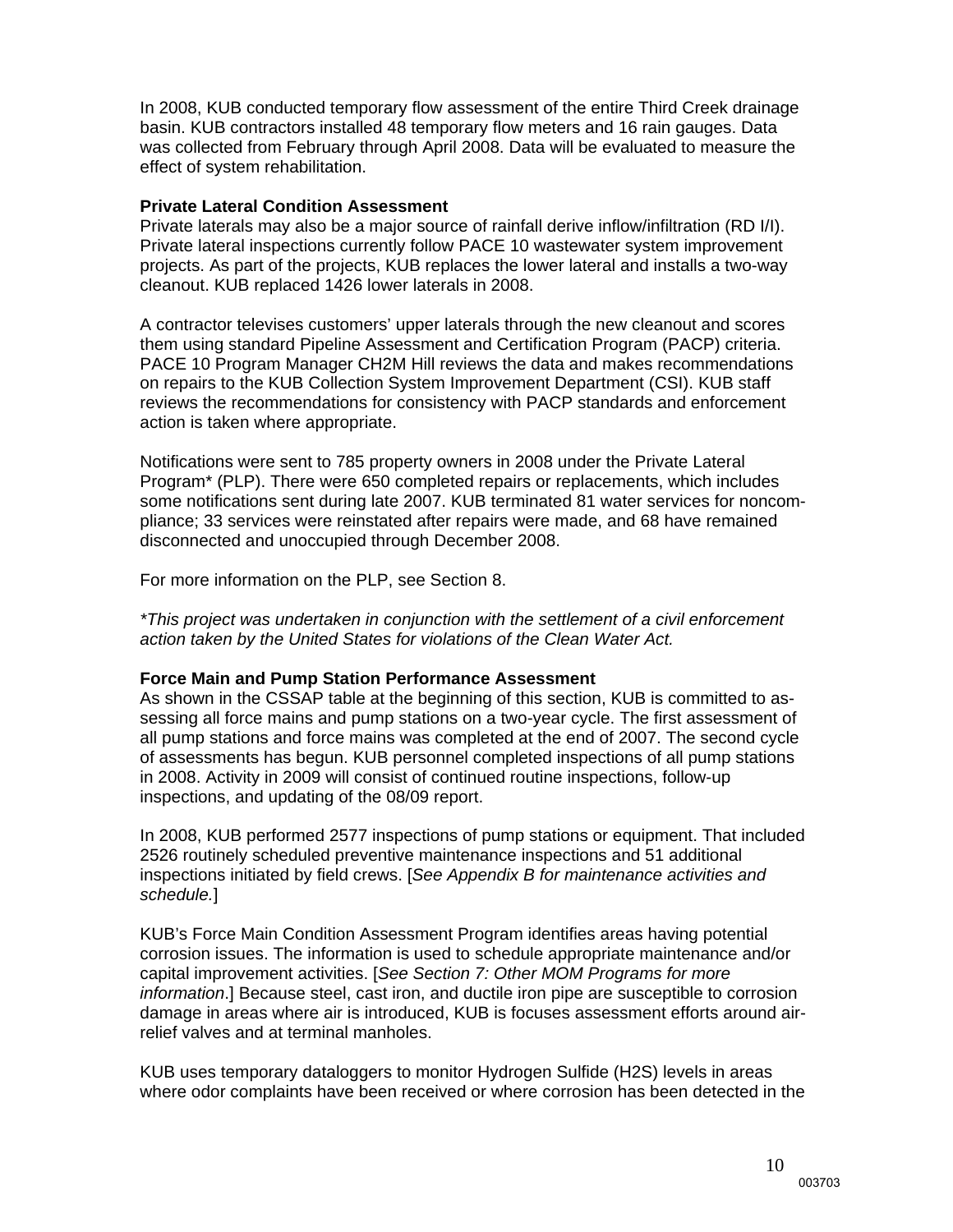In 2008, KUB conducted temporary flow assessment of the entire Third Creek drainage basin. KUB contractors installed 48 temporary flow meters and 16 rain gauges. Data was collected from February through April 2008. Data will be evaluated to measure the effect of system rehabilitation.

**Private Lateral Condition Assessment**

Private laterals may also be a major source of rainfall derive inflow/infiltration (RD I/I). Private lateral inspections currently follow PACE 10 wastewater system improvement projects. As part of the projects, KUB replaces the lower lateral and installs a two-way cleanout. KUB replaced 1426 lower laterals in 2008.

A contractor televises customers' upper laterals through the new cleanout and scores them using standard Pipeline Assessment and Certification Program (PACP) criteria. PACE 10 Program Manager CH2M Hill reviews the data and makes recommendations on repairs to the KUB Collection System Improvement Department (CSI). KUB staff reviews the recommendations for consistency with PACP standards and enforcement action is taken where appropriate.

Notifications were sent to 785 property owners in 2008 under the Private Lateral Program* (PLP). There were 650 completed repairs or replacements, which includes some notifications sent during late 2007. KUB terminated 81 water services for noncompliance; 33 services were reinstated after repairs were made, and 68 have remained disconnected and unoccupied through December 2008.

For more information on the PLP, see Section 8.

*\*This project was undertaken in conjunction with the settlement of a civil enforcement action taken by the United States for violations of the Clean Water Act.*

**Force Main and Pump Station Performance Assessment**

As shown in the CSSAP table at the beginning of this section, KUB is committed to assessing all force mains and pump stations on a two-year cycle. The first assessment of all pump stations and force mains was completed at the end of 2007. The second cycle of assessments has begun. KUB personnel completed inspections of all pump stations in 2008. Activity in 2009 will consist of continued routine inspections, follow-up inspections, and updating of the 08/09 report.

In 2008, KUB performed 2577 inspections of pump stations or equipment. That included 2526 routinely scheduled preventive maintenance inspections and 51 additional inspections initiated by field crews. [*See Appendix B for maintenance activities and schedule.*]

KUB's Force Main Condition Assessment Program identifies areas having potential corrosion issues. The information is used to schedule appropriate maintenance and/or capital improvement activities. [*See Section 7: Other MOM Programs for more information*.] Because steel, cast iron, and ductile iron pipe are susceptible to corrosion damage in areas where air is introduced, KUB is focuses assessment efforts around air-relief valves and at terminal manholes.

KUB uses temporary dataloggers to monitor Hydrogen Sulfide ($H_2S$) levels in areas where odor complaints have been received or where corrosion has been detected in the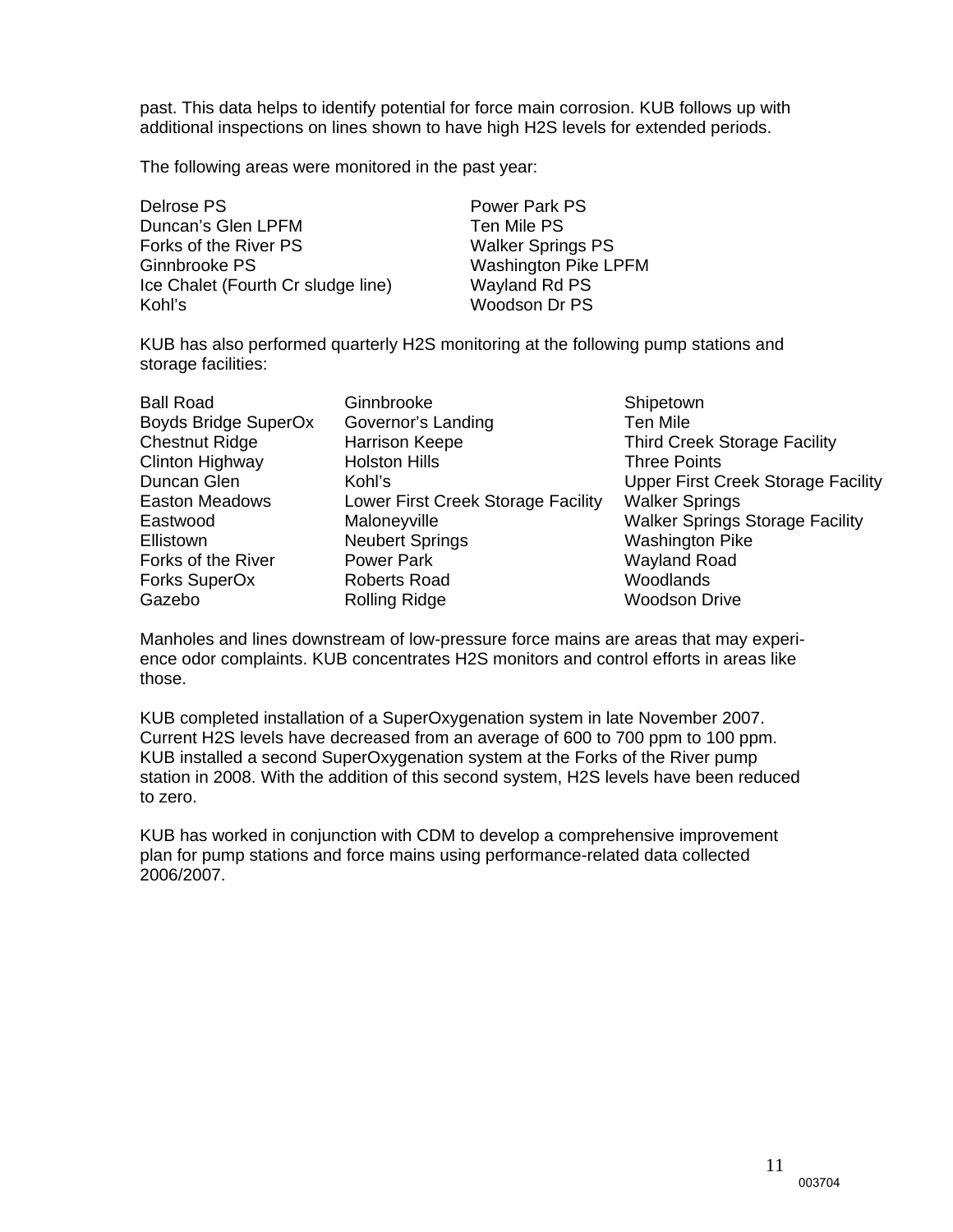past. This data helps to identify potential for force main corrosion. KUB follows up with additional inspections on lines shown to have high H2S levels for extended periods.

The following areas were monitored in the past year:

| | |
|---|---|
| Delrose PS | Power Park PS |
| Duncan's Glen LPFM | Ten Mile PS |
| Forks of the River PS | Walker Springs PS |
| Ginnbrooke PS | Washington Pike LPFM |
| Ice Chalet (Fourth Cr sludge line) | Wayland Rd PS |
| Kohl's | Woodson Dr PS |

KUB has also performed quarterly H2S monitoring at the following pump stations and storage facilities:

| | | |
|---|---|---|
| Ball Road | Ginnbrooke | Shipetown |
| Boyds Bridge SuperOx | Governor's Landing | Ten Mile |
| Chestnut Ridge | Harrison Keepe | Third Creek Storage Facility |
| Clinton Highway | Holston Hills | Three Points |
| Duncan Glen | Kohl's | Upper First Creek Storage Facility |
| Easton Meadows | Lower First Creek Storage Facility | Walker Springs |
| Eastwood | Maloneyville | Walker Springs Storage Facility |
| Ellistown | Neubert Springs | Washington Pike |
| Forks of the River | Power Park | Wayland Road |
| Forks SuperOx | Roberts Road | Woodlands |
| Gazebo | Rolling Ridge | Woodson Drive |

Manholes and lines downstream of low-pressure force mains are areas that may experience odor complaints. KUB concentrates H2S monitors and control efforts in areas like those.

KUB completed installation of a SuperOxygenation system in late November 2007. Current H2S levels have decreased from an average of 600 to 700 ppm to 100 ppm. KUB installed a second SuperOxygenation system at the Forks of the River pump station in 2008. With the addition of this second system, H2S levels have been reduced to zero.

KUB has worked in conjunction with CDM to develop a comprehensive improvement plan for pump stations and force mains using performance-related data collected 2006/2007.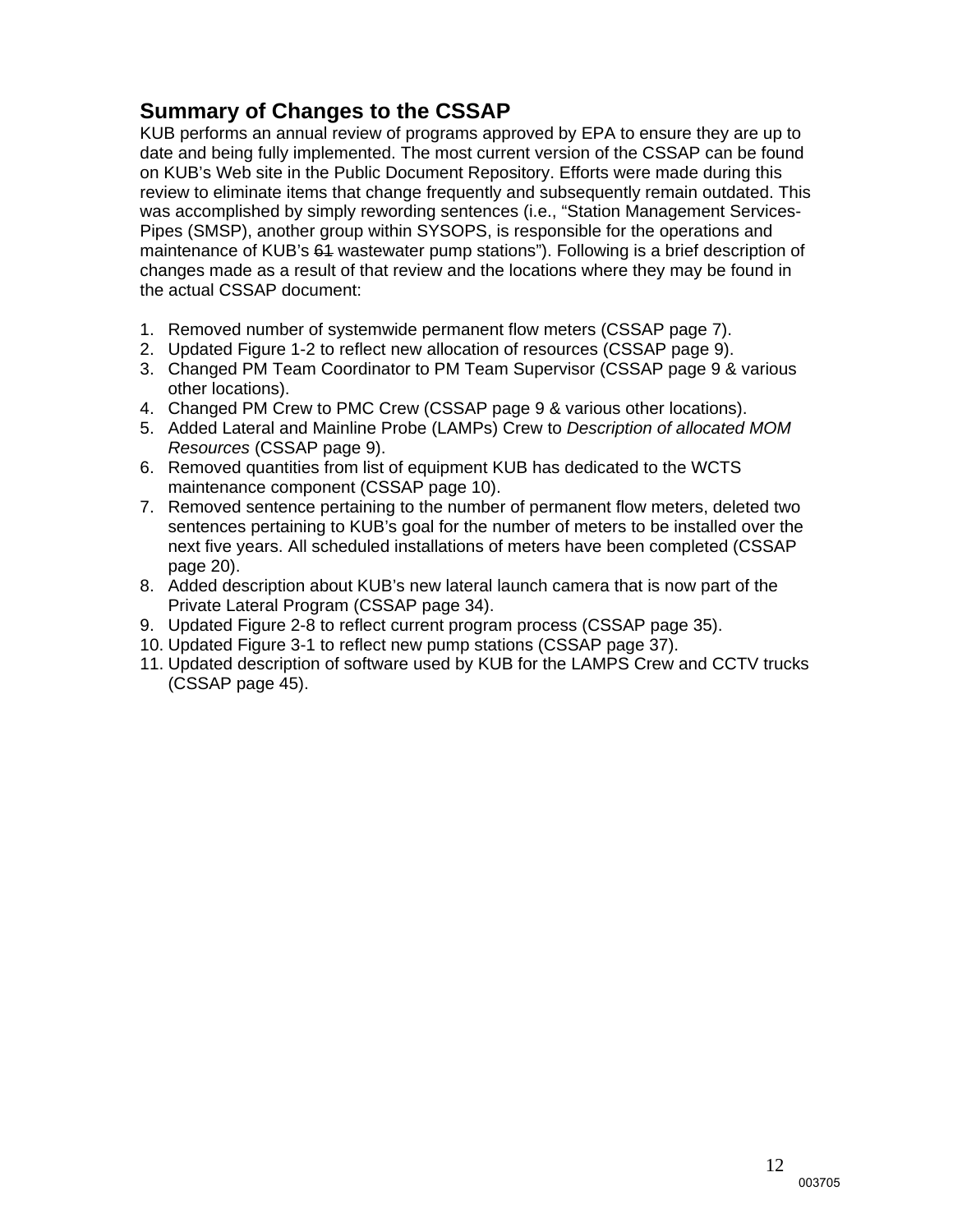## Summary of Changes to the CSSAP

KUB performs an annual review of programs approved by EPA to ensure they are up to date and being fully implemented. The most current version of the CSSAP can be found on KUB's Web site in the Public Document Repository. Efforts were made during this review to eliminate items that change frequently and subsequently remain outdated. This was accomplished by simply rewording sentences (i.e., "Station Management Services-Pipes (SMSP), another group within SYSOPS, is responsible for the operations and maintenance of KUB's ~~61~~ wastewater pump stations"). Following is a brief description of changes made as a result of that review and the locations where they may be found in the actual CSSAP document:

1. Removed number of systemwide permanent flow meters (CSSAP page 7).
2. Updated Figure 1-2 to reflect new allocation of resources (CSSAP page 9).
3. Changed PM Team Coordinator to PM Team Supervisor (CSSAP page 9 & various other locations).
4. Changed PM Crew to PMC Crew (CSSAP page 9 & various other locations).
5. Added Lateral and Mainline Probe (LAMPs) Crew to *Description of allocated MOM Resources* (CSSAP page 9).
6. Removed quantities from list of equipment KUB has dedicated to the WCTS maintenance component (CSSAP page 10).
7. Removed sentence pertaining to the number of permanent flow meters, deleted two sentences pertaining to KUB's goal for the number of meters to be installed over the next five years. All scheduled installations of meters have been completed (CSSAP page 20).
8. Added description about KUB's new lateral launch camera that is now part of the Private Lateral Program (CSSAP page 34).
9. Updated Figure 2-8 to reflect current program process (CSSAP page 35).
10. Updated Figure 3-1 to reflect new pump stations (CSSAP page 37).
11. Updated description of software used by KUB for the LAMPS Crew and CCTV trucks (CSSAP page 45).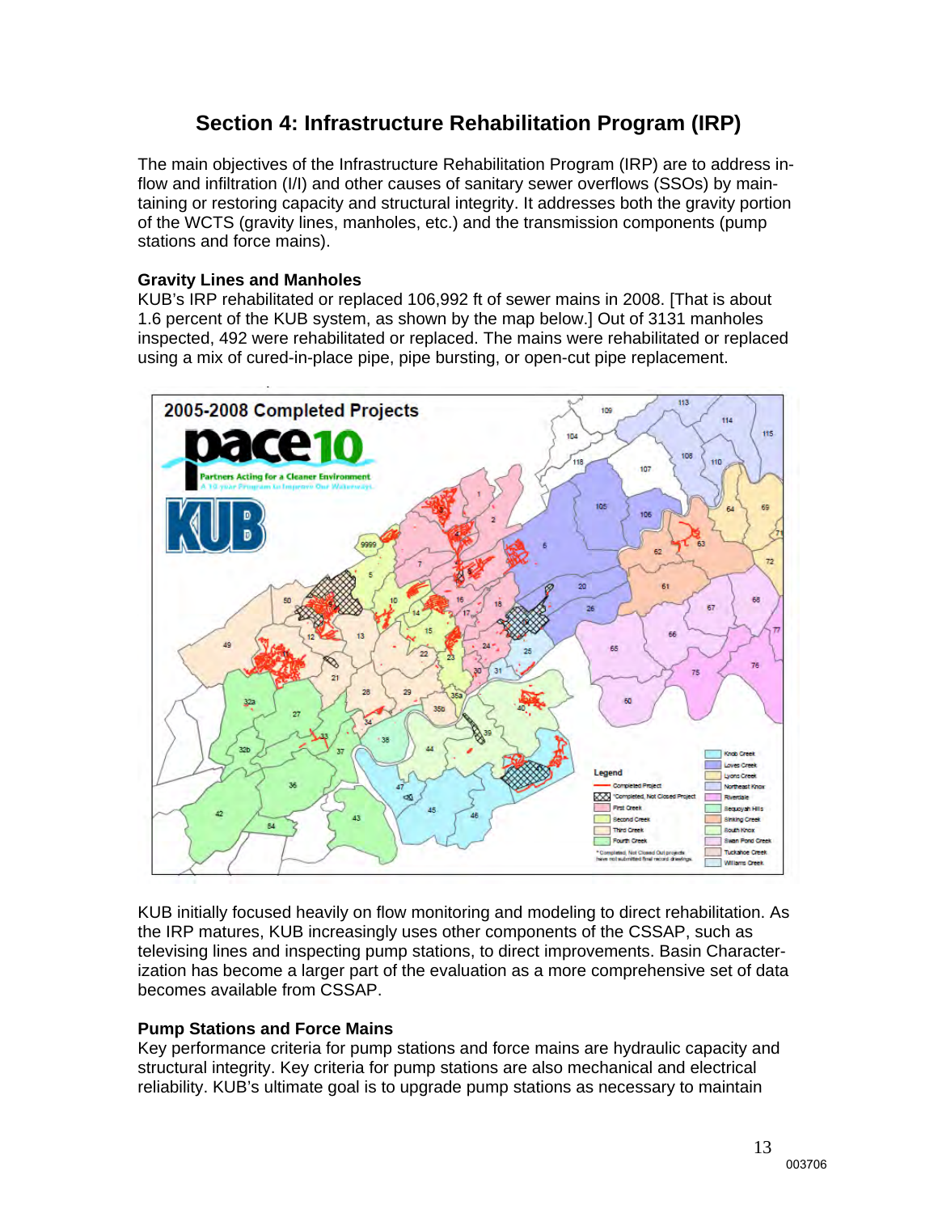## Section 4: Infrastructure Rehabilitation Program (IRP)

The main objectives of the Infrastructure Rehabilitation Program (IRP) are to address inflow and infiltration (I/I) and other causes of sanitary sewer overflows (SSOs) by maintaining or restoring capacity and structural integrity. It addresses both the gravity portion of the WCTS (gravity lines, manholes, etc.) and the transmission components (pump stations and force mains).

### Gravity Lines and Manholes

KUB's IRP rehabilitated or replaced 106,992 ft of sewer mains in 2008. [That is about 1.6 percent of the KUB system, as shown by the map below.] Out of 3131 manholes inspected, 492 were rehabilitated or replaced. The mains were rehabilitated or replaced using a mix of cured-in-place pipe, pipe bursting, or open-cut pipe replacement.

KUB initially focused heavily on flow monitoring and modeling to direct rehabilitation. As the IRP matures, KUB increasingly uses other components of the CSSAP, such as televising lines and inspecting pump stations, to direct improvements. Basin Characterization has become a larger part of the evaluation as a more comprehensive set of data becomes available from CSSAP.

### Pump Stations and Force Mains

Key performance criteria for pump stations and force mains are hydraulic capacity and structural integrity. Key criteria for pump stations are also mechanical and electrical reliability. KUB's ultimate goal is to upgrade pump stations as necessary to maintain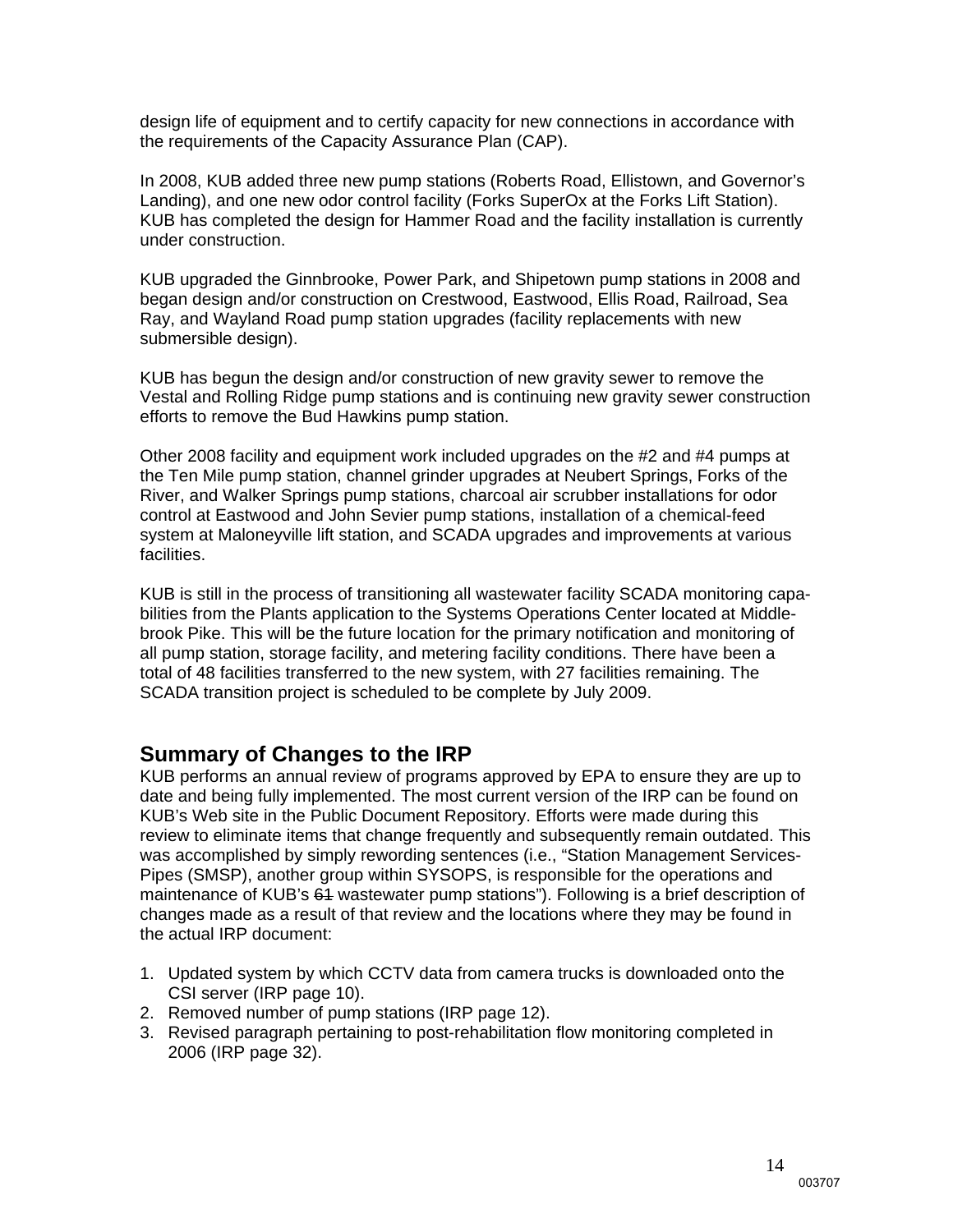design life of equipment and to certify capacity for new connections in accordance with the requirements of the Capacity Assurance Plan (CAP).

In 2008, KUB added three new pump stations (Roberts Road, Ellistown, and Governor's Landing), and one new odor control facility (Forks SuperOx at the Forks Lift Station). KUB has completed the design for Hammer Road and the facility installation is currently under construction.

KUB upgraded the Ginnbrooke, Power Park, and Shipetown pump stations in 2008 and began design and/or construction on Crestwood, Eastwood, Ellis Road, Railroad, Sea Ray, and Wayland Road pump station upgrades (facility replacements with new submersible design).

KUB has begun the design and/or construction of new gravity sewer to remove the Vestal and Rolling Ridge pump stations and is continuing new gravity sewer construction efforts to remove the Bud Hawkins pump station.

Other 2008 facility and equipment work included upgrades on the #2 and #4 pumps at the Ten Mile pump station, channel grinder upgrades at Neubert Springs, Forks of the River, and Walker Springs pump stations, charcoal air scrubber installations for odor control at Eastwood and John Sevier pump stations, installation of a chemical-feed system at Maloneyville lift station, and SCADA upgrades and improvements at various facilities.

KUB is still in the process of transitioning all wastewater facility SCADA monitoring capabilities from the Plants application to the Systems Operations Center located at Middlebrook Pike. This will be the future location for the primary notification and monitoring of all pump station, storage facility, and metering facility conditions. There have been a total of 48 facilities transferred to the new system, with 27 facilities remaining. The SCADA transition project is scheduled to be complete by July 2009.

## Summary of Changes to the IRP

KUB performs an annual review of programs approved by EPA to ensure they are up to date and being fully implemented. The most current version of the IRP can be found on KUB's Web site in the Public Document Repository. Efforts were made during this review to eliminate items that change frequently and subsequently remain outdated. This was accomplished by simply rewording sentences (i.e., "Station Management Services-Pipes (SMSP), another group within SYSOPS, is responsible for the operations and maintenance of KUB's ~~61~~ wastewater pump stations"). Following is a brief description of changes made as a result of that review and the locations where they may be found in the actual IRP document:

1. Updated system by which CCTV data from camera trucks is downloaded onto the CSI server (IRP page 10).
2. Removed number of pump stations (IRP page 12).
3. Revised paragraph pertaining to post-rehabilitation flow monitoring completed in 2006 (IRP page 32).

003707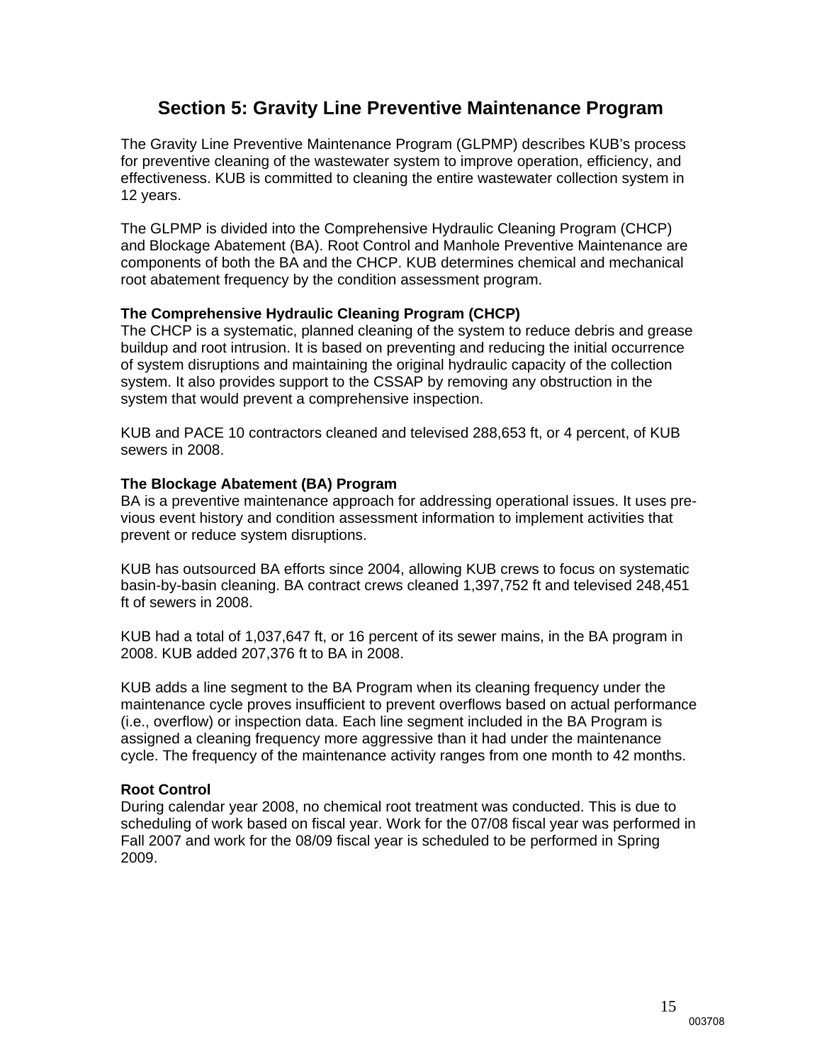## Section 5: Gravity Line Preventive Maintenance Program

The Gravity Line Preventive Maintenance Program (GLPMP) describes KUB's process for preventive cleaning of the wastewater system to improve operation, efficiency, and effectiveness. KUB is committed to cleaning the entire wastewater collection system in 12 years.

The GLPMP is divided into the Comprehensive Hydraulic Cleaning Program (CHCP) and Blockage Abatement (BA). Root Control and Manhole Preventive Maintenance are components of both the BA and the CHCP. KUB determines chemical and mechanical root abatement frequency by the condition assessment program.

**The Comprehensive Hydraulic Cleaning Program (CHCP)**

The CHCP is a systematic, planned cleaning of the system to reduce debris and grease buildup and root intrusion. It is based on preventing and reducing the initial occurrence of system disruptions and maintaining the original hydraulic capacity of the collection system. It also provides support to the CSSAP by removing any obstruction in the system that would prevent a comprehensive inspection.

KUB and PACE 10 contractors cleaned and televised 288,653 ft, or 4 percent, of KUB sewers in 2008.

**The Blockage Abatement (BA) Program**

BA is a preventive maintenance approach for addressing operational issues. It uses previous event history and condition assessment information to implement activities that prevent or reduce system disruptions.

KUB has outsourced BA efforts since 2004, allowing KUB crews to focus on systematic basin-by-basin cleaning. BA contract crews cleaned 1,397,752 ft and televised 248,451 ft of sewers in 2008.

KUB had a total of 1,037,647 ft, or 16 percent of its sewer mains, in the BA program in 2008. KUB added 207,376 ft to BA in 2008.

KUB adds a line segment to the BA Program when its cleaning frequency under the maintenance cycle proves insufficient to prevent overflows based on actual performance (i.e., overflow) or inspection data. Each line segment included in the BA Program is assigned a cleaning frequency more aggressive than it had under the maintenance cycle. The frequency of the maintenance activity ranges from one month to 42 months.

**Root Control**

During calendar year 2008, no chemical root treatment was conducted. This is due to scheduling of work based on fiscal year. Work for the 07/08 fiscal year was performed in Fall 2007 and work for the 08/09 fiscal year is scheduled to be performed in Spring 2009.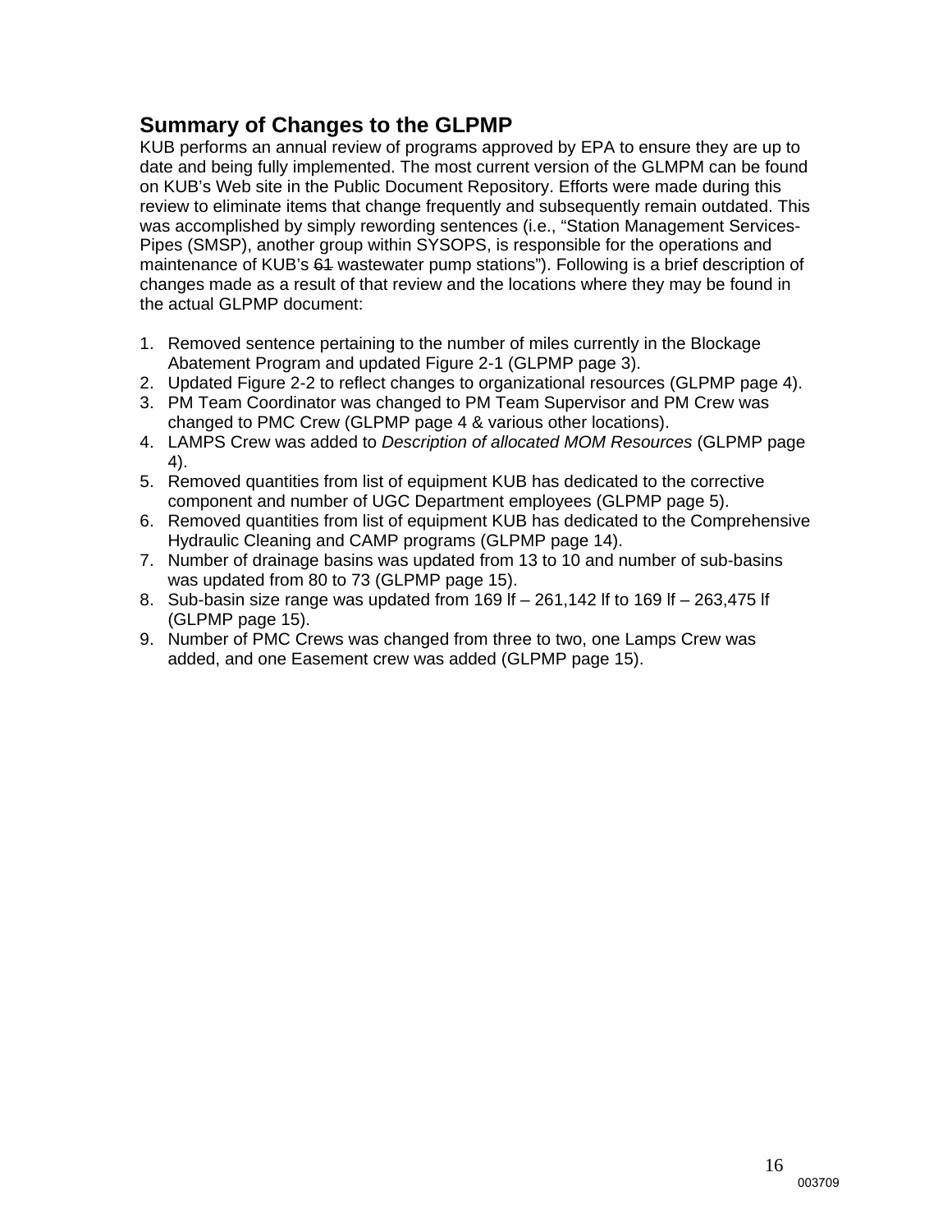## Summary of Changes to the GLPMP

KUB performs an annual review of programs approved by EPA to ensure they are up to date and being fully implemented. The most current version of the GLMPM can be found on KUB's Web site in the Public Document Repository. Efforts were made during this review to eliminate items that change frequently and subsequently remain outdated. This was accomplished by simply rewording sentences (i.e., "Station Management Services-Pipes (SMSP), another group within SYSOPS, is responsible for the operations and maintenance of KUB's ~~61~~ wastewater pump stations"). Following is a brief description of changes made as a result of that review and the locations where they may be found in the actual GLPMP document:

1. Removed sentence pertaining to the number of miles currently in the Blockage Abatement Program and updated Figure 2-1 (GLPMP page 3).
2. Updated Figure 2-2 to reflect changes to organizational resources (GLPMP page 4).
3. PM Team Coordinator was changed to PM Team Supervisor and PM Crew was changed to PMC Crew (GLPMP page 4 & various other locations).
4. LAMPS Crew was added to *Description of allocated MOM Resources* (GLPMP page 4).
5. Removed quantities from list of equipment KUB has dedicated to the corrective component and number of UGC Department employees (GLPMP page 5).
6. Removed quantities from list of equipment KUB has dedicated to the Comprehensive Hydraulic Cleaning and CAMP programs (GLPMP page 14).
7. Number of drainage basins was updated from 13 to 10 and number of sub-basins was updated from 80 to 73 (GLPMP page 15).
8. Sub-basin size range was updated from 169 lf – 261,142 lf to 169 lf – 263,475 lf (GLPMP page 15).
9. Number of PMC Crews was changed from three to two, one Lamps Crew was added, and one Easement crew was added (GLPMP page 15).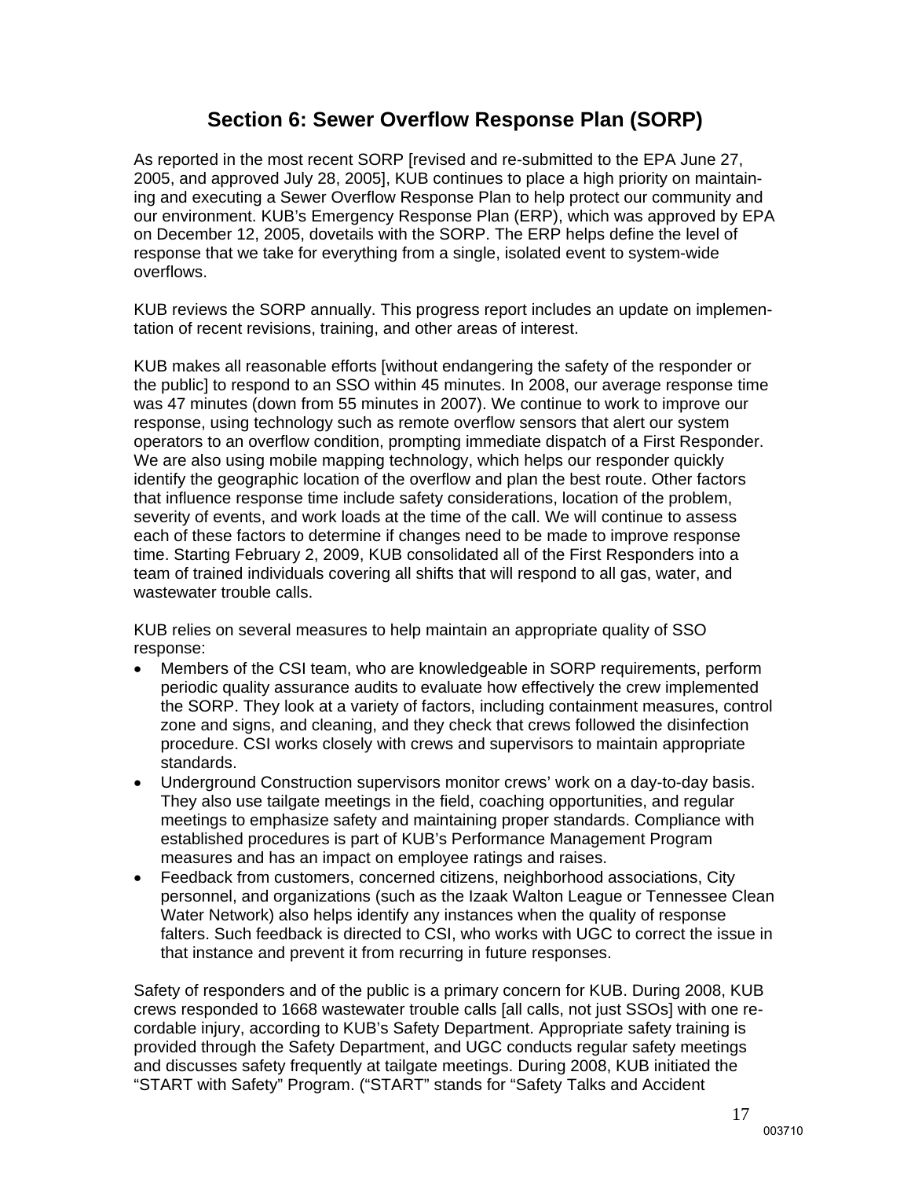# Section 6: Sewer Overflow Response Plan (SORP)

As reported in the most recent SORP [revised and re-submitted to the EPA June 27, 2005, and approved July 28, 2005], KUB continues to place a high priority on maintaining and executing a Sewer Overflow Response Plan to help protect our community and our environment. KUB's Emergency Response Plan (ERP), which was approved by EPA on December 12, 2005, dovetails with the SORP. The ERP helps define the level of response that we take for everything from a single, isolated event to system-wide overflows.

KUB reviews the SORP annually. This progress report includes an update on implementation of recent revisions, training, and other areas of interest.

KUB makes all reasonable efforts [without endangering the safety of the responder or the public] to respond to an SSO within 45 minutes. In 2008, our average response time was 47 minutes (down from 55 minutes in 2007). We continue to work to improve our response, using technology such as remote overflow sensors that alert our system operators to an overflow condition, prompting immediate dispatch of a First Responder. We are also using mobile mapping technology, which helps our responder quickly identify the geographic location of the overflow and plan the best route. Other factors that influence response time include safety considerations, location of the problem, severity of events, and work loads at the time of the call. We will continue to assess each of these factors to determine if changes need to be made to improve response time. Starting February 2, 2009, KUB consolidated all of the First Responders into a team of trained individuals covering all shifts that will respond to all gas, water, and wastewater trouble calls.

KUB relies on several measures to help maintain an appropriate quality of SSO response:

- Members of the CSI team, who are knowledgeable in SORP requirements, perform periodic quality assurance audits to evaluate how effectively the crew implemented the SORP. They look at a variety of factors, including containment measures, control zone and signs, and cleaning, and they check that crews followed the disinfection procedure. CSI works closely with crews and supervisors to maintain appropriate standards.
- Underground Construction supervisors monitor crews' work on a day-to-day basis. They also use tailgate meetings in the field, coaching opportunities, and regular meetings to emphasize safety and maintaining proper standards. Compliance with established procedures is part of KUB's Performance Management Program measures and has an impact on employee ratings and raises.
- Feedback from customers, concerned citizens, neighborhood associations, City personnel, and organizations (such as the Izaak Walton League or Tennessee Clean Water Network) also helps identify any instances when the quality of response falters. Such feedback is directed to CSI, who works with UGC to correct the issue in that instance and prevent it from recurring in future responses.

Safety of responders and of the public is a primary concern for KUB. During 2008, KUB crews responded to 1668 wastewater trouble calls [all calls, not just SSOs] with one recordable injury, according to KUB's Safety Department. Appropriate safety training is provided through the Safety Department, and UGC conducts regular safety meetings and discusses safety frequently at tailgate meetings. During 2008, KUB initiated the "START with Safety" Program. ("START" stands for "Safety Talks and Accident

003710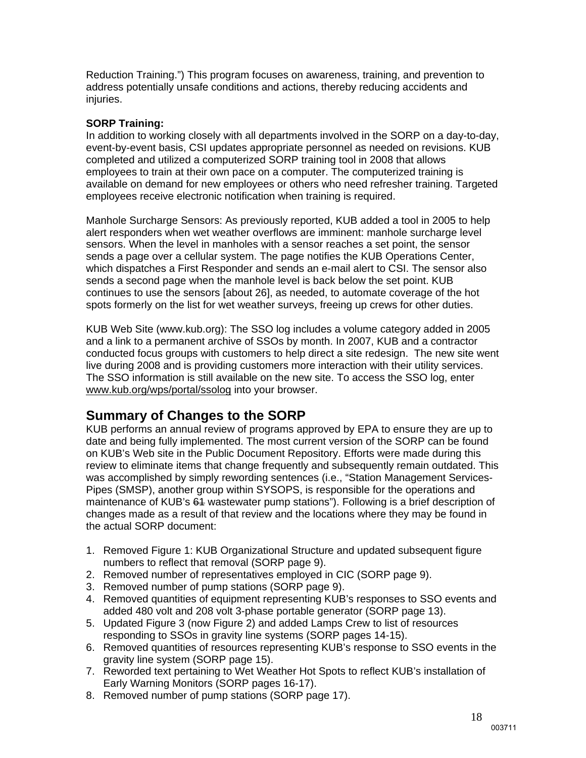Reduction Training.") This program focuses on awareness, training, and prevention to address potentially unsafe conditions and actions, thereby reducing accidents and injuries.

**SORP Training:**
In addition to working closely with all departments involved in the SORP on a day-to-day, event-by-event basis, CSI updates appropriate personnel as needed on revisions. KUB completed and utilized a computerized SORP training tool in 2008 that allows employees to train at their own pace on a computer. The computerized training is available on demand for new employees or others who need refresher training. Targeted employees receive electronic notification when training is required.

Manhole Surcharge Sensors: As previously reported, KUB added a tool in 2005 to help alert responders when wet weather overflows are imminent: manhole surcharge level sensors. When the level in manholes with a sensor reaches a set point, the sensor sends a page over a cellular system. The page notifies the KUB Operations Center, which dispatches a First Responder and sends an e-mail alert to CSI. The sensor also sends a second page when the manhole level is back below the set point. KUB continues to use the sensors [about 26], as needed, to automate coverage of the hot spots formerly on the list for wet weather surveys, freeing up crews for other duties.

KUB Web Site (www.kub.org): The SSO log includes a volume category added in 2005 and a link to a permanent archive of SSOs by month. In 2007, KUB and a contractor conducted focus groups with customers to help direct a site redesign. The new site went live during 2008 and is providing customers more interaction with their utility services. The SSO information is still available on the new site. To access the SSO log, enter www.kub.org/wps/portal/ssolog into your browser.

## Summary of Changes to the SORP

KUB performs an annual review of programs approved by EPA to ensure they are up to date and being fully implemented. The most current version of the SORP can be found on KUB's Web site in the Public Document Repository. Efforts were made during this review to eliminate items that change frequently and subsequently remain outdated. This was accomplished by simply rewording sentences (i.e., "Station Management Services-Pipes (SMSP), another group within SYSOPS, is responsible for the operations and maintenance of KUB's ~~61~~ wastewater pump stations"). Following is a brief description of changes made as a result of that review and the locations where they may be found in the actual SORP document:

1. Removed Figure 1: KUB Organizational Structure and updated subsequent figure numbers to reflect that removal (SORP page 9).
2. Removed number of representatives employed in CIC (SORP page 9).
3. Removed number of pump stations (SORP page 9).
4. Removed quantities of equipment representing KUB's responses to SSO events and added 480 volt and 208 volt 3-phase portable generator (SORP page 13).
5. Updated Figure 3 (now Figure 2) and added Lamps Crew to list of resources responding to SSOs in gravity line systems (SORP pages 14-15).
6. Removed quantities of resources representing KUB's response to SSO events in the gravity line system (SORP page 15).
7. Reworded text pertaining to Wet Weather Hot Spots to reflect KUB's installation of Early Warning Monitors (SORP pages 16-17).
8. Removed number of pump stations (SORP page 17).

003711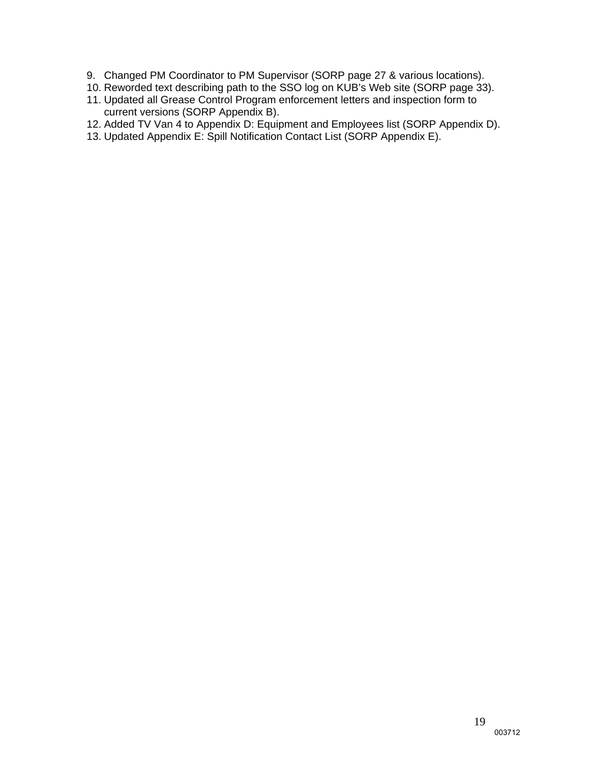9. Changed PM Coordinator to PM Supervisor (SORP page 27 & various locations).
10. Reworded text describing path to the SSO log on KUB's Web site (SORP page 33).
11. Updated all Grease Control Program enforcement letters and inspection form to current versions (SORP Appendix B).
12. Added TV Van 4 to Appendix D: Equipment and Employees list (SORP Appendix D).
13. Updated Appendix E: Spill Notification Contact List (SORP Appendix E).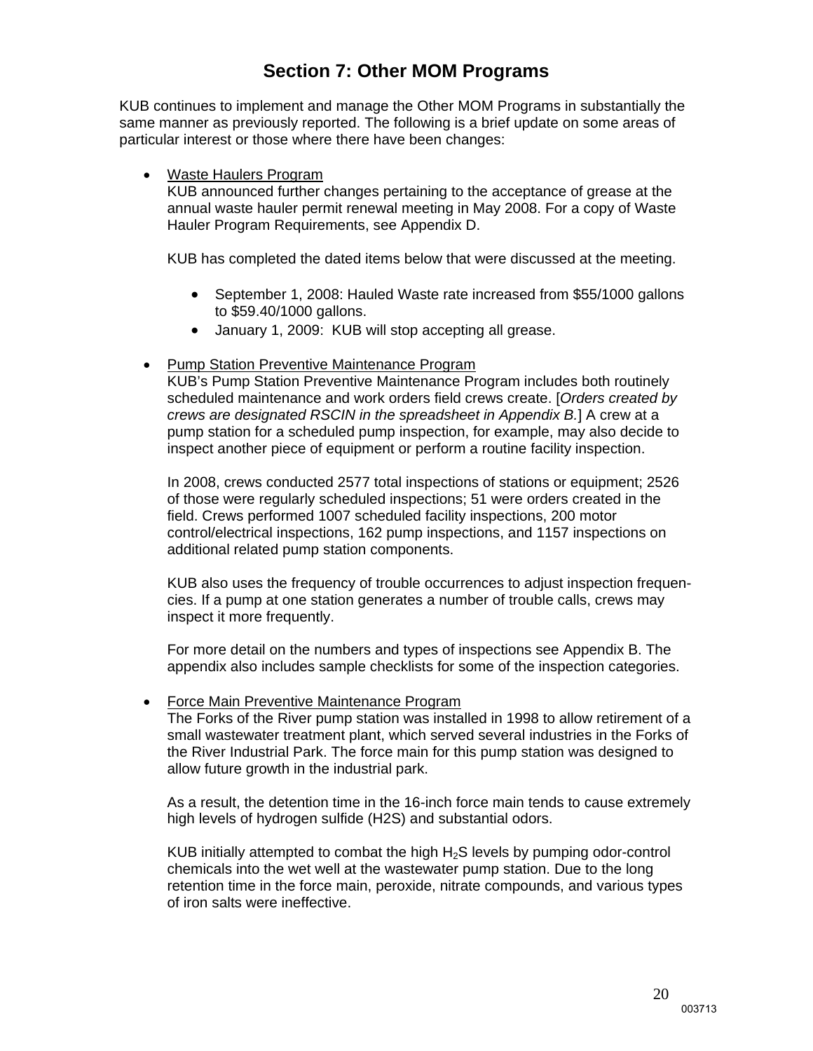# Section 7: Other MOM Programs

KUB continues to implement and manage the Other MOM Programs in substantially the same manner as previously reported. The following is a brief update on some areas of particular interest or those where there have been changes:

- Waste Haulers Program
  KUB announced further changes pertaining to the acceptance of grease at the annual waste hauler permit renewal meeting in May 2008. For a copy of Waste Hauler Program Requirements, see Appendix D.

  KUB has completed the dated items below that were discussed at the meeting.

  - September 1, 2008: Hauled Waste rate increased from $55/1000 gallons to $59.40/1000 gallons.
  - January 1, 2009: KUB will stop accepting all grease.

- Pump Station Preventive Maintenance Program
  KUB's Pump Station Preventive Maintenance Program includes both routinely scheduled maintenance and work orders field crews create. [*Orders created by crews are designated RSCIN in the spreadsheet in Appendix B.*] A crew at a pump station for a scheduled pump inspection, for example, may also decide to inspect another piece of equipment or perform a routine facility inspection.

  In 2008, crews conducted 2577 total inspections of stations or equipment; 2526 of those were regularly scheduled inspections; 51 were orders created in the field. Crews performed 1007 scheduled facility inspections, 200 motor control/electrical inspections, 162 pump inspections, and 1157 inspections on additional related pump station components.

  KUB also uses the frequency of trouble occurrences to adjust inspection frequencies. If a pump at one station generates a number of trouble calls, crews may inspect it more frequently.

  For more detail on the numbers and types of inspections see Appendix B. The appendix also includes sample checklists for some of the inspection categories.

- Force Main Preventive Maintenance Program
  The Forks of the River pump station was installed in 1998 to allow retirement of a small wastewater treatment plant, which served several industries in the Forks of the River Industrial Park. The force main for this pump station was designed to allow future growth in the industrial park.

  As a result, the detention time in the 16-inch force main tends to cause extremely high levels of hydrogen sulfide (H2S) and substantial odors.

  KUB initially attempted to combat the high $H_2S$ levels by pumping odor-control chemicals into the wet well at the wastewater pump station. Due to the long retention time in the force main, peroxide, nitrate compounds, and various types of iron salts were ineffective.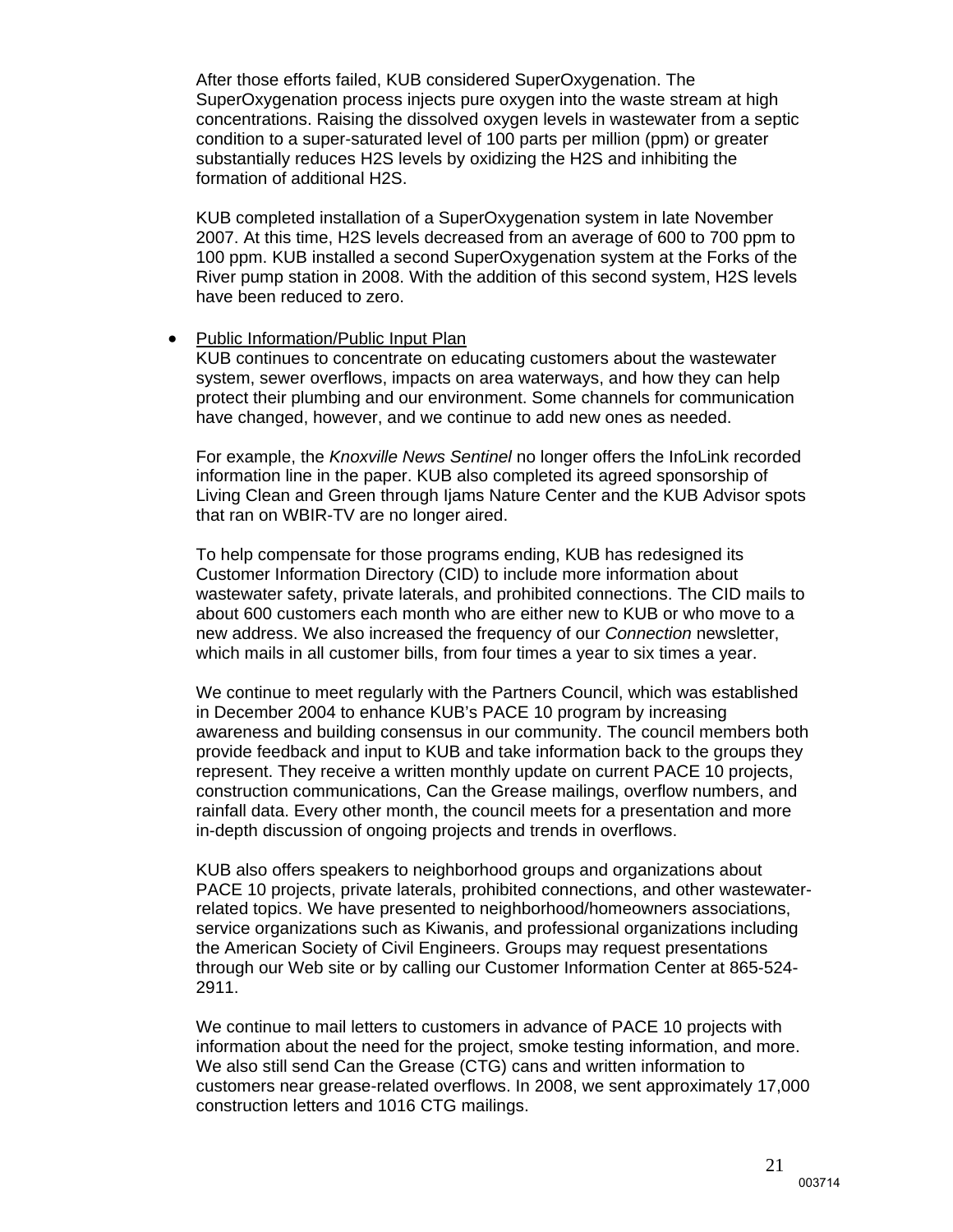After those efforts failed, KUB considered SuperOxygenation. The SuperOxygenation process injects pure oxygen into the waste stream at high concentrations. Raising the dissolved oxygen levels in wastewater from a septic condition to a super-saturated level of 100 parts per million (ppm) or greater substantially reduces $H_2S$ levels by oxidizing the $H_2S$ and inhibiting the formation of additional $H_2S$.

KUB completed installation of a SuperOxygenation system in late November 2007. At this time, $H_2S$ levels decreased from an average of 600 to 700 ppm to 100 ppm. KUB installed a second SuperOxygenation system at the Forks of the River pump station in 2008. With the addition of this second system, $H_2S$ levels have been reduced to zero.

- <u>Public Information/Public Input Plan</u>
  KUB continues to concentrate on educating customers about the wastewater system, sewer overflows, impacts on area waterways, and how they can help protect their plumbing and our environment. Some channels for communication have changed, however, and we continue to add new ones as needed.

  For example, the *Knoxville News Sentinel* no longer offers the InfoLink recorded information line in the paper. KUB also completed its agreed sponsorship of Living Clean and Green through Ijams Nature Center and the KUB Advisor spots that ran on WBIR-TV are no longer aired.

  To help compensate for those programs ending, KUB has redesigned its Customer Information Directory (CID) to include more information about wastewater safety, private laterals, and prohibited connections. The CID mails to about 600 customers each month who are either new to KUB or who move to a new address. We also increased the frequency of our *Connection* newsletter, which mails in all customer bills, from four times a year to six times a year.

  We continue to meet regularly with the Partners Council, which was established in December 2004 to enhance KUB's PACE 10 program by increasing awareness and building consensus in our community. The council members both provide feedback and input to KUB and take information back to the groups they represent. They receive a written monthly update on current PACE 10 projects, construction communications, Can the Grease mailings, overflow numbers, and rainfall data. Every other month, the council meets for a presentation and more in-depth discussion of ongoing projects and trends in overflows.

  KUB also offers speakers to neighborhood groups and organizations about PACE 10 projects, private laterals, prohibited connections, and other wastewater-related topics. We have presented to neighborhood/homeowners associations, service organizations such as Kiwanis, and professional organizations including the American Society of Civil Engineers. Groups may request presentations through our Web site or by calling our Customer Information Center at 865-524-2911.

  We continue to mail letters to customers in advance of PACE 10 projects with information about the need for the project, smoke testing information, and more. We also still send Can the Grease (CTG) cans and written information to customers near grease-related overflows. In 2008, we sent approximately 17,000 construction letters and 1016 CTG mailings.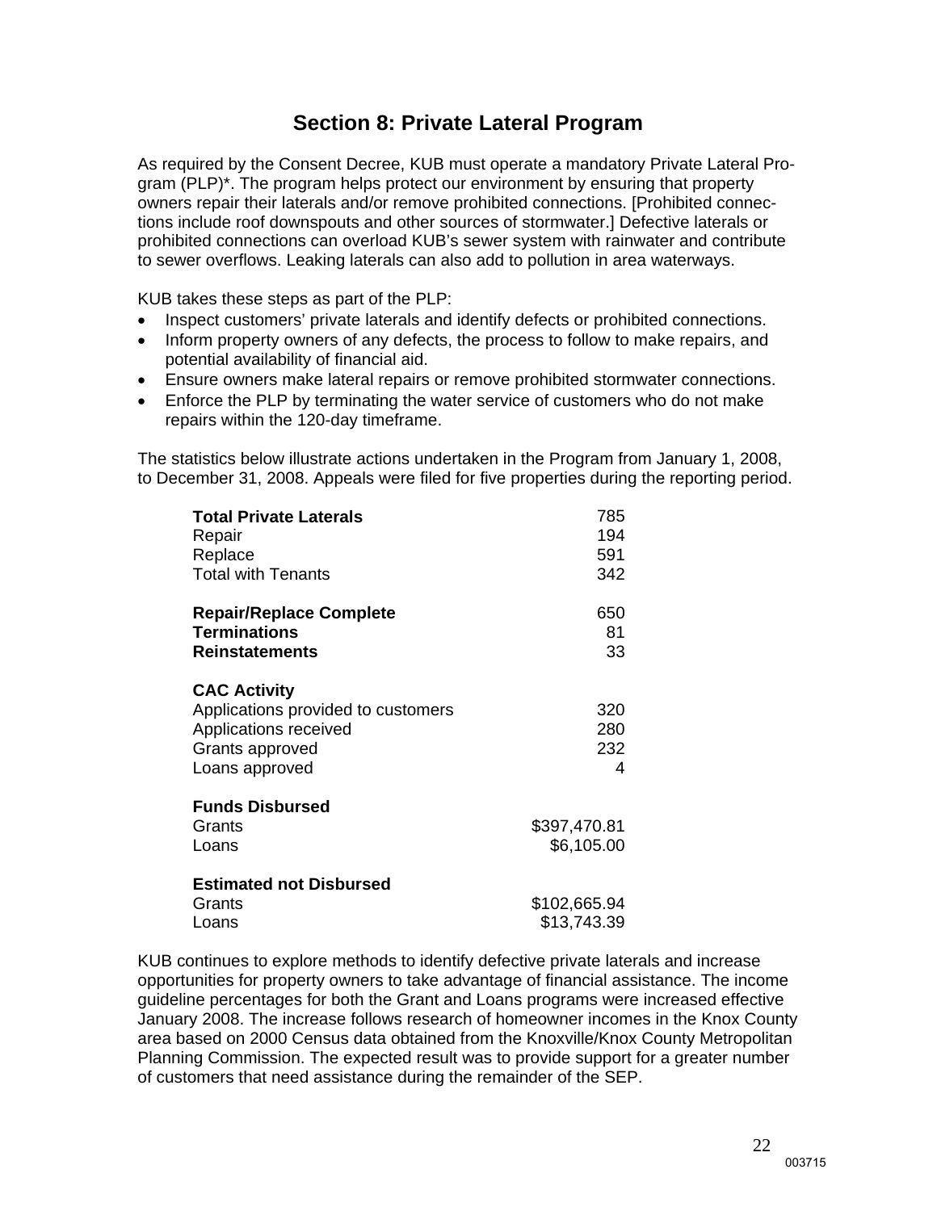## Section 8: Private Lateral Program

As required by the Consent Decree, KUB must operate a mandatory Private Lateral Program (PLP)*. The program helps protect our environment by ensuring that property owners repair their laterals and/or remove prohibited connections. [Prohibited connections include roof downspouts and other sources of stormwater.] Defective laterals or prohibited connections can overload KUB's sewer system with rainwater and contribute to sewer overflows. Leaking laterals can also add to pollution in area waterways.

KUB takes these steps as part of the PLP:

- Inspect customers' private laterals and identify defects or prohibited connections.
- Inform property owners of any defects, the process to follow to make repairs, and potential availability of financial aid.
- Ensure owners make lateral repairs or remove prohibited stormwater connections.
- Enforce the PLP by terminating the water service of customers who do not make repairs within the 120-day timeframe.

The statistics below illustrate actions undertaken in the Program from January 1, 2008, to December 31, 2008. Appeals were filed for five properties during the reporting period.

| | |
|---|---:|
| **Total Private Laterals** | 785 |
| Repair | 194 |
| Replace | 591 |
| Total with Tenants | 342 |
| | |
| **Repair/Replace Complete** | 650 |
| **Terminations** | 81 |
| **Reinstatements** | 33 |
| | |
| **CAC Activity** | |
| Applications provided to customers | 320 |
| Applications received | 280 |
| Grants approved | 232 |
| Loans approved | 4 |
| | |
| **Funds Disbursed** | |
| Grants | $397,470.81 |
| Loans | $6,105.00 |
| | |
| **Estimated not Disbursed** | |
| Grants | $102,665.94 |
| Loans | $13,743.39 |

KUB continues to explore methods to identify defective private laterals and increase opportunities for property owners to take advantage of financial assistance. The income guideline percentages for both the Grant and Loans programs were increased effective January 2008. The increase follows research of homeowner incomes in the Knox County area based on 2000 Census data obtained from the Knoxville/Knox County Metropolitan Planning Commission. The expected result was to provide support for a greater number of customers that need assistance during the remainder of the SEP.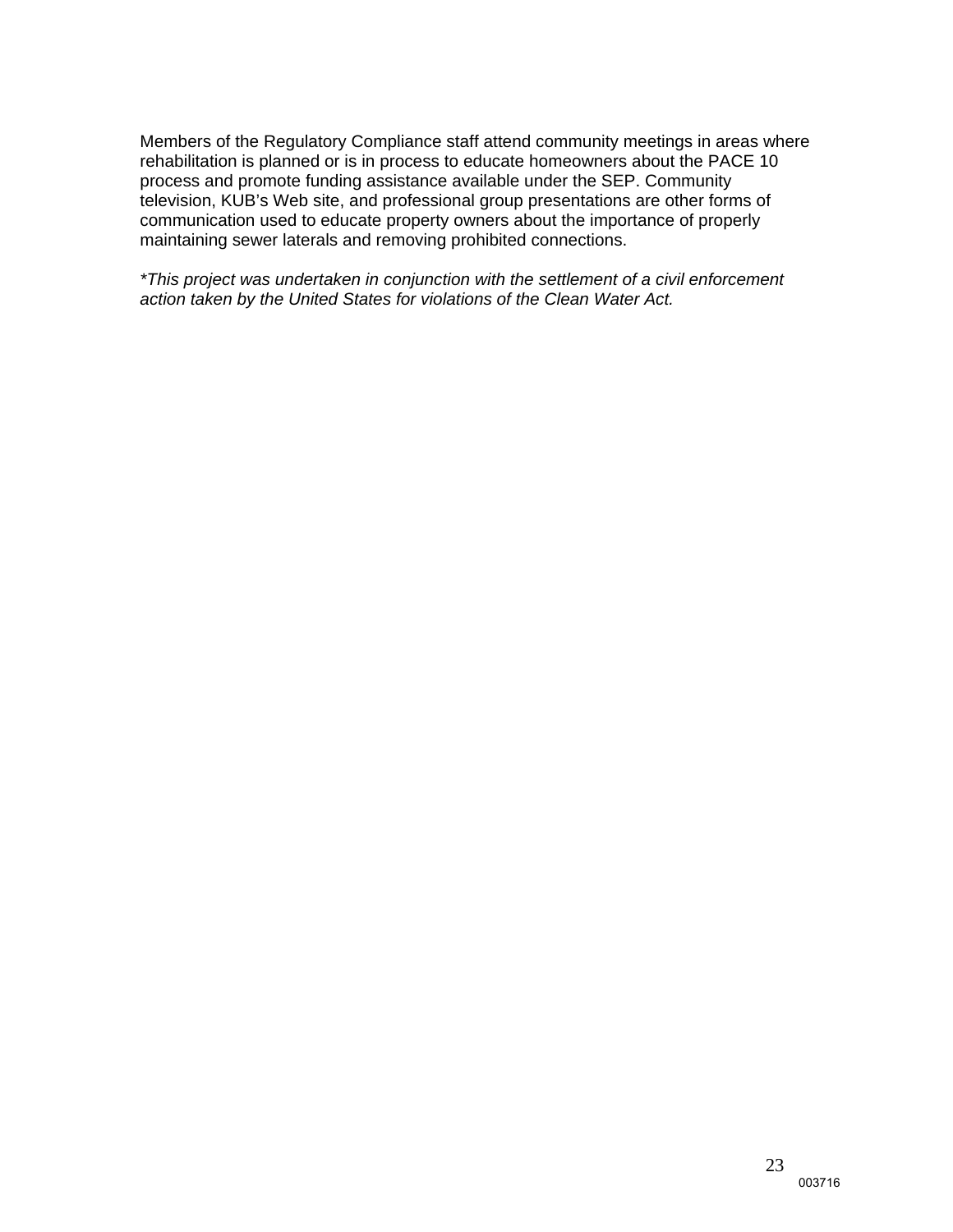Members of the Regulatory Compliance staff attend community meetings in areas where rehabilitation is planned or is in process to educate homeowners about the PACE 10 process and promote funding assistance available under the SEP. Community television, KUB's Web site, and professional group presentations are other forms of communication used to educate property owners about the importance of properly maintaining sewer laterals and removing prohibited connections.

*\*This project was undertaken in conjunction with the settlement of a civil enforcement action taken by the United States for violations of the Clean Water Act.*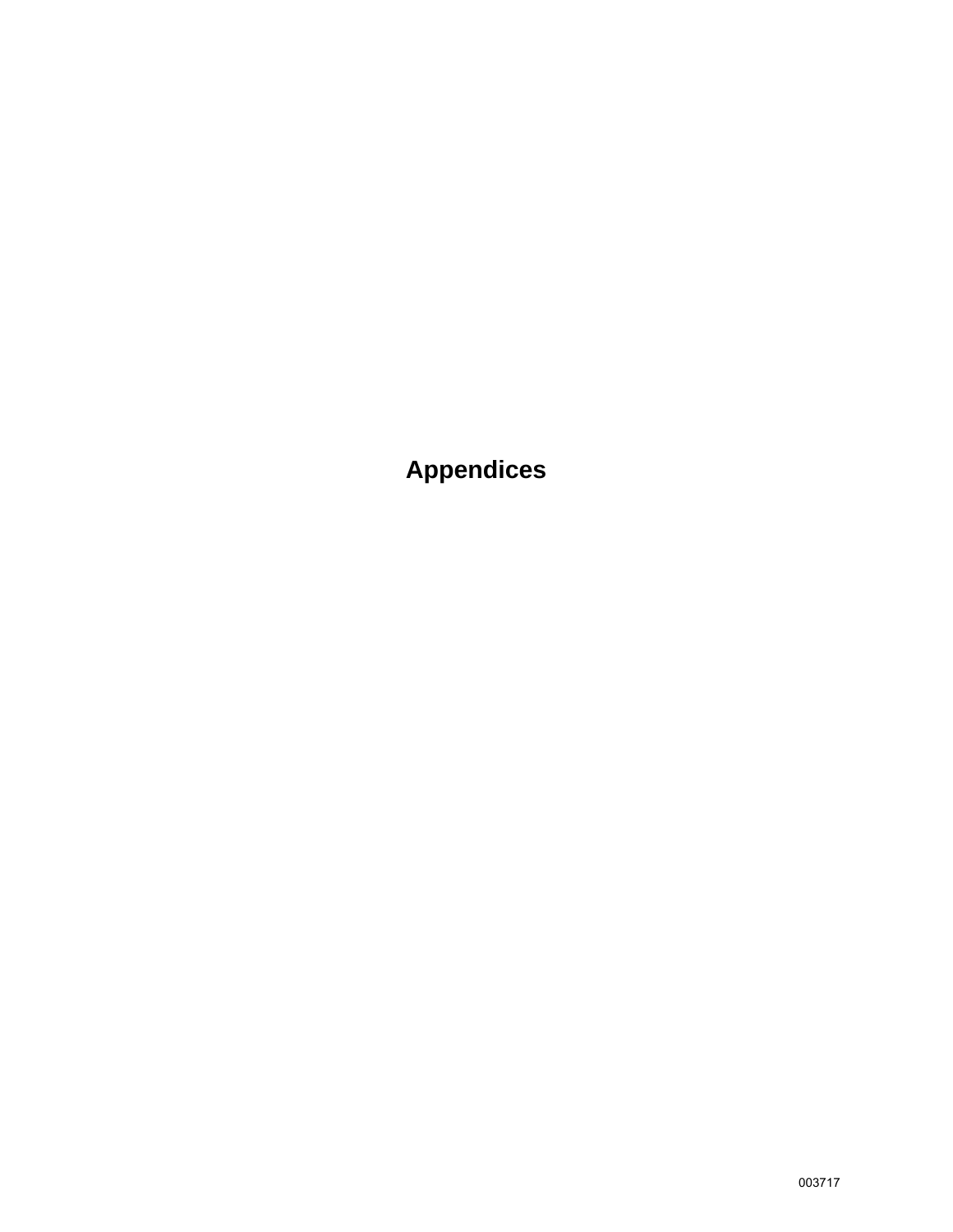# Appendices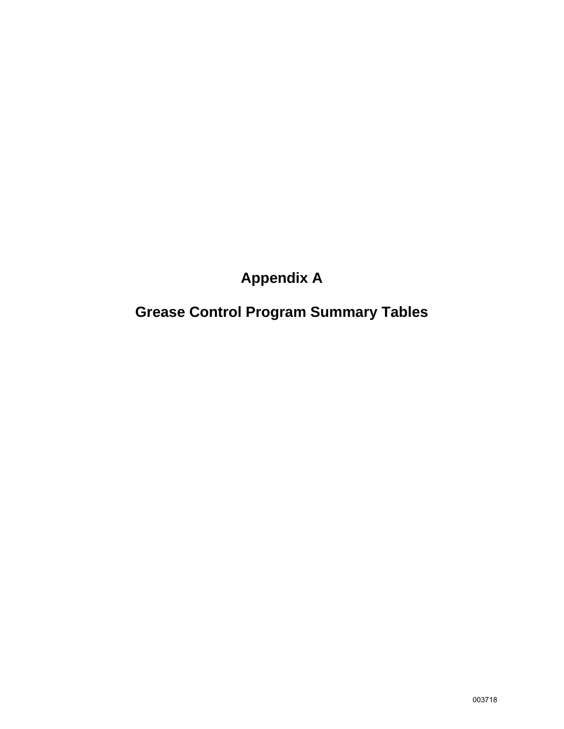# Appendix A

# Grease Control Program Summary Tables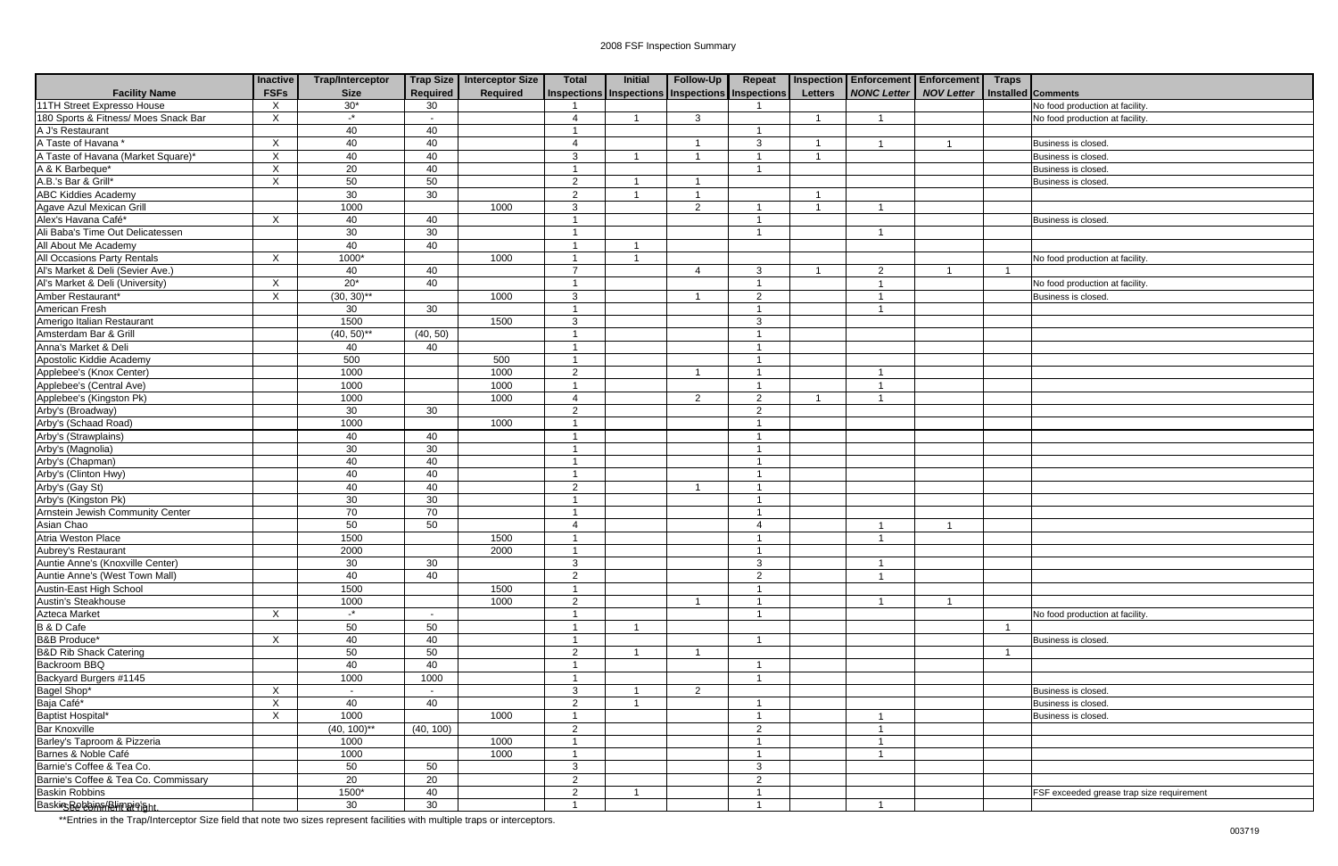# 2008 FSF Inspection Summary

| Facility Name | Inactive FSFs | Trap/Interceptor Size | Trap Size Required | Interceptor Size Required | Total Inspections | Initial Inspections | Follow-Up Inspections | Repeat Inspections | Inspection Letters | Enforcement *NONC Letter* | Enforcement *NOV Letter* | Traps Installed | Comments |
|---|---|---|---|---|---|---|---|---|---|---|---|---|---|
| 11TH Street Expresso House | X | 30* | 30 | | 1 | | | 1 | | | | | No food production at facility. |
| 180 Sports & Fitness/ Moes Snack Bar | X | -* | - | | 4 | 1 | 3 | | 1 | 1 | | | No food production at facility. |
| A J's Restaurant | | 40 | 40 | | 1 | | | 1 | | | | | |
| A Taste of Havana * | X | 40 | 40 | | 4 | | 1 | 3 | 1 | 1 | 1 | | Business is closed. |
| A Taste of Havana (Market Square)* | X | 40 | 40 | | 3 | 1 | 1 | 1 | 1 | | | | Business is closed. |
| A & K Barbeque* | X | 20 | 40 | | 1 | | | 1 | | | | | Business is closed. |
| A.B.'s Bar & Grill* | X | 50 | 50 | | 2 | 1 | 1 | | | | | | Business is closed. |
| ABC Kiddies Academy | | 30 | 30 | | 2 | 1 | 1 | | 1 | | | | |
| Agave Azul Mexican Grill | | 1000 | | 1000 | 3 | | 2 | 1 | 1 | 1 | | | |
| Alex's Havana Café* | X | 40 | 40 | | 1 | | | 1 | | | | | Business is closed. |
| Ali Baba's Time Out Delicatessen | | 30 | 30 | | 1 | | | 1 | | 1 | | | |
| All About Me Academy | | 40 | 40 | | 1 | 1 | | | | | | | |
| All Occasions Party Rentals | X | 1000* | | 1000 | 1 | 1 | | | | | | | No food production at facility. |
| Al's Market & Deli (Sevier Ave.) | | 40 | 40 | | 7 | | 4 | 3 | 1 | 2 | 1 | 1 | |
| Al's Market & Deli (University) | X | 20* | 40 | | 1 | | | 1 | | 1 | | | No food production at facility. |
| Amber Restaurant* | X | (30, 30)** | | 1000 | 3 | | 1 | 2 | | 1 | | | Business is closed. |
| American Fresh | | 30 | 30 | | 1 | | | 1 | | 1 | | | |
| Amerigo Italian Restaurant | | 1500 | | 1500 | 3 | | | 3 | | | | | |
| Amsterdam Bar & Grill | | (40, 50)** | (40, 50) | | 1 | | | 1 | | | | | |
| Anna's Market & Deli | | 40 | 40 | | 1 | | | 1 | | | | | |
| Apostolic Kiddie Academy | | 500 | | 500 | 1 | | | 1 | | | | | |
| Applebee's (Knox Center) | | 1000 | | 1000 | 2 | | 1 | 1 | | 1 | | | |
| Applebee's (Central Ave) | | 1000 | | 1000 | 1 | | | 1 | | 1 | | | |
| Applebee's (Kingston Pk) | | 1000 | | 1000 | 4 | | 2 | 2 | 1 | 1 | | | |
| Arby's (Broadway) | | 30 | 30 | | 2 | | | 2 | | | | | |
| Arby's (Schaad Road) | | 1000 | | 1000 | 1 | | | 1 | | | | | |
| Arby's (Strawplains) | | 40 | 40 | | 1 | | | 1 | | | | | |
| Arby's (Magnolia) | | 30 | 30 | | 1 | | | 1 | | | | | |
| Arby's (Chapman) | | 40 | 40 | | 1 | | | 1 | | | | | |
| Arby's (Clinton Hwy) | | 40 | 40 | | 1 | | | 1 | | | | | |
| Arby's (Gay St) | | 40 | 40 | | 2 | | 1 | 1 | | | | | |
| Arby's (Kingston Pk) | | 30 | 30 | | 1 | | | 1 | | | | | |
| Arnstein Jewish Community Center | | 70 | 70 | | 1 | | | 1 | | | | | |
| Asian Chao | | 50 | 50 | | 4 | | | 4 | | 1 | 1 | | |
| Atria Weston Place | | 1500 | | 1500 | 1 | | | 1 | | 1 | | | |
| Aubrey's Restaurant | | 2000 | | 2000 | 1 | | | 1 | | | | | |
| Auntie Anne's (Knoxville Center) | | 30 | 30 | | 3 | | | 3 | | 1 | | | |
| Auntie Anne's (West Town Mall) | | 40 | 40 | | 2 | | | 2 | | 1 | | | |
| Austin-East High School | | 1500 | | 1500 | 1 | | | 1 | | | | | |
| Austin's Steakhouse | | 1000 | | 1000 | 2 | | 1 | 1 | | 1 | 1 | | |
| Azteca Market | X | -* | - | | 1 | | | 1 | | | | | No food production at facility. |
| B & D Cafe | | 50 | 50 | | 1 | 1 | | | | | | 1 | |
| B&B Produce* | X | 40 | 40 | | 1 | | | 1 | | | | | Business is closed. |
| B&D Rib Shack Catering | | 50 | 50 | | 2 | 1 | 1 | | | | | 1 | |
| Backroom BBQ | | 40 | 40 | | 1 | | | 1 | | | | | |
| Backyard Burgers #1145 | | 1000 | 1000 | | 1 | | | 1 | | | | | |
| Bagel Shop* | X | - | - | | 3 | 1 | 2 | | | | | | Business is closed. |
| Baja Café* | X | 40 | 40 | | 2 | 1 | | 1 | | | | | Business is closed. |
| Baptist Hospital* | X | 1000 | | 1000 | 1 | | | 1 | | 1 | | | Business is closed. |
| Bar Knoxville | | (40, 100)** | (40, 100) | | 2 | | | 2 | | 1 | | | |
| Barley's Taproom & Pizzeria | | 1000 | | 1000 | 1 | | | 1 | | 1 | | | |
| Barnes & Noble Café | | 1000 | | 1000 | 1 | | | 1 | | 1 | | | |
| Barnie's Coffee & Tea Co. | | 50 | 50 | | 3 | | | 3 | | | | | |
| Barnie's Coffee & Tea Co. Commissary | | 20 | 20 | | 2 | | | 2 | | | | | |
| Baskin Robbins | | 1500* | 40 | | 2 | 1 | | 1 | | | | | FSF exceeded grease trap size requirement |
| Baskin Robbins/Blimpie's | | 30 | 30 | | 1 | | | 1 | | 1 | | | |

*See comment at right.

**Entries in the Trap/Interceptor Size field that note two sizes represent facilities with multiple traps or interceptors.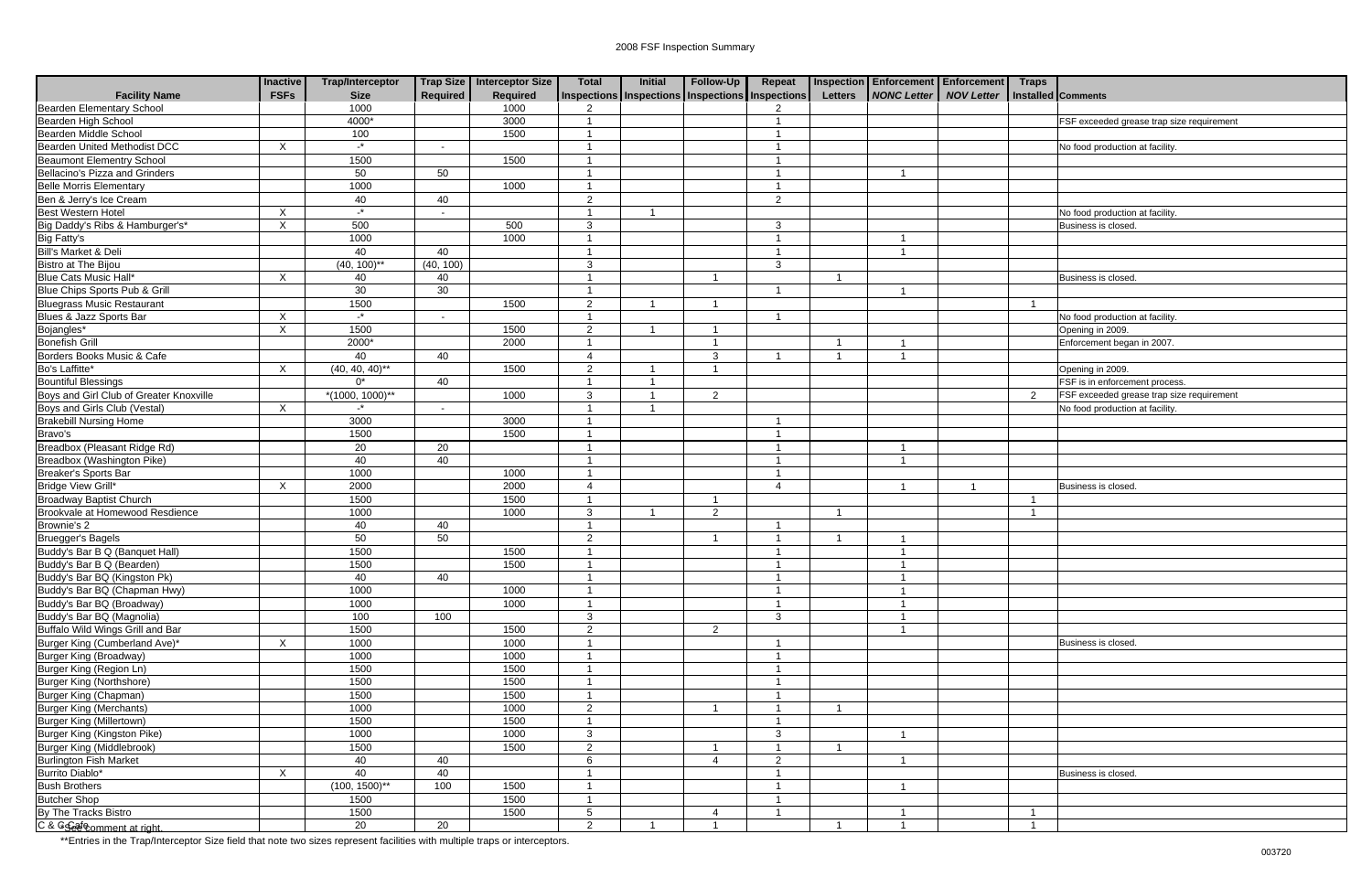# 2008 FSF Inspection Summary

| Facility Name | Inactive FSFs | Trap/Interceptor Size | Trap Size Required | Interceptor Size Required | Total Inspections | Initial Inspections | Follow-Up Inspections | Repeat Inspections | Inspection Letters | Enforcement *NONC Letter* | Enforcement *NOV Letter* | Traps Installed | Comments |
|---|---|---|---|---|---|---|---|---|---|---|---|---|---|
| Bearden Elementary School | | 1000 | | 1000 | 2 | | | 2 | | | | | |
| Bearden High School | | 4000* | | 3000 | 1 | | | 1 | | | | | FSF exceeded grease trap size requirement |
| Bearden Middle School | | 100 | | 1500 | 1 | | | 1 | | | | | |
| Bearden United Methodist DCC | X | -* | - | | 1 | | | 1 | | | | | No food production at facility. |
| Beaumont Elementry School | | 1500 | | 1500 | 1 | | | 1 | | | | | |
| Bellacino's Pizza and Grinders | | 50 | 50 | | 1 | | | 1 | | 1 | | | |
| Belle Morris Elementary | | 1000 | | 1000 | 1 | | | 1 | | | | | |
| Ben & Jerry's Ice Cream | | 40 | 40 | | 2 | | | 2 | | | | | |
| Best Western Hotel | X | -* | - | | 1 | 1 | | | | | | | No food production at facility. |
| Big Daddy's Ribs & Hamburger's* | X | 500 | | 500 | 3 | | | 3 | | | | | Business is closed. |
| Big Fatty's | | 1000 | | 1000 | 1 | | | 1 | | 1 | | | |
| Bill's Market & Deli | | 40 | 40 | | 1 | | | 1 | | 1 | | | |
| Bistro at The Bijou | | (40, 100)** | (40, 100) | | 3 | | | 3 | | | | | |
| Blue Cats Music Hall* | X | 40 | 40 | | 1 | | 1 | | 1 | | | | Business is closed. |
| Blue Chips Sports Pub & Grill | | 30 | 30 | | 1 | | | 1 | | 1 | | | |
| Bluegrass Music Restaurant | | 1500 | | 1500 | 2 | 1 | 1 | | | | | 1 | |
| Blues & Jazz Sports Bar | X | -* | - | | 1 | | | 1 | | | | | No food production at facility. |
| Bojangles* | X | 1500 | | 1500 | 2 | 1 | 1 | | | | | | Opening in 2009. |
| Bonefish Grill | | 2000* | | 2000 | 1 | | 1 | | 1 | 1 | | | Enforcement began in 2007. |
| Borders Books Music & Cafe | | 40 | 40 | | 4 | | 3 | 1 | 1 | 1 | | | |
| Bo's Laffitte* | X | (40, 40, 40)** | | 1500 | 2 | 1 | 1 | | | | | | Opening in 2009. |
| Bountiful Blessings | | 0* | 40 | | 1 | 1 | | | | | | | FSF is in enforcement process. |
| Boys and Girl Club of Greater Knoxville | | *(1000, 1000)** | | 1000 | 3 | 1 | 2 | | | | | 2 | FSF exceeded grease trap size requirement |
| Boys and Girls Club (Vestal) | X | -* | - | | 1 | 1 | | | | | | | No food production at facility. |
| Brakebill Nursing Home | | 3000 | | 3000 | 1 | | | 1 | | | | | |
| Bravo's | | 1500 | | 1500 | 1 | | | 1 | | | | | |
| Breadbox (Pleasant Ridge Rd) | | 20 | 20 | | 1 | | | 1 | | 1 | | | |
| Breadbox (Washington Pike) | | 40 | 40 | | 1 | | | 1 | | 1 | | | |
| Breaker's Sports Bar | | 1000 | | 1000 | 1 | | | 1 | | | | | |
| Bridge View Grill* | X | 2000 | | 2000 | 4 | | | 4 | | 1 | 1 | | Business is closed. |
| Broadway Baptist Church | | 1500 | | 1500 | 1 | | 1 | | | | | 1 | |
| Brookvale at Homewood Resdience | | 1000 | | 1000 | 3 | 1 | 2 | | 1 | | | 1 | |
| Brownie's 2 | | 40 | 40 | | 1 | | | 1 | | | | | |
| Bruegger's Bagels | | 50 | 50 | | 2 | | 1 | 1 | 1 | 1 | | | |
| Buddy's Bar B Q (Banquet Hall) | | 1500 | | 1500 | 1 | | | 1 | | 1 | | | |
| Buddy's Bar B Q (Bearden) | | 1500 | | 1500 | 1 | | | 1 | | 1 | | | |
| Buddy's Bar BQ (Kingston Pk) | | 40 | 40 | | 1 | | | 1 | | 1 | | | |
| Buddy's Bar BQ (Chapman Hwy) | | 1000 | | 1000 | 1 | | | 1 | | 1 | | | |
| Buddy's Bar BQ (Broadway) | | 1000 | | 1000 | 1 | | | 1 | | 1 | | | |
| Buddy's Bar BQ (Magnolia) | | 100 | 100 | | 3 | | | 3 | | 1 | | | |
| Buffalo Wild Wings Grill and Bar | | 1500 | | 1500 | 2 | | 2 | | | 1 | | | |
| Burger King (Cumberland Ave)* | X | 1000 | | 1000 | 1 | | | 1 | | | | | Business is closed. |
| Burger King (Broadway) | | 1000 | | 1000 | 1 | | | 1 | | | | | |
| Burger King (Region Ln) | | 1500 | | 1500 | 1 | | | 1 | | | | | |
| Burger King (Northshore) | | 1500 | | 1500 | 1 | | | 1 | | | | | |
| Burger King (Chapman) | | 1500 | | 1500 | 1 | | | 1 | | | | | |
| Burger King (Merchants) | | 1000 | | 1000 | 2 | | 1 | 1 | 1 | | | | |
| Burger King (Millertown) | | 1500 | | 1500 | 1 | | | 1 | | | | | |
| Burger King (Kingston Pike) | | 1000 | | 1000 | 3 | | | 3 | | 1 | | | |
| Burger King (Middlebrook) | | 1500 | | 1500 | 2 | | 1 | 1 | 1 | | | | |
| Burlington Fish Market | | 40 | 40 | | 6 | | 4 | 2 | | 1 | | | |
| Burrito Diablo* | X | 40 | 40 | | 1 | | | 1 | | | | | Business is closed. |
| Bush Brothers | | (100, 1500)** | 100 | 1500 | 1 | | | 1 | | 1 | | | |
| Butcher Shop | | 1500 | | 1500 | 1 | | | 1 | | | | | |
| By The Tracks Bistro | | 1500 | | 1500 | 5 | | 4 | 1 | | 1 | | 1 | |
| C & G Cafe | | 20 | 20 | | 2 | 1 | 1 | | 1 | 1 | | 1 | |

*See comment at right.

**Entries in the Trap/Interceptor Size field that note two sizes represent facilities with multiple traps or interceptors.

003720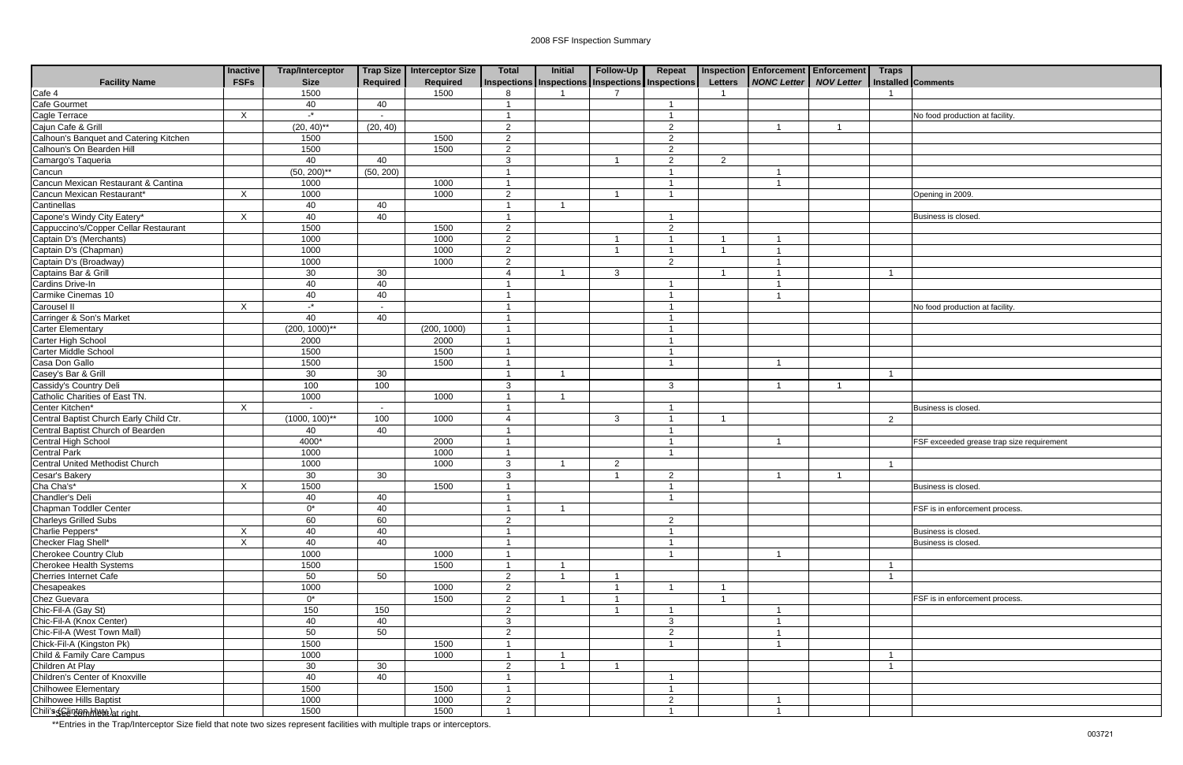# 2008 FSF Inspection Summary

| Facility Name | Inactive FSFs | Trap/Interceptor Size | Trap Size Required | Interceptor Size Required | Total Inspections | Initial Inspections | Follow-Up Inspections | Repeat Inspections | Inspection Letters | Enforcement *NONC Letter* | Enforcement *NOV Letter* | Traps Installed | Comments |
|---|---|---|---|---|---|---|---|---|---|---|---|---|---|
| Cafe 4 | | 1500 | | 1500 | 8 | 1 | 7 | | 1 | | | 1 | |
| Cafe Gourmet | | 40 | 40 | | 1 | | | 1 | | | | | |
| Cagle Terrace | X | -* | - | | 1 | | | 1 | | | | | No food production at facility. |
| Cajun Cafe & Grill | | (20, 40)** | (20, 40) | | 2 | | | 2 | | 1 | 1 | | |
| Calhoun's Banquet and Catering Kitchen | | 1500 | | 1500 | 2 | | | 2 | | | | | |
| Calhoun's On Bearden Hill | | 1500 | | 1500 | 2 | | | 2 | | | | | |
| Camargo's Taqueria | | 40 | 40 | | 3 | | 1 | 2 | 2 | | | | |
| Cancun | | (50, 200)** | (50, 200) | | 1 | | | 1 | | 1 | | | |
| Cancun Mexican Restaurant & Cantina | | 1000 | | 1000 | 1 | | | 1 | | 1 | | | |
| Cancun Mexican Restaurant* | X | 1000 | | 1000 | 2 | | 1 | 1 | | | | | Opening in 2009. |
| Cantinellas | | 40 | 40 | | 1 | 1 | | | | | | | |
| Capone's Windy City Eatery* | X | 40 | 40 | | 1 | | | 1 | | | | | Business is closed. |
| Cappuccino's/Copper Cellar Restaurant | | 1500 | | 1500 | 2 | | | 2 | | | | | |
| Captain D's (Merchants) | | 1000 | | 1000 | 2 | | 1 | 1 | 1 | 1 | | | |
| Captain D's (Chapman) | | 1000 | | 1000 | 2 | | 1 | 1 | 1 | 1 | | | |
| Captain D's (Broadway) | | 1000 | | 1000 | 2 | | | 2 | | 1 | | | |
| Captains Bar & Grill | | 30 | 30 | | 4 | 1 | 3 | | 1 | 1 | | 1 | |
| Cardins Drive-In | | 40 | 40 | | 1 | | | 1 | | 1 | | | |
| Carmike Cinemas 10 | | 40 | 40 | | 1 | | | 1 | | 1 | | | |
| Carousel II | X | -* | - | | 1 | | | 1 | | | | | No food production at facility. |
| Carringer & Son's Market | | 40 | 40 | | 1 | | | 1 | | | | | |
| Carter Elementary | | (200, 1000)** | | (200, 1000) | 1 | | | 1 | | | | | |
| Carter High School | | 2000 | | 2000 | 1 | | | 1 | | | | | |
| Carter Middle School | | 1500 | | 1500 | 1 | | | 1 | | | | | |
| Casa Don Gallo | | 1500 | | 1500 | 1 | | | 1 | | 1 | | | |
| Casey's Bar & Grill | | 30 | 30 | | 1 | 1 | | | | | | 1 | |
| Cassidy's Country Deli | | 100 | 100 | | 3 | | | 3 | | 1 | 1 | | |
| Catholic Charities of East TN. | | 1000 | | 1000 | 1 | 1 | | | | | | | |
| Center Kitchen* | X | - | - | | 1 | | | 1 | | | | | Business is closed. |
| Central Baptist Church Early Child Ctr. | | (1000, 100)** | 100 | 1000 | 4 | | 3 | 1 | 1 | | | 2 | |
| Central Baptist Church of Bearden | | 40 | 40 | | 1 | | | 1 | | | | | |
| Central High School | | 4000* | | 2000 | 1 | | | 1 | | 1 | | | FSF exceeded grease trap size requirement |
| Central Park | | 1000 | | 1000 | 1 | | | 1 | | | | | |
| Central United Methodist Church | | 1000 | | 1000 | 3 | 1 | 2 | | | | | 1 | |
| Cesar's Bakery | | 30 | 30 | | 3 | | 1 | 2 | | 1 | 1 | | |
| Cha Cha's* | X | 1500 | | 1500 | 1 | | | 1 | | | | | Business is closed. |
| Chandler's Deli | | 40 | 40 | | 1 | | | 1 | | | | | |
| Chapman Toddler Center | | 0* | 40 | | 1 | 1 | | | | | | | FSF is in enforcement process. |
| Charleys Grilled Subs | | 60 | 60 | | 2 | | | 2 | | | | | |
| Charlie Peppers* | X | 40 | 40 | | 1 | | | 1 | | | | | Business is closed. |
| Checker Flag Shell* | X | 40 | 40 | | 1 | | | 1 | | | | | Business is closed. |
| Cherokee Country Club | | 1000 | | 1000 | 1 | | | 1 | | 1 | | | |
| Cherokee Health Systems | | 1500 | | 1500 | 1 | 1 | | | | | | 1 | |
| Cherries Internet Cafe | | 50 | 50 | | 2 | 1 | 1 | | | | | 1 | |
| Chesapeakes | | 1000 | | 1000 | 2 | | 1 | 1 | 1 | | | | |
| Chez Guevara | | 0* | | 1500 | 2 | 1 | 1 | | 1 | | | | FSF is in enforcement process. |
| Chic-Fil-A (Gay St) | | 150 | 150 | | 2 | | 1 | 1 | | 1 | | | |
| Chic-Fil-A (Knox Center) | | 40 | 40 | | 3 | | | 3 | | 1 | | | |
| Chic-Fil-A (West Town Mall) | | 50 | 50 | | 2 | | | 2 | | 1 | | | |
| Chick-Fil-A (Kingston Pk) | | 1500 | | 1500 | 1 | | | 1 | | 1 | | | |
| Child & Family Care Campus | | 1000 | | 1000 | 1 | 1 | | | | | | 1 | |
| Children At Play | | 30 | 30 | | 2 | 1 | 1 | | | | | 1 | |
| Children's Center of Knoxville | | 40 | 40 | | 1 | | | 1 | | | | | |
| Chilhowee Elementary | | 1500 | | 1500 | 1 | | | 1 | | | | | |
| Chilhowee Hills Baptist | | 1000 | | 1000 | 2 | | | 2 | | 1 | | | |
| Chili's (Clinton Hwy) | | 1500 | | 1500 | 1 | | | 1 | | 1 | | | |

*See comment at right.

**Entries in the Trap/Interceptor Size field that note two sizes represent facilities with multiple traps or interceptors.

003721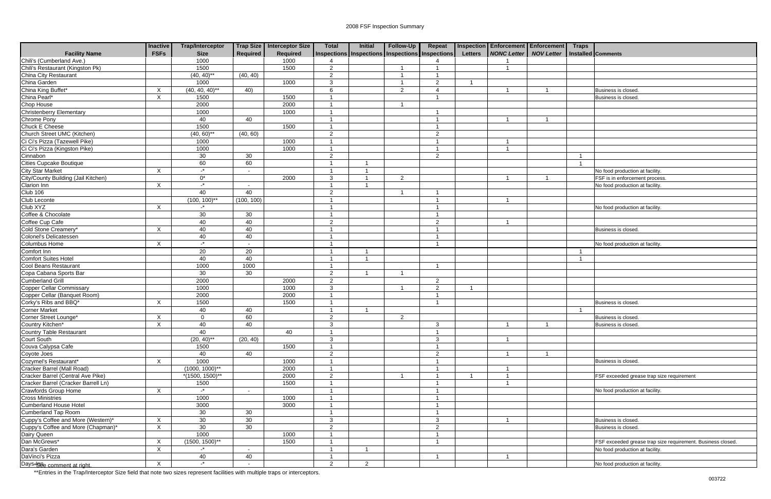# 2008 FSF Inspection Summary

| Facility Name | Inactive FSFs | Trap/Interceptor Size | Trap Size Required | Interceptor Size Required | Total Inspections | Initial Inspections | Follow-Up Inspections | Repeat Inspections | Inspection Letters | Enforcement *NONC Letter* | Enforcement *NOV Letter* | Traps Installed | Comments |
|---|---|---|---|---|---|---|---|---|---|---|---|---|---|
| Chili's (Cumberland Ave.) | | 1000 | | 1000 | 4 | | | 4 | | 1 | | | |
| Chili's Restaurant (Kingston Pk) | | 1500 | | 1500 | 2 | | 1 | 1 | | 1 | | | |
| China City Restaurant | | (40, 40)** | (40, 40) | | 2 | | 1 | 1 | | | | | |
| China Garden | | 1000 | | 1000 | 3 | | 1 | 2 | 1 | | | | |
| China King Buffet* | X | (40, 40, 40)** | 40) | | 6 | | 2 | 4 | | 1 | 1 | | Business is closed. |
| China Pearl* | X | 1500 | | 1500 | 1 | | | 1 | | | | | Business is closed. |
| Chop House | | 2000 | | 2000 | 1 | | 1 | | | | | | |
| Christenberry Elementary | | 1000 | | 1000 | 1 | | | 1 | | | | | |
| Chrome Pony | | 40 | 40 | | 1 | | | 1 | | 1 | 1 | | |
| Chuck E Cheese | | 1500 | | 1500 | 1 | | | 1 | | | | | |
| Church Street UMC (Kitchen) | | (40, 60)** | (40, 60) | | 2 | | | 2 | | | | | |
| Ci Ci's Pizza (Tazewell Pike) | | 1000 | | 1000 | 1 | | | 1 | | 1 | | | |
| Ci Ci's Pizza (Kingston Pike) | | 1000 | | 1000 | 1 | | | 1 | | 1 | | | |
| Cinnabon | | 30 | 30 | | 2 | | | 2 | | | | 1 | |
| Cities Cupcake Boutique | | 60 | 60 | | 1 | 1 | | | | | | 1 | |
| City Star Market | X | -* | - | | 1 | 1 | | | | | | | No food production at facility. |
| City/County Building (Jail Kitchen) | | 0* | | 2000 | 3 | 1 | 2 | | | 1 | 1 | | FSF is in enforcement process. |
| Clarion Inn | X | -* | - | | 1 | 1 | | | | | | | No food production at facility. |
| Club 106 | | 40 | 40 | | 2 | | 1 | 1 | | | | | |
| Club Leconte | | (100, 100)** | (100, 100) | | 1 | | | 1 | | 1 | | | |
| Club XYZ | X | -* | | | 1 | | | 1 | | | | | No food production at facility. |
| Coffee & Chocolate | | 30 | 30 | | 1 | | | 1 | | | | | |
| Coffee Cup Cafe | | 40 | 40 | | 2 | | | 2 | | 1 | | | |
| Cold Stone Creamery* | X | 40 | 40 | | 1 | | | 1 | | | | | Business is closed. |
| Colonel's Delicatessen | | 40 | 40 | | 1 | | | 1 | | | | | |
| Columbus Home | X | -* | - | | 1 | | | 1 | | | | | No food production at facility. |
| Comfort Inn | | 20 | 20 | | 1 | 1 | | | | | | 1 | |
| Comfort Suites Hotel | | 40 | 40 | | 1 | 1 | | | | | | 1 | |
| Cool Beans Restaurant | | 1000 | 1000 | | 1 | | | 1 | | | | | |
| Copa Cabana Sports Bar | | 30 | 30 | | 2 | 1 | 1 | | | | | | |
| Cumberland Grill | | 2000 | | 2000 | 2 | | | 2 | | | | | |
| Copper Cellar Commissary | | 1000 | | 1000 | 3 | | 1 | 2 | 1 | | | | |
| Copper Cellar (Banquet Room) | | 2000 | | 2000 | 1 | | | 1 | | | | | |
| Corky's Ribs and BBQ* | X | 1500 | | 1500 | 1 | | | 1 | | | | | Business is closed. |
| Corner Market | | 40 | 40 | | 1 | 1 | | | | | | 1 | |
| Corner Street Lounge* | X | 0 | 60 | | 2 | | 2 | | | | | | Business is closed. |
| Country Kitchen* | X | 40 | 40 | | 3 | | | 3 | | 1 | 1 | | Business is closed. |
| Country Table Restaurant | | 40 | | 40 | 1 | | | 1 | | | | | |
| Court South | | (20, 40)** | (20, 40) | | 3 | | | 3 | | 1 | | | |
| Couva Calypsa Cafe | | 1500 | | 1500 | 1 | | | 1 | | | | | |
| Coyote Joes | | 40 | 40 | | 2 | | | 2 | | 1 | 1 | | |
| Cozymel's Restaurant* | X | 1000 | | 1000 | 1 | | | 1 | | | | | Business is closed. |
| Cracker Barrel (Mall Road) | | (1000, 1000)** | | 2000 | 1 | | | 1 | | 1 | | | |
| Cracker Barrel (Central Ave Pike) | | *(1500, 1500)** | | 2000 | 2 | | 1 | 1 | 1 | 1 | | | FSF exceeded grease trap size requirement |
| Cracker Barrel (Cracker Barrel Ln) | | 1500 | | 1500 | 1 | | | 1 | | 1 | | | |
| Crawfords Group Home | X | -* | - | | 1 | | | 1 | | | | | No food production at facility. |
| Cross Ministries | | 1000 | | 1000 | 1 | | | 1 | | | | | |
| Cumberland House Hotel | | 3000 | | 3000 | 1 | | | 1 | | | | | |
| Cumberland Tap Room | | 30 | 30 | | 1 | | | 1 | | | | | |
| Cuppy's Coffee and More (Western)* | X | 30 | 30 | | 3 | | | 3 | | 1 | | | Business is closed. |
| Cuppy's Coffee and More (Chapman)* | X | 30 | 30 | | 2 | | | 2 | | | | | Business is closed. |
| Dairy Queen | | 1000 | | 1000 | 1 | | | 1 | | | | | |
| Dan McGrews* | X | (1500, 1500)** | | 1500 | 1 | | | 1 | | | | | FSF exceeded grease trap size requirement. Business closed. |
| Dara's Garden | X | -* | - | | 1 | 1 | | | | | | | No food production at facility. |
| DaVinci's Pizza | | 40 | 40 | | 1 | | | 1 | | 1 | | | |
| Days Inn | X | -* | - | | 2 | 2 | | | | | | | No food production at facility. |

*See comment at right.

**Entries in the Trap/Interceptor Size field that note two sizes represent facilities with multiple traps or interceptors.

003722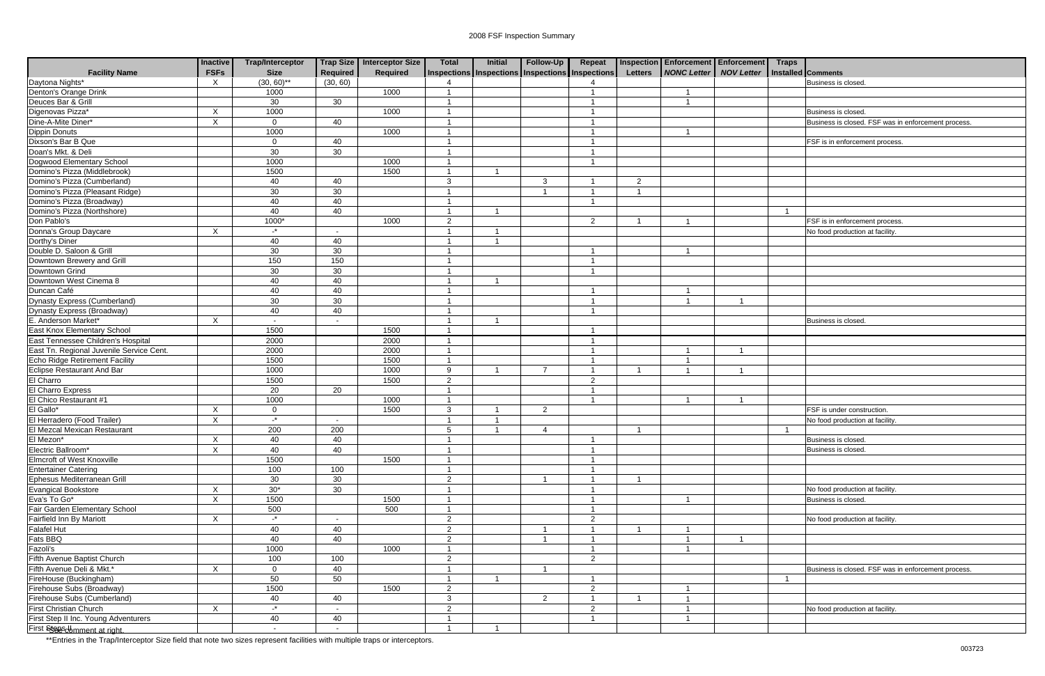# 2008 FSF Inspection Summary

| Facility Name | Inactive FSFs | Trap/Interceptor Size | Trap Size Required | Interceptor Size Required | Total Inspections | Initial Inspections | Follow-Up Inspections | Repeat Inspections | Inspection Letters | Enforcement *NONC Letter* | Enforcement *NOV Letter* | Traps Installed | Comments |
|---|---|---|---|---|---|---|---|---|---|---|---|---|---|
| Daytona Nights* | X | (30, 60)** | (30, 60) | | 4 | | | 4 | | | | | Business is closed. |
| Denton's Orange Drink | | 1000 | | 1000 | 1 | | | 1 | | 1 | | | |
| Deuces Bar & Grill | | 30 | 30 | | 1 | | | 1 | | 1 | | | |
| Digenovas Pizza* | X | 1000 | | 1000 | 1 | | | 1 | | | | | Business is closed. |
| Dine-A-Mite Diner* | X | 0 | 40 | | 1 | | | 1 | | | | | Business is closed. FSF was in enforcement process. |
| Dippin Donuts | | 1000 | | 1000 | 1 | | | 1 | | 1 | | | |
| Dixson's Bar B Que | | 0 | 40 | | 1 | | | 1 | | | | | FSF is in enforcement process. |
| Doan's Mkt. & Deli | | 30 | 30 | | 1 | | | 1 | | | | | |
| Dogwood Elementary School | | 1000 | | 1000 | 1 | | | 1 | | | | | |
| Domino's Pizza (Middlebrook) | | 1500 | | 1500 | 1 | 1 | | | | | | | |
| Domino's Pizza (Cumberland) | | 40 | 40 | | 3 | | 3 | 1 | 2 | | | | |
| Domino's Pizza (Pleasant Ridge) | | 30 | 30 | | 1 | | 1 | 1 | 1 | | | | |
| Domino's Pizza (Broadway) | | 40 | 40 | | 1 | | | 1 | | | | | |
| Domino's Pizza (Northshore) | | 40 | 40 | | 1 | 1 | | | | | | 1 | |
| Don Pablo's | | 1000* | | 1000 | 2 | | | 2 | 1 | 1 | | | FSF is in enforcement process. |
| Donna's Group Daycare | X | -* | - | | 1 | 1 | | | | | | | No food production at facility. |
| Dorthy's Diner | | 40 | 40 | | 1 | 1 | | | | | | | |
| Double D. Saloon & Grill | | 30 | 30 | | 1 | | | 1 | | 1 | | | |
| Downtown Brewery and Grill | | 150 | 150 | | 1 | | | 1 | | | | | |
| Downtown Grind | | 30 | 30 | | 1 | | | 1 | | | | | |
| Downtown West Cinema 8 | | 40 | 40 | | 1 | 1 | | | | | | | |
| Duncan Café | | 40 | 40 | | 1 | | | 1 | | 1 | | | |
| Dynasty Express (Cumberland) | | 30 | 30 | | 1 | | | 1 | | 1 | 1 | | |
| Dynasty Express (Broadway) | | 40 | 40 | | 1 | | | 1 | | | | | |
| E. Anderson Market* | X | - | - | | 1 | 1 | | | | | | | Business is closed. |
| East Knox Elementary School | | 1500 | | 1500 | 1 | | | 1 | | | | | |
| East Tennessee Children's Hospital | | 2000 | | 2000 | 1 | | | 1 | | | | | |
| East Tn. Regional Juvenile Service Cent. | | 2000 | | 2000 | 1 | | | 1 | | 1 | 1 | | |
| Echo Ridge Retirement Facility | | 1500 | | 1500 | 1 | | | 1 | | 1 | | | |
| Eclipse Restaurant And Bar | | 1000 | | 1000 | 9 | 1 | 7 | 1 | 1 | 1 | 1 | | |
| El Charro | | 1500 | | 1500 | 2 | | | 2 | | | | | |
| El Charro Express | | 20 | 20 | | 1 | | | 1 | | | | | |
| El Chico Restaurant #1 | | 1000 | | 1000 | 1 | | | 1 | | 1 | 1 | | |
| El Gallo* | X | 0 | | 1500 | 3 | 1 | 2 | | | | | | FSF is under construction. |
| El Herradero (Food Trailer) | X | -* | - | | 1 | 1 | | | | | | | No food production at facility. |
| El Mezcal Mexican Restaurant | | 200 | 200 | | 5 | 1 | 4 | | 1 | | | 1 | |
| El Mezon* | X | 40 | 40 | | 1 | | | 1 | | | | | Business is closed. |
| Electric Ballroom* | X | 40 | 40 | | 1 | | | 1 | | | | | Business is closed. |
| Elmcroft of West Knoxville | | 1500 | | 1500 | 1 | | | 1 | | | | | |
| Entertainer Catering | | 100 | 100 | | 1 | | | 1 | | | | | |
| Ephesus Mediterranean Grill | | 30 | 30 | | 2 | | 1 | 1 | 1 | | | | |
| Evangical Bookstore | X | 30* | 30 | | 1 | | | 1 | | | | | No food production at facility. |
| Eva's To Go* | X | 1500 | | 1500 | 1 | | | 1 | | 1 | | | Business is closed. |
| Fair Garden Elementary School | | 500 | | 500 | 1 | | | 1 | | | | | |
| Fairfield Inn By Mariott | X | -* | - | | 2 | | | 2 | | | | | No food production at facility. |
| Falafel Hut | | 40 | 40 | | 2 | | 1 | 1 | 1 | 1 | | | |
| Fats BBQ | | 40 | 40 | | 2 | | 1 | 1 | | 1 | 1 | | |
| Fazoli's | | 1000 | | 1000 | 1 | | | 1 | | 1 | | | |
| Fifth Avenue Baptist Church | | 100 | 100 | | 2 | | | 2 | | | | | |
| Fifth Avenue Deli & Mkt.* | X | 0 | 40 | | 1 | | 1 | | | | | | Business is closed. FSF was in enforcement process. |
| FireHouse (Buckingham) | | 50 | 50 | | 1 | 1 | | 1 | | | | 1 | |
| Firehouse Subs (Broadway) | | 1500 | | 1500 | 2 | | | 2 | | 1 | | | |
| Firehouse Subs (Cumberland) | | 40 | 40 | | 3 | | 2 | 1 | 1 | 1 | | | |
| First Christian Church | X | -* | - | | 2 | | | 2 | | 1 | | | No food production at facility. |
| First Step II Inc. Young Adventurers | | 40 | 40 | | 1 | | | 1 | | 1 | | | |
| First Steps II | | - | - | | 1 | 1 | | | | | | | |

*See comment at right.

**Entries in the Trap/Interceptor Size field that note two sizes represent facilities with multiple traps or interceptors.

003723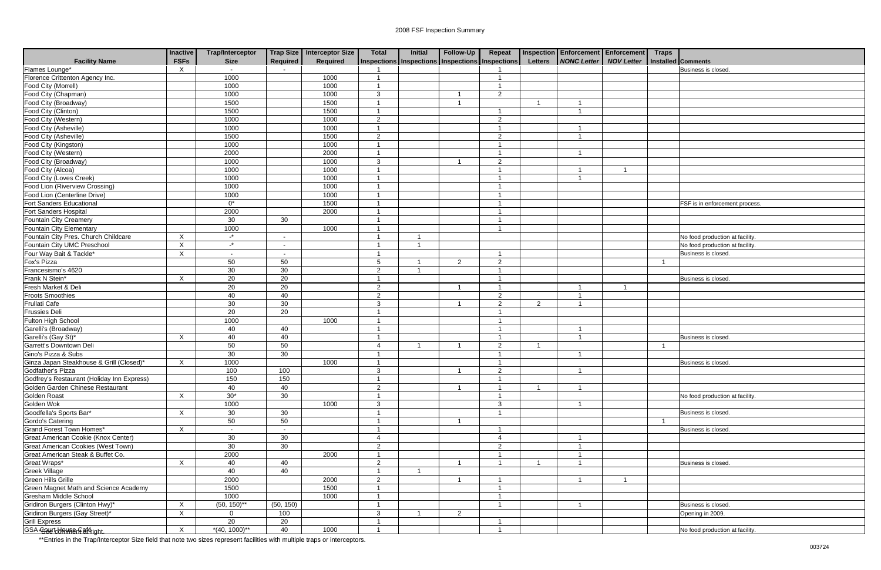# 2008 FSF Inspection Summary

| Facility Name | Inactive FSFs | Trap/Interceptor Size | Trap Size Required | Interceptor Size Required | Total Inspections | Initial Inspections | Follow-Up Inspections | Repeat Inspections | Inspection Letters | Enforcement *NONC Letter* | Enforcement *NOV Letter* | Traps Installed | Comments |
|---|---|---|---|---|---|---|---|---|---|---|---|---|---|
| Flames Lounge* | X | - | - | | 1 | | | 1 | | | | | Business is closed. |
| Florence Crittenton Agency Inc. | | 1000 | | 1000 | 1 | | | 1 | | | | | |
| Food City (Morrell) | | 1000 | | 1000 | 1 | | | 1 | | | | | |
| Food City (Chapman) | | 1000 | | 1000 | 3 | | 1 | 2 | | | | | |
| Food City (Broadway) | | 1500 | | 1500 | 1 | | 1 | | 1 | 1 | | | |
| Food City (Clinton) | | 1500 | | 1500 | 1 | | | 1 | | 1 | | | |
| Food City (Western) | | 1000 | | 1000 | 2 | | | 2 | | | | | |
| Food City (Asheville) | | 1000 | | 1000 | 1 | | | 1 | | 1 | | | |
| Food City (Asheville) | | 1500 | | 1500 | 2 | | | 2 | | 1 | | | |
| Food City (Kingston) | | 1000 | | 1000 | 1 | | | 1 | | | | | |
| Food City (Western) | | 2000 | | 2000 | 1 | | | 1 | | 1 | | | |
| Food City (Broadway) | | 1000 | | 1000 | 3 | | 1 | 2 | | | | | |
| Food City (Alcoa) | | 1000 | | 1000 | 1 | | | 1 | | 1 | 1 | | |
| Food City (Loves Creek) | | 1000 | | 1000 | 1 | | | 1 | | 1 | | | |
| Food Lion (Riverview Crossing) | | 1000 | | 1000 | 1 | | | 1 | | | | | |
| Food Lion (Centerline Drive) | | 1000 | | 1000 | 1 | | | 1 | | | | | |
| Fort Sanders Educational | | 0* | | 1500 | 1 | | | 1 | | | | | FSF is in enforcement process. |
| Fort Sanders Hospital | | 2000 | | 2000 | 1 | | | 1 | | | | | |
| Fountain City Creamery | | 30 | 30 | | 1 | | | 1 | | | | | |
| Fountain City Elementary | | 1000 | | 1000 | 1 | | | 1 | | | | | |
| Fountain City Pres. Church Childcare | X | -* | - | | 1 | 1 | | | | | | | No food production at facility. |
| Fountain City UMC Preschool | X | -* | - | | 1 | 1 | | | | | | | No food production at facility. |
| Four Way Bait & Tackle* | X | - | - | | 1 | | | 1 | | | | | Business is closed. |
| Fox's Pizza | | 50 | 50 | | 5 | 1 | 2 | 2 | | | | 1 | |
| Francesismo's 4620 | | 30 | 30 | | 2 | 1 | | 1 | | | | | |
| Frank N Stein* | X | 20 | 20 | | 1 | | | 1 | | | | | Business is closed. |
| Fresh Market & Deli | | 20 | 20 | | 2 | | 1 | 1 | | 1 | 1 | | |
| Froots Smoothies | | 40 | 40 | | 2 | | | 2 | | 1 | | | |
| Frullati Cafe | | 30 | 30 | | 3 | | 1 | 2 | 2 | 1 | | | |
| Frussies Deli | | 20 | 20 | | 1 | | | 1 | | | | | |
| Fulton High School | | 1000 | | 1000 | 1 | | | 1 | | | | | |
| Garelli's (Broadway) | | 40 | 40 | | 1 | | | 1 | | 1 | | | |
| Garelli's (Gay St)* | X | 40 | 40 | | 1 | | | 1 | | 1 | | | Business is closed. |
| Garrett's Downtown Deli | | 50 | 50 | | 4 | 1 | 1 | 2 | 1 | | | 1 | |
| Gino's Pizza & Subs | | 30 | 30 | | 1 | | | 1 | | 1 | | | |
| Ginza Japan Steakhouse & Grill (Closed)* | X | 1000 | | 1000 | 1 | | | 1 | | | | | Business is closed. |
| Godfather's Pizza | | 100 | 100 | | 3 | | 1 | 2 | | 1 | | | |
| Godfrey's Restaurant (Holiday Inn Express) | | 150 | 150 | | 1 | | | 1 | | | | | |
| Golden Garden Chinese Restaurant | | 40 | 40 | | 2 | | 1 | 1 | 1 | 1 | | | |
| Golden Roast | X | 30* | 30 | | 1 | | | 1 | | | | | No food production at facility. |
| Golden Wok | | 1000 | | 1000 | 3 | | | 3 | | 1 | | | |
| Goodfella's Sports Bar* | X | 30 | 30 | | 1 | | | 1 | | | | | Business is closed. |
| Gordo's Catering | | 50 | 50 | | 1 | | 1 | | | | | 1 | |
| Grand Forest Town Homes* | X | - | - | | 1 | | | 1 | | | | | Business is closed. |
| Great American Cookie (Knox Center) | | 30 | 30 | | 4 | | | 4 | | 1 | | | |
| Great American Cookies (West Town) | | 30 | 30 | | 2 | | | 2 | | 1 | | | |
| Great American Steak & Buffet Co. | | 2000 | | 2000 | 1 | | | 1 | | 1 | | | |
| Great Wraps* | X | 40 | 40 | | 2 | | 1 | 1 | 1 | 1 | | | Business is closed. |
| Greek Village | | 40 | 40 | | 1 | 1 | | | | | | | |
| Green Hills Grille | | 2000 | | 2000 | 2 | | 1 | 1 | | 1 | 1 | | |
| Green Magnet Math and Science Academy | | 1500 | | 1500 | 1 | | | 1 | | | | | |
| Gresham Middle School | | 1000 | | 1000 | 1 | | | 1 | | | | | |
| Gridiron Burgers (Clinton Hwy)* | X | (50, 150)** | (50, 150) | | 1 | | | 1 | | 1 | | | Business is closed. |
| Gridiron Burgers (Gay Street)* | X | 0 | 100 | | 3 | 1 | 2 | | | | | | Opening in 2009. |
| Grill Express | | 20 | 20 | | 1 | | | 1 | | | | | |
| GSA Court House Cafe | X | *(40, 1000)** | 40 | 1000 | 1 | | | 1 | | | | | No food production at facility. |

*See comment at right.

**Entries in the Trap/Interceptor Size field that note two sizes represent facilities with multiple traps or interceptors.

003724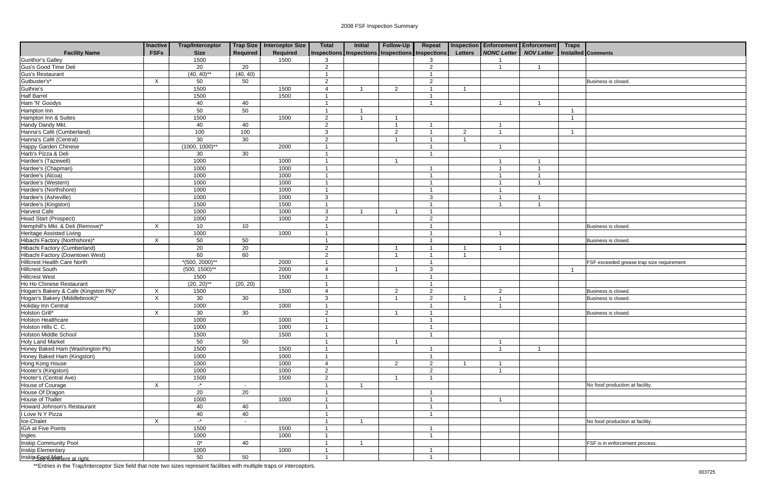# 2008 FSF Inspection Summary

| Facility Name | Inactive FSFs | Trap/Interceptor Size | Trap Size Required | Interceptor Size Required | Total Inspections | Initial Inspections | Follow-Up Inspections | Repeat Inspections | Inspection Letters | Enforcement *NONC Letter* | Enforcement *NOV Letter* | Traps Installed | Comments |
|---|---|---|---|---|---|---|---|---|---|---|---|---|---|
| Gunthor's Galley | | 1500 | | 1500 | 3 | | | 3 | | 1 | | | |
| Gus's Good Time Deli | | 20 | 20 | | 2 | | | 2 | | 1 | 1 | | |
| Gus's Restaurant | | (40, 40)** | (40, 40) | | 1 | | | 1 | | | | | |
| Gutbuster's* | X | 50 | 50 | | 2 | | | 2 | | | | | Business is closed. |
| Guthrie's | | 1500 | | 1500 | 4 | 1 | 2 | 1 | 1 | | | | |
| Half Barrel | | 1500 | | 1500 | 1 | | | 1 | | | | | |
| Ham 'N' Goodys | | 40 | 40 | | 1 | | | 1 | | 1 | 1 | | |
| Hampton Inn | | 50 | 50 | | 1 | 1 | | | | | | 1 | |
| Hampton Inn & Suites | | 1500 | | 1500 | 2 | 1 | 1 | | | | | 1 | |
| Handy Dandy Mkt. | | 40 | 40 | | 2 | | 1 | 1 | | 1 | | | |
| Hanna's Café (Cumberland) | | 100 | 100 | | 3 | | 2 | 1 | 2 | 1 | | 1 | |
| Hanna's Café (Central) | | 30 | 30 | | 2 | | 1 | 1 | 1 | | | | |
| Happy Garden Chinese | | (1000, 1000)** | | 2000 | 1 | | | 1 | | 1 | | | |
| Harb's Pizza & Deli | | 30 | 30 | | 1 | | | 1 | | | | | |
| Hardee's (Tazewell) | | 1000 | | 1000 | 1 | | 1 | | | 1 | 1 | | |
| Hardee's (Chapman) | | 1000 | | 1000 | 1 | | | 1 | | 1 | 1 | | |
| Hardee's (Alcoa) | | 1000 | | 1000 | 1 | | | 1 | | 1 | 1 | | |
| Hardee's (Western) | | 1000 | | 1000 | 1 | | | 1 | | 1 | 1 | | |
| Hardee's (Northshore) | | 1000 | | 1000 | 1 | | | 1 | | 1 | | | |
| Hardee's (Asheville) | | 1000 | | 1000 | 3 | | | 3 | | 1 | 1 | | |
| Hardee's (Kingston) | | 1500 | | 1500 | 1 | | | 1 | | 1 | 1 | | |
| Harvest Cafe | | 1000 | | 1000 | 3 | 1 | 1 | 1 | | | | | |
| Head Start (Prospect) | | 1000 | | 1000 | 2 | | | 2 | | | | | |
| Hemphill's Mkt. & Deli (Remove)* | X | 10 | 10 | | 1 | | | 1 | | | | | Business is closed. |
| Heritage Assisted Living | | 1000 | | 1000 | 1 | | | 1 | | 1 | | | |
| Hibachi Factory (Northshore)* | X | 50 | 50 | | 1 | | | 1 | | | | | Business is closed. |
| Hibachi Factory (Cumberland) | | 20 | 20 | | 2 | | 1 | 1 | 1 | 1 | | | |
| Hibachi Factory (Downtown West) | | 60 | 60 | | 2 | | 1 | 1 | 1 | | | | |
| Hillcrest Health Care North | | *(500, 2000)** | | 2000 | 1 | | | 1 | | | | | FSF exceeded grease trap size requirement |
| Hillcrest South | | (500, 1500)** | | 2000 | 4 | | 1 | 3 | | | | 1 | |
| Hillcrest West | | 1500 | | 1500 | 1 | | | 1 | | | | | |
| Ho Ho Chinese Restaurant | | (20, 20)** | (20, 20) | | 1 | | | 1 | | | | | |
| Hogan's Bakery & Cafe (Kingston Pk)* | X | 1500 | | 1500 | 4 | | 2 | 2 | | 2 | | | Business is closed. |
| Hogan's Bakery (Middlebrook)* | X | 30 | 30 | | 3 | | 1 | 2 | 1 | 1 | | | Business is closed. |
| Holiday Inn Central | | 1000 | | 1000 | 1 | | | 1 | | 1 | | | |
| Holston Grill* | X | 30 | 30 | | 2 | | 1 | 1 | | | | | Business is closed. |
| Holston Healthcare | | 1000 | | 1000 | 1 | | | 1 | | | | | |
| Holston Hills C. C. | | 1000 | | 1000 | 1 | | | 1 | | | | | |
| Holston Middle School | | 1500 | | 1500 | 1 | | | 1 | | | | | |
| Holy Land Market | | 50 | 50 | | 1 | | 1 | | | 1 | | | |
| Honey Baked Ham (Washington Pk) | | 1500 | | 1500 | 1 | | | 1 | | 1 | 1 | | |
| Honey Baked Ham (Kingston) | | 1000 | | 1000 | 1 | | | 1 | | | | | |
| Hong Kong House | | 1000 | | 1000 | 4 | | 2 | 2 | 1 | 1 | | | |
| Hooter's (Kingston) | | 1000 | | 1000 | 2 | | | 2 | | 1 | | | |
| Hooter's (Central Ave) | | 1500 | | 1500 | 2 | | 1 | 1 | | | | | |
| House of Courage | X | -* | - | | 1 | 1 | | | | | | | No food production at facility. |
| House Of Dragon | | 20 | 20 | | 1 | | | 1 | | | | | |
| House of Thaller | | 1000 | | 1000 | 1 | | | 1 | | 1 | | | |
| Howard Johnson's Restaurant | | 40 | 40 | | 1 | | | 1 | | | | | |
| I Love N Y Pizza | | 40 | 40 | | 1 | | | 1 | | | | | |
| Ice-Chalet | X | -* | - | | 1 | 1 | | | | | | | No food production at facility. |
| IGA at Five Points | | 1500 | | 1500 | 1 | | | 1 | | | | | |
| Ingles | | 1000 | | 1000 | 1 | | | 1 | | | | | |
| Inskip Community Pool | | 0* | 40 | | 1 | 1 | | | | | | | FSF is in enforcement process. |
| Inskip Elementary | | 1000 | | 1000 | 1 | | | 1 | | | | | |
| Inskip Food Mart | | 50 | 50 | | 1 | | | 1 | | | | | |

*See comment at right.

**Entries in the Trap/Interceptor Size field that note two sizes represent facilities with multiple traps or interceptors.

003725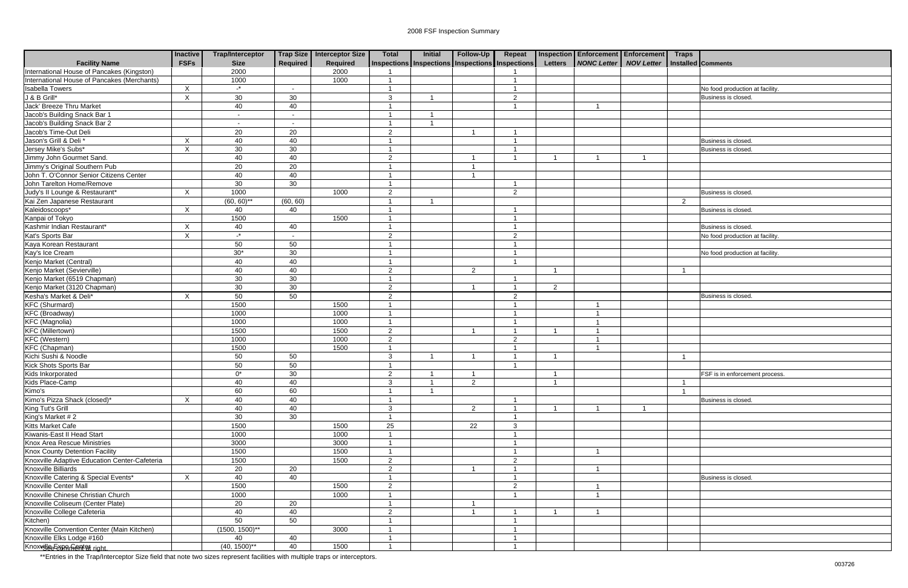# 2008 FSF Inspection Summary

| Facility Name | Inactive FSFs | Trap/Interceptor Size | Trap Size Required | Interceptor Size Required | Total Inspections | Initial Inspections | Follow-Up Inspections | Repeat Inspections | Inspection Letters | Enforcement *NONC Letter* | Enforcement *NOV Letter* | Traps Installed | Comments |
|---|---|---|---|---|---|---|---|---|---|---|---|---|---|
| International House of Pancakes (Kingston) | | 2000 | | 2000 | 1 | | | 1 | | | | | |
| International House of Pancakes (Merchants) | | 1000 | | 1000 | 1 | | | 1 | | | | | |
| Isabella Towers | X | -* | - | | 1 | | | 1 | | | | | No food production at facility. |
| J & B Grill* | X | 30 | 30 | | 3 | 1 | | 2 | | | | | Business is closed. |
| Jack' Breeze Thru Market | | 40 | 40 | | 1 | | | 1 | | 1 | | | |
| Jacob's Building Snack Bar 1 | | - | - | | 1 | 1 | | | | | | | |
| Jacob's Building Snack Bar 2 | | - | - | | 1 | 1 | | | | | | | |
| Jacob's Time-Out Deli | | 20 | 20 | | 2 | | 1 | 1 | | | | | |
| Jason's Grill & Deli * | X | 40 | 40 | | 1 | | | 1 | | | | | Business is closed. |
| Jersey Mike's Subs* | X | 30 | 30 | | 1 | | | 1 | | | | | Business is closed. |
| Jimmy John Gourmet Sand. | | 40 | 40 | | 2 | | 1 | 1 | 1 | 1 | 1 | | |
| Jimmy's Original Southern Pub | | 20 | 20 | | 1 | | 1 | | | | | | |
| John T. O'Connor Senior Citizens Center | | 40 | 40 | | 1 | | 1 | | | | | | |
| John Tarelton Home/Remove | | 30 | 30 | | 1 | | | 1 | | | | | |
| Judy's II Lounge & Restaurant* | X | 1000 | | 1000 | 2 | | | 2 | | | | | Business is closed. |
| Kai Zen Japanese Restaurant | | (60, 60)** | (60, 60) | | 1 | 1 | | | | | | 2 | |
| Kaleidoscoops* | X | 40 | 40 | | 1 | | | 1 | | | | | Business is closed. |
| Kanpai of Tokyo | | 1500 | | 1500 | 1 | | | 1 | | | | | |
| Kashmir Indian Restaurant* | X | 40 | 40 | | 1 | | | 1 | | | | | Business is closed. |
| Kat's Sports Bar | X | -* | - | | 2 | | | 2 | | | | | No food production at facility. |
| Kaya Korean Restaurant | | 50 | 50 | | 1 | | | 1 | | | | | |
| Kay's Ice Cream | | 30* | 30 | | 1 | | | 1 | | | | | No food production at facility. |
| Kenjo Market (Central) | | 40 | 40 | | 1 | | | 1 | | | | | |
| Kenjo Market (Sevierville) | | 40 | 40 | | 2 | | 2 | | 1 | | | 1 | |
| Kenjo Market (6519 Chapman) | | 30 | 30 | | 1 | | | 1 | | | | | |
| Kenjo Market (3120 Chapman) | | 30 | 30 | | 2 | | 1 | 1 | 2 | | | | |
| Kesha's Market & Deli* | X | 50 | 50 | | 2 | | | 2 | | | | | Business is closed. |
| KFC (Shurmard) | | 1500 | | 1500 | 1 | | | 1 | | 1 | | | |
| KFC (Broadway) | | 1000 | | 1000 | 1 | | | 1 | | 1 | | | |
| KFC (Magnolia) | | 1000 | | 1000 | 1 | | | 1 | | 1 | | | |
| KFC (Millertown) | | 1500 | | 1500 | 2 | | 1 | 1 | 1 | 1 | | | |
| KFC (Western) | | 1000 | | 1000 | 2 | | | 2 | | 1 | | | |
| KFC (Chapman) | | 1500 | | 1500 | 1 | | | 1 | | 1 | | | |
| Kichi Sushi & Noodle | | 50 | 50 | | 3 | 1 | 1 | 1 | 1 | | | 1 | |
| Kick Shots Sports Bar | | 50 | 50 | | 1 | | | 1 | | | | | |
| Kids Inkorporated | | 0* | 30 | | 2 | 1 | 1 | | 1 | | | | FSF is in enforcement process. |
| Kids Place-Camp | | 40 | 40 | | 3 | 1 | 2 | | 1 | | | 1 | |
| Kimo's | | 60 | 60 | | 1 | 1 | | | | | | 1 | |
| Kimo's Pizza Shack (closed)* | X | 40 | 40 | | 1 | | | 1 | | | | | Business is closed. |
| King Tut's Grill | | 40 | 40 | | 3 | | 2 | 1 | 1 | 1 | 1 | | |
| King's Market # 2 | | 30 | 30 | | 1 | | | 1 | | | | | |
| Kitts Market Cafe | | 1500 | | 1500 | 25 | | 22 | 3 | | | | | |
| Kiwanis-East II Head Start | | 1000 | | 1000 | 1 | | | 1 | | | | | |
| Knox Area Rescue Ministries | | 3000 | | 3000 | 1 | | | 1 | | | | | |
| Knox County Detention Facility | | 1500 | | 1500 | 1 | | | 1 | | 1 | | | |
| Knoxville Adaptive Education Center-Cafeteria | | 1500 | | 1500 | 2 | | | 2 | | | | | |
| Knoxville Billiards | | 20 | 20 | | 2 | | 1 | 1 | | 1 | | | |
| Knoxville Catering & Special Events* | X | 40 | 40 | | 1 | | | 1 | | | | | Business is closed. |
| Knoxville Center Mall | | 1500 | | 1500 | 2 | | | 2 | | 1 | | | |
| Knoxville Chinese Christian Church | | 1000 | | 1000 | 1 | | | 1 | | 1 | | | |
| Knoxville Coliseum (Center Plate) | | 20 | 20 | | 1 | | 1 | | | | | | |
| Knoxville College Cafeteria | | 40 | 40 | | 2 | | 1 | 1 | 1 | 1 | | | |
| Kitchen) | | 50 | 50 | | 1 | | | 1 | | | | | |
| Knoxville Convention Center (Main Kitchen) | | (1500, 1500)** | | 3000 | 1 | | | 1 | | | | | |
| Knoxville Elks Lodge #160 | | 40 | 40 | | 1 | | | 1 | | | | | |
| Knoxville Expo Center | | (40, 1500)** | 40 | 1500 | 1 | | | 1 | | | | | |

*See comment at right.

**Entries in the Trap/Interceptor Size field that note two sizes represent facilities with multiple traps or interceptors.

003726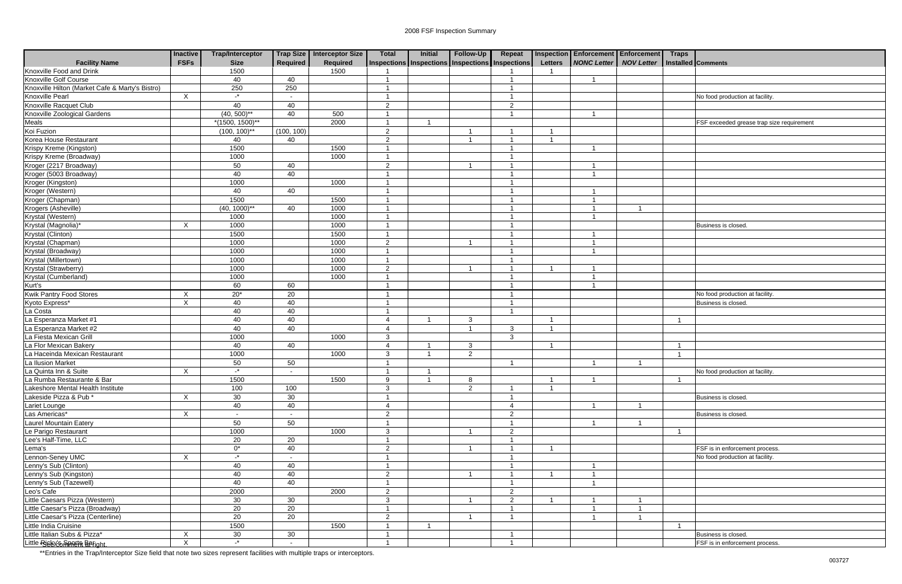# 2008 FSF Inspection Summary

| Facility Name | Inactive FSFs | Trap/Interceptor Size | Trap Size Required | Interceptor Size Required | Total Inspections | Initial Inspections | Follow-Up Inspections | Repeat Inspections | Inspection Letters | Enforcement *NONC Letter* | Enforcement *NOV Letter* | Traps Installed | Comments |
|---|---|---|---|---|---|---|---|---|---|---|---|---|---|
| Knoxville Food and Drink | | 1500 | | 1500 | 1 | | | 1 | 1 | | | | |
| Knoxville Golf Course | | 40 | 40 | | 1 | | | 1 | | 1 | | | |
| Knoxville Hilton (Market Cafe & Marty's Bistro) | | 250 | 250 | | 1 | | | 1 | | | | | |
| Knoxville Pearl | X | -* | - | | 1 | | | 1 | | | | | No food production at facility. |
| Knoxville Racquet Club | | 40 | 40 | | 2 | | | 2 | | | | | |
| Knoxville Zoological Gardens | | (40, 500)** | 40 | 500 | 1 | | | 1 | | 1 | | | |
| Meals | | *(1500, 1500)** | | 2000 | 1 | 1 | | | | | | | FSF exceeded grease trap size requirement |
| Koi Fuzion | | (100, 100)** | (100, 100) | | 2 | | 1 | 1 | 1 | | | | |
| Korea House Restaurant | | 40 | 40 | | 2 | | 1 | 1 | 1 | | | | |
| Krispy Kreme (Kingston) | | 1500 | | 1500 | 1 | | | 1 | | 1 | | | |
| Krispy Kreme (Broadway) | | 1000 | | 1000 | 1 | | | 1 | | | | | |
| Kroger (2217 Broadway) | | 50 | 40 | | 2 | | 1 | 1 | | 1 | | | |
| Kroger (5003 Broadway) | | 40 | 40 | | 1 | | | 1 | | 1 | | | |
| Kroger (Kingston) | | 1000 | | 1000 | 1 | | | 1 | | | | | |
| Kroger (Western) | | 40 | 40 | | 1 | | | 1 | | 1 | | | |
| Kroger (Chapman) | | 1500 | | 1500 | 1 | | | 1 | | 1 | | | |
| Krogers (Asheville) | | (40, 1000)** | 40 | 1000 | 1 | | | 1 | | 1 | 1 | | |
| Krystal (Western) | | 1000 | | 1000 | 1 | | | 1 | | 1 | | | |
| Krystal (Magnolia)* | X | 1000 | | 1000 | 1 | | | 1 | | | | | Business is closed. |
| Krystal (Clinton) | | 1500 | | 1500 | 1 | | | 1 | | 1 | | | |
| Krystal (Chapman) | | 1000 | | 1000 | 2 | | 1 | 1 | | 1 | | | |
| Krystal (Broadway) | | 1000 | | 1000 | 1 | | | 1 | | 1 | | | |
| Krystal (Millertown) | | 1000 | | 1000 | 1 | | | 1 | | | | | |
| Krystal (Strawberry) | | 1000 | | 1000 | 2 | | 1 | 1 | 1 | 1 | | | |
| Krystal (Cumberland) | | 1000 | | 1000 | 1 | | | 1 | | 1 | | | |
| Kurt's | | 60 | 60 | | 1 | | | 1 | | 1 | | | |
| Kwik Pantry Food Stores | X | 20* | 20 | | 1 | | | 1 | | | | | No food production at facility. |
| Kyoto Express* | X | 40 | 40 | | 1 | | | 1 | | | | | Business is closed. |
| La Costa | | 40 | 40 | | 1 | | | 1 | | | | | |
| La Esperanza Market #1 | | 40 | 40 | | 4 | 1 | 3 | | 1 | | | 1 | |
| La Esperanza Market #2 | | 40 | 40 | | 4 | | 1 | 3 | 1 | | | | |
| La Fiesta Mexican Grill | | 1000 | | 1000 | 3 | | | 3 | | | | | |
| La Flor Mexican Bakery | | 40 | 40 | | 4 | 1 | 3 | | 1 | | | 1 | |
| La Haceinda Mexican Restaurant | | 1000 | | 1000 | 3 | 1 | 2 | | | | | 1 | |
| La Ilusion Market | | 50 | 50 | | 1 | | | 1 | | 1 | 1 | | |
| La Quinta Inn & Suite | X | -* | - | | 1 | 1 | | | | | | | No food production at facility. |
| La Rumba Restaurante & Bar | | 1500 | | 1500 | 9 | 1 | 8 | | 1 | 1 | | 1 | |
| Lakeshore Mental Health Institute | | 100 | 100 | | 3 | | 2 | 1 | 1 | | | | |
| Lakeside Pizza & Pub * | X | 30 | 30 | | 1 | | | 1 | | | | | Business is closed. |
| Lariet Lounge | | 40 | 40 | | 4 | | | 4 | | 1 | 1 | | |
| Las Americas* | X | - | - | | 2 | | | 2 | | | | | Business is closed. |
| Laurel Mountain Eatery | | 50 | 50 | | 1 | | | 1 | | 1 | 1 | | |
| Le Parigo Restaurant | | 1000 | | 1000 | 3 | | 1 | 2 | | | | 1 | |
| Lee's Half-Time, LLC | | 20 | 20 | | 1 | | | 1 | | | | | |
| Lema's | | 0* | 40 | | 2 | | 1 | 1 | 1 | | | | FSF is in enforcement process. |
| Lennon-Seney UMC | X | -* | - | | 1 | | | 1 | | | | | No food production at facility. |
| Lenny's Sub (Clinton) | | 40 | 40 | | 1 | | | 1 | | 1 | | | |
| Lenny's Sub (Kingston) | | 40 | 40 | | 2 | | 1 | 1 | 1 | 1 | | | |
| Lenny's Sub (Tazewell) | | 40 | 40 | | 1 | | | 1 | | 1 | | | |
| Leo's Cafe | | 2000 | | 2000 | 2 | | | 2 | | | | | |
| Little Caesars Pizza (Western) | | 30 | 30 | | 3 | | 1 | 2 | 1 | 1 | 1 | | |
| Little Caesar's Pizza (Broadway) | | 20 | 20 | | 1 | | | 1 | | 1 | 1 | | |
| Little Caesar's Pizza (Centerline) | | 20 | 20 | | 2 | | 1 | 1 | | 1 | 1 | | |
| Little India Cruisine | | 1500 | | 1500 | 1 | 1 | | | | | | 1 | |
| Little Italian Subs & Pizza* | X | 30 | 30 | | 1 | | | 1 | | | | | Business is closed. |
| Little Ricky's Sports Bar | X | -* | - | | 1 | | | 1 | | | | | FSF is in enforcement process. |

*See comment at right.

**Entries in the Trap/Interceptor Size field that note two sizes represent facilities with multiple traps or interceptors.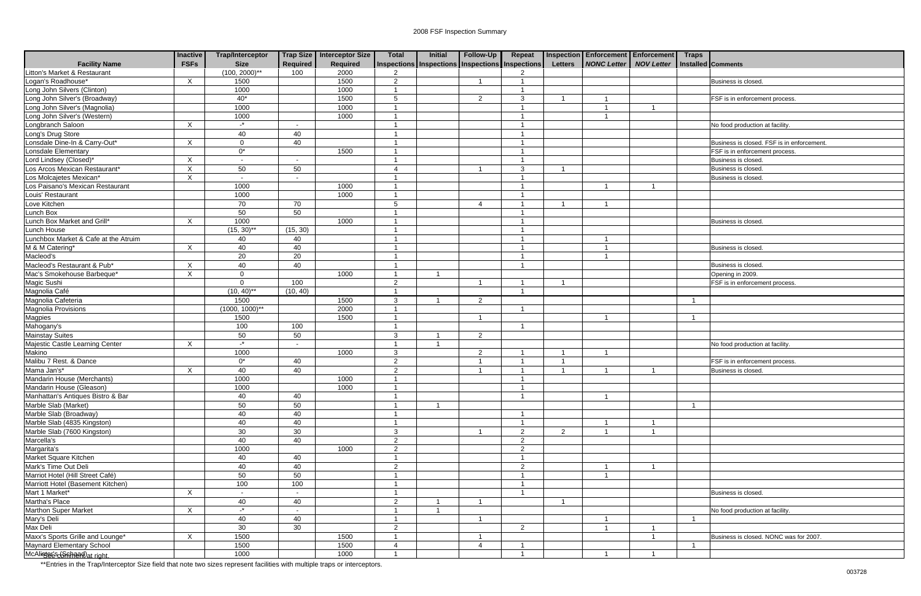# 2008 FSF Inspection Summary

| Facility Name | Inactive FSFs | Trap/Interceptor Size | Trap Size Required | Interceptor Size Required | Total Inspections | Initial Inspections | Follow-Up Inspections | Repeat Inspections | Inspection Letters | Enforcement *NONC Letter* | Enforcement *NOV Letter* | Traps Installed | Comments |
|---|---|---|---|---|---|---|---|---|---|---|---|---|---|
| Litton's Market & Restaurant | | (100, 2000)** | 100 | 2000 | 2 | | | 2 | | | | | |
| Logan's Roadhouse* | X | 1500 | | 1500 | 2 | | 1 | 1 | | | | | Business is closed. |
| Long John Silvers (Clinton) | | 1000 | | 1000 | 1 | | | 1 | | | | | |
| Long John Silver's (Broadway) | | 40* | | 1500 | 5 | | 2 | 3 | 1 | 1 | | | FSF is in enforcement process. |
| Long John Silver's (Magnolia) | | 1000 | | 1000 | 1 | | | 1 | | 1 | 1 | | |
| Long John Silver's (Western) | | 1000 | | 1000 | 1 | | | 1 | | 1 | | | |
| Longbranch Saloon | X | -* | - | | 1 | | | 1 | | | | | No food production at facility. |
| Long's Drug Store | | 40 | 40 | | 1 | | | 1 | | | | | |
| Lonsdale Dine-In & Carry-Out* | X | 0 | 40 | | 1 | | | 1 | | | | | Business is closed. FSF is in enforcement. |
| Lonsdale Elementary | | 0* | | 1500 | 1 | | | 1 | | | | | FSF is in enforcement process. |
| Lord Lindsey (Closed)* | X | - | - | | 1 | | | 1 | | | | | Business is closed. |
| Los Arcos Mexican Restaurant* | X | 50 | 50 | | 4 | | 1 | 3 | 1 | | | | Business is closed. |
| Los Molcajetes Mexican* | X | - | - | | 1 | | | 1 | | | | | Business is closed. |
| Los Paisano's Mexican Restaurant | | 1000 | | 1000 | 1 | | | 1 | | 1 | 1 | | |
| Louis' Restaurant | | 1000 | | 1000 | 1 | | | 1 | | | | | |
| Love Kitchen | | 70 | 70 | | 5 | | 4 | 1 | 1 | 1 | | | |
| Lunch Box | | 50 | 50 | | 1 | | | 1 | | | | | |
| Lunch Box Market and Grill* | X | 1000 | | 1000 | 1 | | | 1 | | | | | Business is closed. |
| Lunch House | | (15, 30)** | (15, 30) | | 1 | | | 1 | | | | | |
| Lunchbox Market & Cafe at the Atruim | | 40 | 40 | | 1 | | | 1 | | 1 | | | |
| M & M Catering* | X | 40 | 40 | | 1 | | | 1 | | 1 | | | Business is closed. |
| Macleod's | | 20 | 20 | | 1 | | | 1 | | 1 | | | |
| Macleod's Restaurant & Pub* | X | 40 | 40 | | 1 | | | 1 | | | | | Business is closed. |
| Mac's Smokehouse Barbeque* | X | 0 | | 1000 | 1 | 1 | | | | | | | Opening in 2009. |
| Magic Sushi | | 0 | 100 | | 2 | | 1 | 1 | 1 | | | | FSF is in enforcement process. |
| Magnolia Café | | (10, 40)** | (10, 40) | | 1 | | | 1 | | | | | |
| Magnolia Cafeteria | | 1500 | | 1500 | 3 | 1 | 2 | | | | | 1 | |
| Magnolia Provisions | | (1000, 1000)** | | 2000 | 1 | | | 1 | | | | | |
| Magpies | | 1500 | | 1500 | 1 | | 1 | | | 1 | | 1 | |
| Mahogany's | | 100 | 100 | | 1 | | | 1 | | | | | |
| Mainstay Suites | | 50 | 50 | | 3 | 1 | 2 | | | | | | |
| Majestic Castle Learning Center | X | -* | - | | 1 | 1 | | | | | | | No food production at facility. |
| Makino | | 1000 | | 1000 | 3 | | 2 | 1 | 1 | 1 | | | |
| Malibu 7 Rest. & Dance | | 0* | 40 | | 2 | | 1 | 1 | 1 | | | | FSF is in enforcement process. |
| Mama Jan's* | X | 40 | 40 | | 2 | | 1 | 1 | 1 | 1 | 1 | | Business is closed. |
| Mandarin House (Merchants) | | 1000 | | 1000 | 1 | | | 1 | | | | | |
| Mandarin House (Gleason) | | 1000 | | 1000 | 1 | | | 1 | | | | | |
| Manhattan's Antiques Bistro & Bar | | 40 | 40 | | 1 | | | 1 | | 1 | | | |
| Marble Slab (Market) | | 50 | 50 | | 1 | 1 | | | | | | 1 | |
| Marble Slab (Broadway) | | 40 | 40 | | 1 | | | 1 | | | | | |
| Marble Slab (4835 Kingston) | | 40 | 40 | | 1 | | | 1 | | 1 | 1 | | |
| Marble Slab (7600 Kingston) | | 30 | 30 | | 3 | | 1 | 2 | 2 | 1 | 1 | | |
| Marcella's | | 40 | 40 | | 2 | | | 2 | | | | | |
| Margarita's | | 1000 | | 1000 | 2 | | | 2 | | | | | |
| Market Square Kitchen | | 40 | 40 | | 1 | | | 1 | | | | | |
| Mark's Time Out Deli | | 40 | 40 | | 2 | | | 2 | | 1 | 1 | | |
| Marriot Hotel (Hill Street Café) | | 50 | 50 | | 1 | | | 1 | | 1 | | | |
| Marriott Hotel (Basement Kitchen) | | 100 | 100 | | 1 | | | 1 | | | | | |
| Mart 1 Market* | X | - | - | | 1 | | | 1 | | | | | Business is closed. |
| Martha's Place | | 40 | 40 | | 2 | 1 | 1 | | 1 | | | | |
| Marthon Super Market | X | -* | - | | 1 | 1 | | | | | | | No food production at facility. |
| Mary's Deli | | 40 | 40 | | 1 | | 1 | | | 1 | | 1 | |
| Max Deli | | 30 | 30 | | 2 | | | 2 | | 1 | 1 | | |
| Maxx's Sports Grille and Lounge* | X | 1500 | | 1500 | 1 | | 1 | | | | 1 | | Business is closed. NONC was for 2007. |
| Maynard Elementary School | | 1500 | | 1500 | 4 | | 4 | 1 | | | | 1 | |
| McAlister's (Schaad) | | 1000 | | 1000 | 1 | | | 1 | | 1 | 1 | | |

*See comment at right.

**Entries in the Trap/Interceptor Size field that note two sizes represent facilities with multiple traps or interceptors.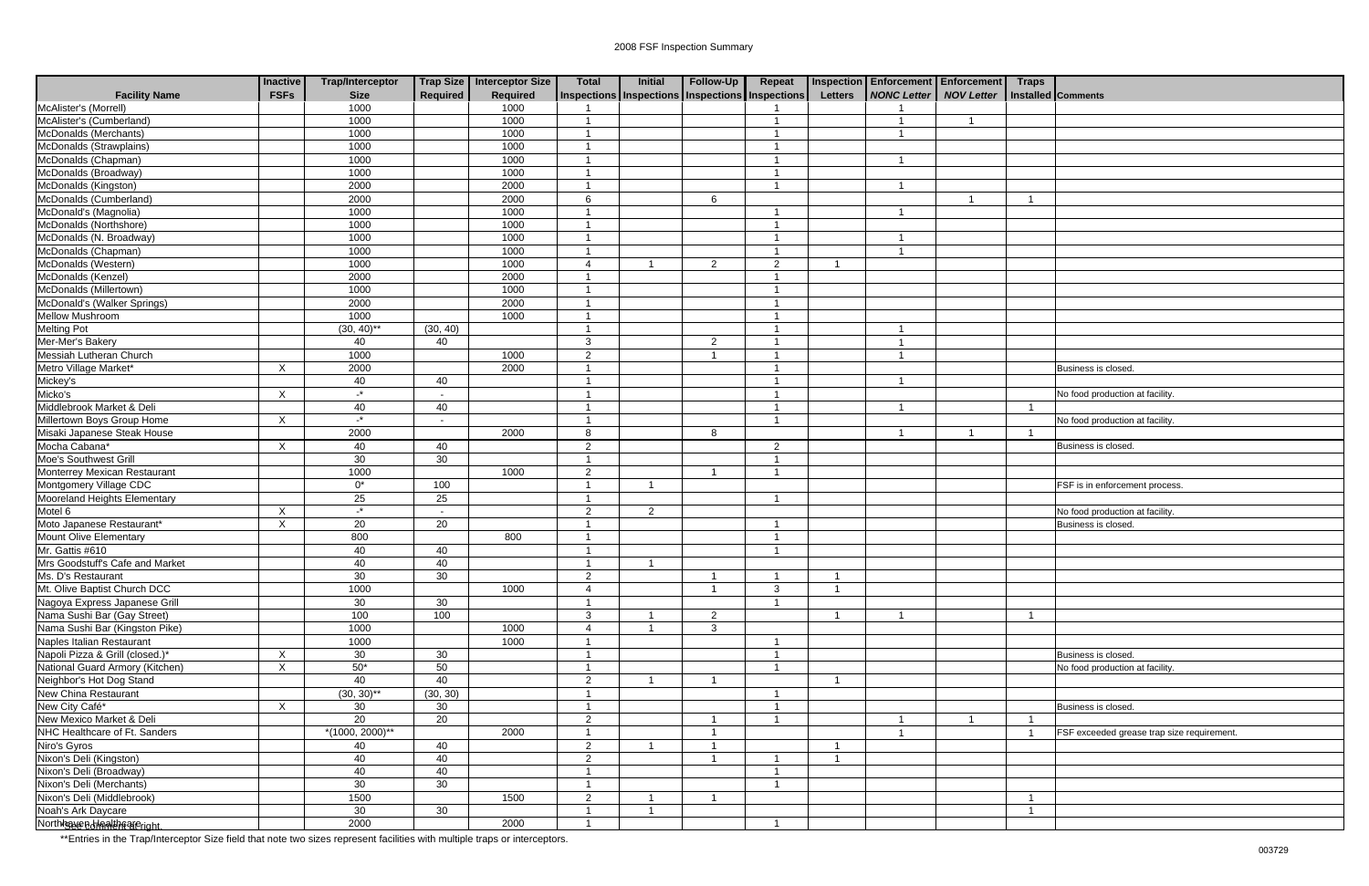# 2008 FSF Inspection Summary

| Facility Name | Inactive FSFs | Trap/Interceptor Size | Trap Size Required | Interceptor Size Required | Total Inspections | Initial Inspections | Follow-Up Inspections | Repeat Inspections | Inspection Letters | Enforcement *NONC Letter* | Enforcement *NOV Letter* | Traps Installed | Comments |
|---|---|---|---|---|---|---|---|---|---|---|---|---|---|
| McAlister's (Morrell) | | 1000 | | 1000 | 1 | | | 1 | | 1 | | | |
| McAlister's (Cumberland) | | 1000 | | 1000 | 1 | | | 1 | | 1 | 1 | | |
| McDonalds (Merchants) | | 1000 | | 1000 | 1 | | | 1 | | 1 | | | |
| McDonalds (Strawplains) | | 1000 | | 1000 | 1 | | | 1 | | | | | |
| McDonalds (Chapman) | | 1000 | | 1000 | 1 | | | 1 | | 1 | | | |
| McDonalds (Broadway) | | 1000 | | 1000 | 1 | | | 1 | | | | | |
| McDonalds (Kingston) | | 2000 | | 2000 | 1 | | | 1 | | 1 | | | |
| McDonalds (Cumberland) | | 2000 | | 2000 | 6 | | 6 | | | | 1 | 1 | |
| McDonald's (Magnolia) | | 1000 | | 1000 | 1 | | | 1 | | 1 | | | |
| McDonalds (Northshore) | | 1000 | | 1000 | 1 | | | 1 | | | | | |
| McDonalds (N. Broadway) | | 1000 | | 1000 | 1 | | | 1 | | 1 | | | |
| McDonalds (Chapman) | | 1000 | | 1000 | 1 | | | 1 | | 1 | | | |
| McDonalds (Western) | | 1000 | | 1000 | 4 | 1 | 2 | 2 | 1 | | | | |
| McDonalds (Kenzel) | | 2000 | | 2000 | 1 | | | 1 | | | | | |
| McDonalds (Millertown) | | 1000 | | 1000 | 1 | | | 1 | | | | | |
| McDonald's (Walker Springs) | | 2000 | | 2000 | 1 | | | 1 | | | | | |
| Mellow Mushroom | | 1000 | | 1000 | 1 | | | 1 | | | | | |
| Melting Pot | | (30, 40)** | (30, 40) | | 1 | | | 1 | | 1 | | | |
| Mer-Mer's Bakery | | 40 | 40 | | 3 | | 2 | 1 | | 1 | | | |
| Messiah Lutheran Church | | 1000 | | 1000 | 2 | | 1 | 1 | | 1 | | | |
| Metro Village Market* | X | 2000 | | 2000 | 1 | | | 1 | | | | | Business is closed. |
| Mickey's | | 40 | 40 | | 1 | | | 1 | | 1 | | | |
| Micko's | X | -* | - | | 1 | | | 1 | | | | | No food production at facility. |
| Middlebrook Market & Deli | | 40 | 40 | | 1 | | | 1 | | 1 | | 1 | |
| Millertown Boys Group Home | X | -* | - | | 1 | | | 1 | | | | | No food production at facility. |
| Misaki Japanese Steak House | | 2000 | | 2000 | 8 | | 8 | | | 1 | 1 | 1 | |
| Mocha Cabana* | X | 40 | 40 | | 2 | | | 2 | | | | | Business is closed. |
| Moe's Southwest Grill | | 30 | 30 | | 1 | | | 1 | | | | | |
| Monterrey Mexican Restaurant | | 1000 | | 1000 | 2 | | 1 | 1 | | | | | |
| Montgomery Village CDC | | 0* | 100 | | 1 | 1 | | | | | | | FSF is in enforcement process. |
| Mooreland Heights Elementary | | 25 | 25 | | 1 | | | 1 | | | | | |
| Motel 6 | X | -* | - | | 2 | 2 | | | | | | | No food production at facility. |
| Moto Japanese Restaurant* | X | 20 | 20 | | 1 | | | 1 | | | | | Business is closed. |
| Mount Olive Elementary | | 800 | | 800 | 1 | | | 1 | | | | | |
| Mr. Gattis #610 | | 40 | 40 | | 1 | | | 1 | | | | | |
| Mrs Goodstuff's Cafe and Market | | 40 | 40 | | 1 | 1 | | | | | | | |
| Ms. D's Restaurant | | 30 | 30 | | 2 | | 1 | 1 | 1 | | | | |
| Mt. Olive Baptist Church DCC | | 1000 | | 1000 | 4 | | 1 | 3 | 1 | | | | |
| Nagoya Express Japanese Grill | | 30 | 30 | | 1 | | | 1 | | | | | |
| Nama Sushi Bar (Gay Street) | | 100 | 100 | | 3 | 1 | 2 | | 1 | 1 | | 1 | |
| Nama Sushi Bar (Kingston Pike) | | 1000 | | 1000 | 4 | 1 | 3 | | | | | | |
| Naples Italian Restaurant | | 1000 | | 1000 | 1 | | | 1 | | | | | |
| Napoli Pizza & Grill (closed.)* | X | 30 | 30 | | 1 | | | 1 | | | | | Business is closed. |
| National Guard Armory (Kitchen) | X | 50* | 50 | | 1 | | | 1 | | | | | No food production at facility. |
| Neighbor's Hot Dog Stand | | 40 | 40 | | 2 | 1 | 1 | | 1 | | | | |
| New China Restaurant | | (30, 30)** | (30, 30) | | 1 | | | 1 | | | | | |
| New City Café* | X | 30 | 30 | | 1 | | | 1 | | | | | Business is closed. |
| New Mexico Market & Deli | | 20 | 20 | | 2 | | 1 | 1 | | 1 | 1 | 1 | |
| NHC Healthcare of Ft. Sanders | | *(1000, 2000)** | | 2000 | 1 | | 1 | | | 1 | | 1 | FSF exceeded grease trap size requirement. |
| Niro's Gyros | | 40 | 40 | | 2 | 1 | 1 | | 1 | | | | |
| Nixon's Deli (Kingston) | | 40 | 40 | | 2 | | 1 | 1 | 1 | | | | |
| Nixon's Deli (Broadway) | | 40 | 40 | | 1 | | | 1 | | | | | |
| Nixon's Deli (Merchants) | | 30 | 30 | | 1 | | | 1 | | | | | |
| Nixon's Deli (Middlebrook) | | 1500 | | 1500 | 2 | 1 | 1 | | | | | 1 | |
| Noah's Ark Daycare | | 30 | 30 | | 1 | 1 | | | | | | 1 | |
| Northhaven Healthcare | | 2000 | | 2000 | 1 | | | 1 | | | | | |

*See comment at right.

**Entries in the Trap/Interceptor Size field that note two sizes represent facilities with multiple traps or interceptors.

003729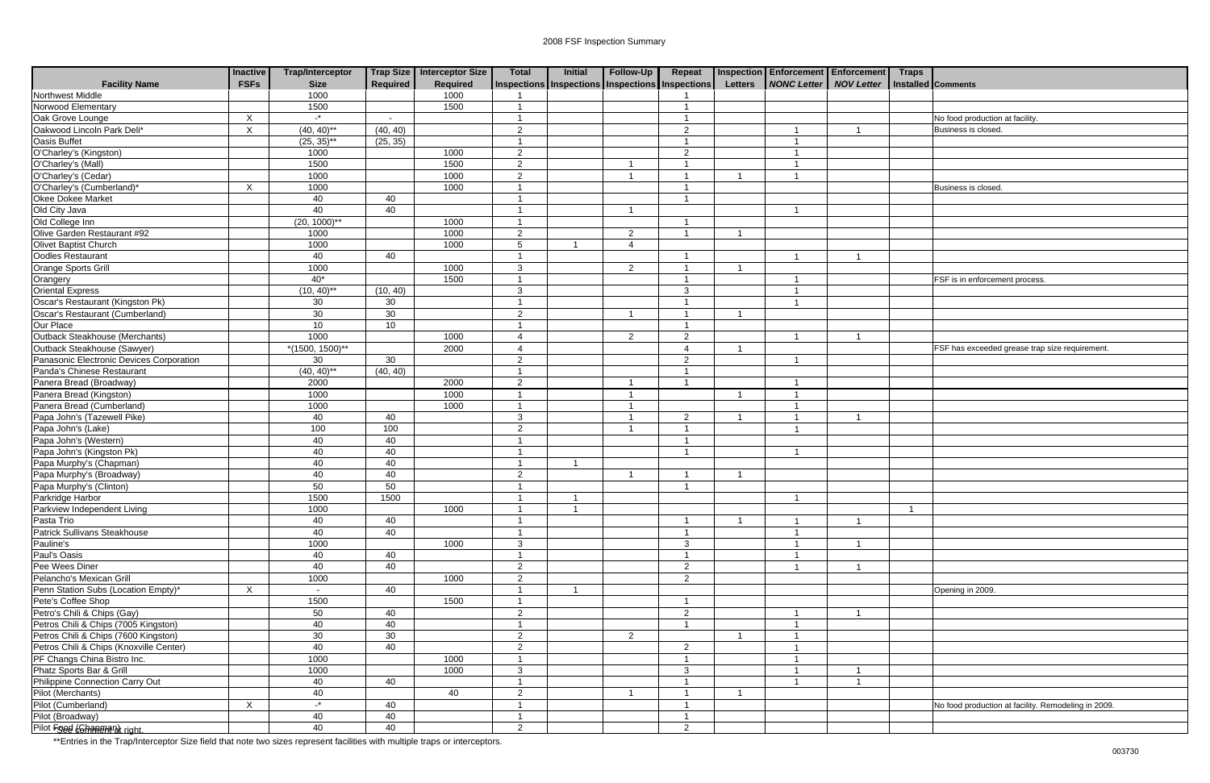# 2008 FSF Inspection Summary

| Facility Name | Inactive FSFs | Trap/Interceptor Size | Trap Size Required | Interceptor Size Required | Total Inspections | Initial Inspections | Follow-Up Inspections | Repeat Inspections | Inspection Letters | Enforcement *NONC Letter* | Enforcement *NOV Letter* | Traps Installed | Comments |
|---|---|---|---|---|---|---|---|---|---|---|---|---|---|
| Northwest Middle | | 1000 | | 1000 | 1 | | | 1 | | | | | |
| Norwood Elementary | | 1500 | | 1500 | 1 | | | 1 | | | | | |
| Oak Grove Lounge | X | -* | - | | 1 | | | 1 | | | | | No food production at facility. |
| Oakwood Lincoln Park Deli* | X | (40, 40)** | (40, 40) | | 2 | | | 2 | | 1 | 1 | | Business is closed. |
| Oasis Buffet | | (25, 35)** | (25, 35) | | 1 | | | 1 | | 1 | | | |
| O'Charley's (Kingston) | | 1000 | | 1000 | 2 | | | 2 | | 1 | | | |
| O'Charley's (Mall) | | 1500 | | 1500 | 2 | | 1 | 1 | | 1 | | | |
| O'Charley's (Cedar) | | 1000 | | 1000 | 2 | | 1 | 1 | 1 | 1 | | | |
| O'Charley's (Cumberland)* | X | 1000 | | 1000 | 1 | | | 1 | | | | | Business is closed. |
| Okee Dokee Market | | 40 | 40 | | 1 | | | 1 | | | | | |
| Old City Java | | 40 | 40 | | 1 | | 1 | | | 1 | | | |
| Old College Inn | | (20, 1000)** | | 1000 | 1 | | | 1 | | | | | |
| Olive Garden Restaurant #92 | | 1000 | | 1000 | 2 | | 2 | 1 | 1 | | | | |
| Olivet Baptist Church | | 1000 | | 1000 | 5 | 1 | 4 | | | | | | |
| Oodles Restaurant | | 40 | 40 | | 1 | | | 1 | | 1 | 1 | | |
| Orange Sports Grill | | 1000 | | 1000 | 3 | | 2 | 1 | 1 | | | | |
| Orangery | | 40* | | 1500 | 1 | | | 1 | | 1 | | | FSF is in enforcement process. |
| Oriental Express | | (10, 40)** | (10, 40) | | 3 | | | 3 | | 1 | | | |
| Oscar's Restaurant (Kingston Pk) | | 30 | 30 | | 1 | | | 1 | | 1 | | | |
| Oscar's Restaurant (Cumberland) | | 30 | 30 | | 2 | | 1 | 1 | 1 | | | | |
| Our Place | | 10 | 10 | | 1 | | | 1 | | | | | |
| Outback Steakhouse (Merchants) | | 1000 | | 1000 | 4 | | 2 | 2 | | 1 | 1 | | |
| Outback Steakhouse (Sawyer) | | *(1500, 1500)** | | 2000 | 4 | | | 4 | 1 | | | | FSF has exceeded grease trap size requirement. |
| Panasonic Electronic Devices Corporation | | 30 | 30 | | 2 | | | 2 | | 1 | | | |
| Panda's Chinese Restaurant | | (40, 40)** | (40, 40) | | 1 | | | 1 | | | | | |
| Panera Bread (Broadway) | | 2000 | | 2000 | 2 | | 1 | 1 | | 1 | | | |
| Panera Bread (Kingston) | | 1000 | | 1000 | 1 | | 1 | | 1 | 1 | | | |
| Panera Bread (Cumberland) | | 1000 | | 1000 | 1 | | 1 | | | 1 | | | |
| Papa John's (Tazewell Pike) | | 40 | 40 | | 3 | | 1 | 2 | 1 | 1 | 1 | | |
| Papa John's (Lake) | | 100 | 100 | | 2 | | 1 | 1 | | 1 | | | |
| Papa John's (Western) | | 40 | 40 | | 1 | | | 1 | | | | | |
| Papa John's (Kingston Pk) | | 40 | 40 | | 1 | | | 1 | | 1 | | | |
| Papa Murphy's (Chapman) | | 40 | 40 | | 1 | 1 | | | | | | | |
| Papa Murphy's (Broadway) | | 40 | 40 | | 2 | | 1 | 1 | 1 | | | | |
| Papa Murphy's (Clinton) | | 50 | 50 | | 1 | | | 1 | | | | | |
| Parkridge Harbor | | 1500 | 1500 | | 1 | 1 | | | | 1 | | | |
| Parkview Independent Living | | 1000 | | 1000 | 1 | 1 | | | | | | 1 | |
| Pasta Trio | | 40 | 40 | | 1 | | | 1 | 1 | 1 | 1 | | |
| Patrick Sullivans Steakhouse | | 40 | 40 | | 1 | | | 1 | | 1 | | | |
| Pauline's | | 1000 | | 1000 | 3 | | | 3 | | 1 | 1 | | |
| Paul's Oasis | | 40 | 40 | | 1 | | | 1 | | 1 | | | |
| Pee Wees Diner | | 40 | 40 | | 2 | | | 2 | | 1 | 1 | | |
| Pelancho's Mexican Grill | | 1000 | | 1000 | 2 | | | 2 | | | | | |
| Penn Station Subs (Location Empty)* | X | - | 40 | | 1 | 1 | | | | | | | Opening in 2009. |
| Pete's Coffee Shop | | 1500 | | 1500 | 1 | | | 1 | | | | | |
| Petro's Chili & Chips (Gay) | | 50 | 40 | | 2 | | | 2 | | 1 | 1 | | |
| Petros Chili & Chips (7005 Kingston) | | 40 | 40 | | 1 | | | 1 | | 1 | | | |
| Petros Chili & Chips (7600 Kingston) | | 30 | 30 | | 2 | | 2 | | 1 | 1 | | | |
| Petros Chili & Chips (Knoxville Center) | | 40 | 40 | | 2 | | | 2 | | 1 | | | |
| PF Changs China Bistro Inc. | | 1000 | | 1000 | 1 | | | 1 | | 1 | | | |
| Phatz Sports Bar & Grill | | 1000 | | 1000 | 3 | | | 3 | | 1 | 1 | | |
| Philippine Connection Carry Out | | 40 | 40 | | 1 | | | 1 | | 1 | 1 | | |
| Pilot (Merchants) | | 40 | | 40 | 2 | | 1 | 1 | 1 | | | | |
| Pilot (Cumberland) | X | -* | 40 | | 1 | | | 1 | | | | | No food production at facility. Remodeling in 2009. |
| Pilot (Broadway) | | 40 | 40 | | 1 | | | 1 | | | | | |
| Pilot Food (Chapman) | | 40 | 40 | | 2 | | | 2 | | | | | |

*See comment at right.

**Entries in the Trap/Interceptor Size field that note two sizes represent facilities with multiple traps or interceptors.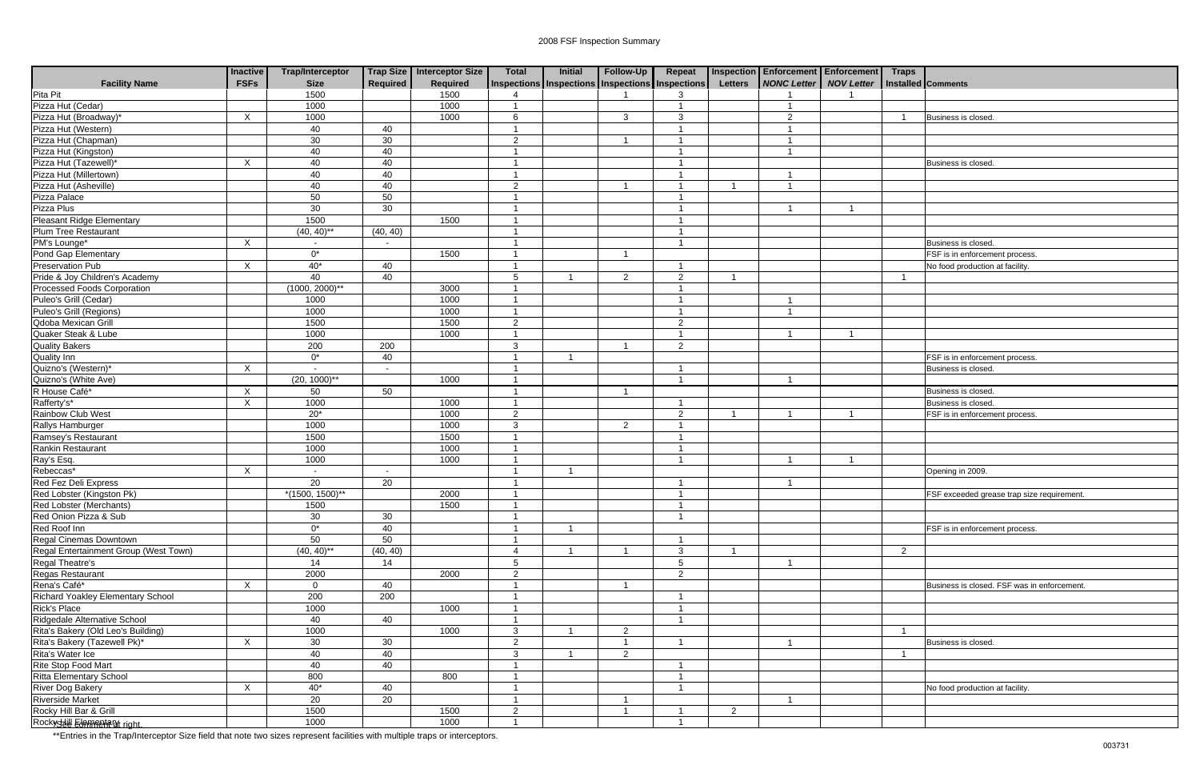# 2008 FSF Inspection Summary

| Facility Name | Inactive FSFs | Trap/Interceptor Size | Trap Size Required | Interceptor Size Required | Total Inspections | Initial Inspections | Follow-Up Inspections | Repeat Inspections | Inspection Letters | Enforcement *NONC Letter* | Enforcement *NOV Letter* | Traps Installed | Comments |
|---|---|---|---|---|---|---|---|---|---|---|---|---|---|
| Pita Pit | | 1500 | | 1500 | 4 | | 1 | 3 | | 1 | 1 | | |
| Pizza Hut (Cedar) | | 1000 | | 1000 | 1 | | | 1 | | 1 | | | |
| Pizza Hut (Broadway)* | X | 1000 | | 1000 | 6 | | 3 | 3 | | 2 | | 1 | Business is closed. |
| Pizza Hut (Western) | | 40 | 40 | | 1 | | | 1 | | 1 | | | |
| Pizza Hut (Chapman) | | 30 | 30 | | 2 | | 1 | 1 | | 1 | | | |
| Pizza Hut (Kingston) | | 40 | 40 | | 1 | | | 1 | | 1 | | | |
| Pizza Hut (Tazewell)* | X | 40 | 40 | | 1 | | | 1 | | | | | Business is closed. |
| Pizza Hut (Millertown) | | 40 | 40 | | 1 | | | 1 | | 1 | | | |
| Pizza Hut (Asheville) | | 40 | 40 | | 2 | | 1 | 1 | 1 | 1 | | | |
| Pizza Palace | | 50 | 50 | | 1 | | | 1 | | | | | |
| Pizza Plus | | 30 | 30 | | 1 | | | 1 | | 1 | 1 | | |
| Pleasant Ridge Elementary | | 1500 | | 1500 | 1 | | | 1 | | | | | |
| Plum Tree Restaurant | | (40, 40)** | (40, 40) | | 1 | | | 1 | | | | | |
| PM's Lounge* | X | - | - | | 1 | | | 1 | | | | | Business is closed. |
| Pond Gap Elementary | | 0* | | 1500 | 1 | | 1 | | | | | | FSF is in enforcement process. |
| Preservation Pub | X | 40* | 40 | | 1 | | | 1 | | | | | No food production at facility. |
| Pride & Joy Children's Academy | | 40 | 40 | | 5 | 1 | 2 | 2 | 1 | | | 1 | |
| Processed Foods Corporation | | (1000, 2000)** | | 3000 | 1 | | | 1 | | | | | |
| Puleo's Grill (Cedar) | | 1000 | | 1000 | 1 | | | 1 | | 1 | | | |
| Puleo's Grill (Regions) | | 1000 | | 1000 | 1 | | | 1 | | 1 | | | |
| Qdoba Mexican Grill | | 1500 | | 1500 | 2 | | | 2 | | | | | |
| Quaker Steak & Lube | | 1000 | | 1000 | 1 | | | 1 | | 1 | 1 | | |
| Quality Bakers | | 200 | 200 | | 3 | | 1 | 2 | | | | | |
| Quality Inn | | 0* | 40 | | 1 | 1 | | | | | | | FSF is in enforcement process. |
| Quizno's (Western)* | X | - | - | | 1 | | | 1 | | | | | Business is closed. |
| Quizno's (White Ave) | | (20, 1000)** | | 1000 | 1 | | | 1 | | 1 | | | |
| R House Café* | X | 50 | 50 | | 1 | | 1 | | | | | | Business is closed. |
| Rafferty's* | X | 1000 | | 1000 | 1 | | | 1 | | | | | Business is closed. |
| Rainbow Club West | | 20* | | 1000 | 2 | | | 2 | 1 | 1 | 1 | | FSF is in enforcement process. |
| Rallys Hamburger | | 1000 | | 1000 | 3 | | 2 | 1 | | | | | |
| Ramsey's Restaurant | | 1500 | | 1500 | 1 | | | 1 | | | | | |
| Rankin Restaurant | | 1000 | | 1000 | 1 | | | 1 | | | | | |
| Ray's Esq. | | 1000 | | 1000 | 1 | | | 1 | | 1 | 1 | | |
| Rebeccas* | X | - | - | | 1 | 1 | | | | | | | Opening in 2009. |
| Red Fez Deli Express | | 20 | 20 | | 1 | | | 1 | | 1 | | | |
| Red Lobster (Kingston Pk) | | *(1500, 1500)** | | 2000 | 1 | | | 1 | | | | | FSF exceeded grease trap size requirement. |
| Red Lobster (Merchants) | | 1500 | | 1500 | 1 | | | 1 | | | | | |
| Red Onion Pizza & Sub | | 30 | 30 | | 1 | | | 1 | | | | | |
| Red Roof Inn | | 0* | 40 | | 1 | 1 | | | | | | | FSF is in enforcement process. |
| Regal Cinemas Downtown | | 50 | 50 | | 1 | | | 1 | | | | | |
| Regal Entertainment Group (West Town) | | (40, 40)** | (40, 40) | | 4 | 1 | 1 | 3 | 1 | | | 2 | |
| Regal Theatre's | | 14 | 14 | | 5 | | | 5 | | 1 | | | |
| Regas Restaurant | | 2000 | | 2000 | 2 | | | 2 | | | | | |
| Rena's Café* | X | 0 | 40 | | 1 | | 1 | | | | | | Business is closed. FSF was in enforcement. |
| Richard Yoakley Elementary School | | 200 | 200 | | 1 | | | 1 | | | | | |
| Rick's Place | | 1000 | | 1000 | 1 | | | 1 | | | | | |
| Ridgedale Alternative School | | 40 | 40 | | 1 | | | 1 | | | | | |
| Rita's Bakery (Old Leo's Building) | | 1000 | | 1000 | 3 | 1 | 2 | | | | | 1 | |
| Rita's Bakery (Tazewell Pk)* | X | 30 | 30 | | 2 | | 1 | 1 | | 1 | | | Business is closed. |
| Rita's Water Ice | | 40 | 40 | | 3 | 1 | 2 | | | | | 1 | |
| Rite Stop Food Mart | | 40 | 40 | | 1 | | | 1 | | | | | |
| Ritta Elementary School | | 800 | | 800 | 1 | | | 1 | | | | | |
| River Dog Bakery | X | 40* | 40 | | 1 | | | 1 | | | | | No food production at facility. |
| Riverside Market | | 20 | 20 | | 1 | | 1 | | | 1 | | | |
| Rocky Hill Bar & Grill | | 1500 | | 1500 | 2 | | 1 | 1 | 2 | | | | |
| Rocky Hill Elementary | | 1000 | | 1000 | 1 | | | 1 | | | | | |

*See comment at right.

**Entries in the Trap/Interceptor Size field that note two sizes represent facilities with multiple traps or interceptors.

003731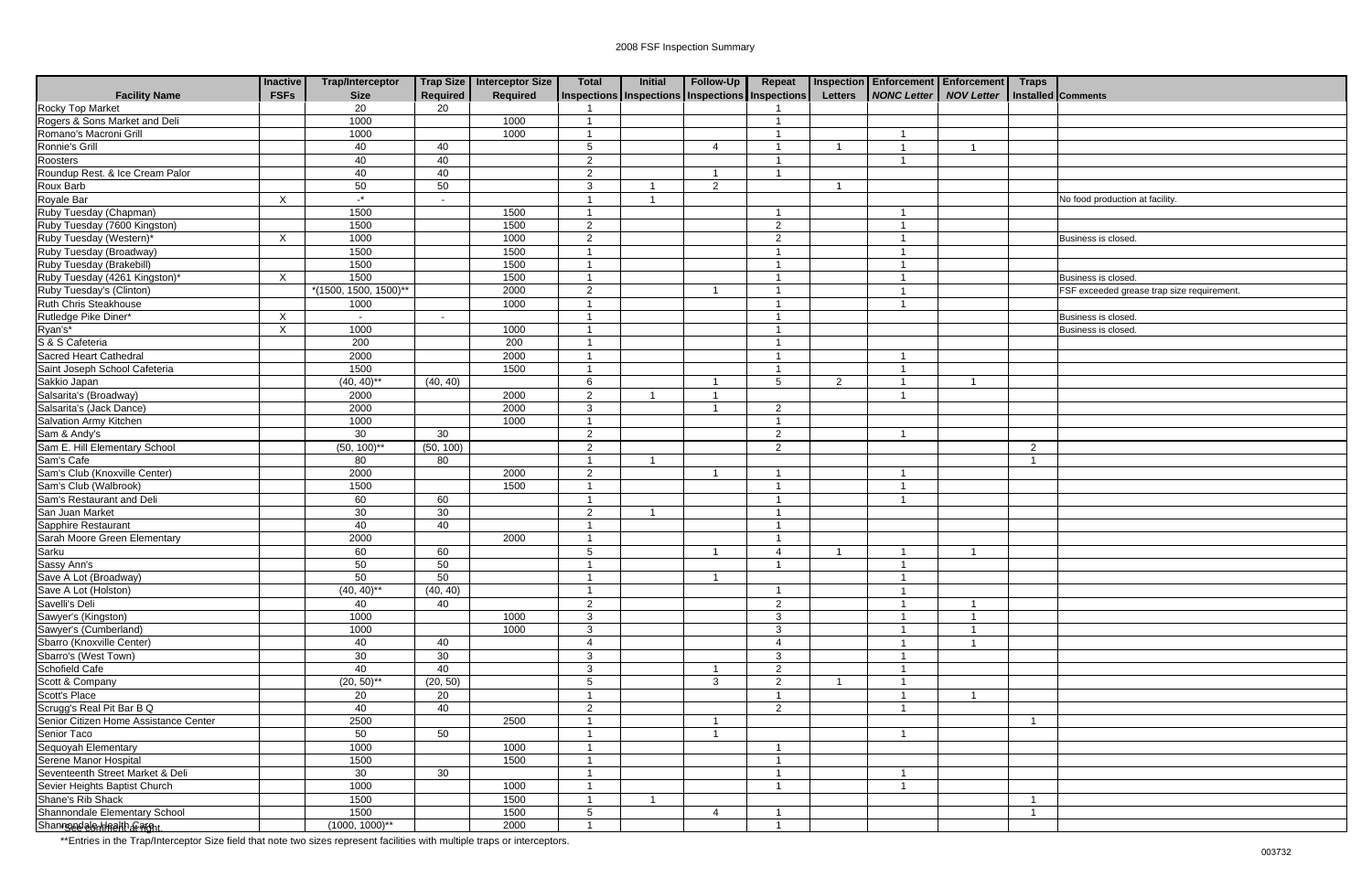# 2008 FSF Inspection Summary

| Facility Name | Inactive FSFs | Trap/Interceptor Size | Trap Size Required | Interceptor Size Required | Total Inspections | Initial Inspections | Follow-Up Inspections | Repeat Inspections | Inspection Letters | Enforcement *NONC Letter* | Enforcement *NOV Letter* | Traps Installed | Comments |
|---|---|---|---|---|---|---|---|---|---|---|---|---|---|
| Rocky Top Market | | 20 | 20 | | 1 | | | 1 | | | | | |
| Rogers & Sons Market and Deli | | 1000 | | 1000 | 1 | | | 1 | | | | | |
| Romano's Macroni Grill | | 1000 | | 1000 | 1 | | | 1 | | 1 | | | |
| Ronnie's Grill | | 40 | 40 | | 5 | | 4 | 1 | 1 | 1 | 1 | | |
| Roosters | | 40 | 40 | | 2 | | | 1 | | 1 | | | |
| Roundup Rest. & Ice Cream Palor | | 40 | 40 | | 2 | | 1 | 1 | | | | | |
| Roux Barb | | 50 | 50 | | 3 | 1 | 2 | | 1 | | | | |
| Royale Bar | X | -* | - | | 1 | 1 | | | | | | | No food production at facility. |
| Ruby Tuesday (Chapman) | | 1500 | | 1500 | 1 | | | 1 | | 1 | | | |
| Ruby Tuesday (7600 Kingston) | | 1500 | | 1500 | 2 | | | 2 | | 1 | | | |
| Ruby Tuesday (Western)* | X | 1000 | | 1000 | 2 | | | 2 | | 1 | | | Business is closed. |
| Ruby Tuesday (Broadway) | | 1500 | | 1500 | 1 | | | 1 | | 1 | | | |
| Ruby Tuesday (Brakebill) | | 1500 | | 1500 | 1 | | | 1 | | 1 | | | |
| Ruby Tuesday (4261 Kingston)* | X | 1500 | | 1500 | 1 | | | 1 | | 1 | | | Business is closed. |
| Ruby Tuesday's (Clinton) | | *(1500, 1500, 1500)** | | 2000 | 2 | | 1 | 1 | | 1 | | | FSF exceeded grease trap size requirement. |
| Ruth Chris Steakhouse | | 1000 | | 1000 | 1 | | | 1 | | 1 | | | |
| Rutledge Pike Diner* | X | - | - | | 1 | | | 1 | | | | | Business is closed. |
| Ryan's* | X | 1000 | | 1000 | 1 | | | 1 | | | | | Business is closed. |
| S & S Cafeteria | | 200 | | 200 | 1 | | | 1 | | | | | |
| Sacred Heart Cathedral | | 2000 | | 2000 | 1 | | | 1 | | 1 | | | |
| Saint Joseph School Cafeteria | | 1500 | | 1500 | 1 | | | 1 | | 1 | | | |
| Sakkio Japan | | (40, 40)** | (40, 40) | | 6 | | 1 | 5 | 2 | 1 | 1 | | |
| Salsarita's (Broadway) | | 2000 | | 2000 | 2 | 1 | 1 | | | 1 | | | |
| Salsarita's (Jack Dance) | | 2000 | | 2000 | 3 | | 1 | 2 | | | | | |
| Salvation Army Kitchen | | 1000 | | 1000 | 1 | | | 1 | | | | | |
| Sam & Andy's | | 30 | 30 | | 2 | | | 2 | | 1 | | | |
| Sam E. Hill Elementary School | | (50, 100)** | (50, 100) | | 2 | | | 2 | | | | 2 | |
| Sam's Cafe | | 80 | 80 | | 1 | 1 | | | | | | 1 | |
| Sam's Club (Knoxville Center) | | 2000 | | 2000 | 2 | | 1 | 1 | | 1 | | | |
| Sam's Club (Walbrook) | | 1500 | | 1500 | 1 | | | 1 | | 1 | | | |
| Sam's Restaurant and Deli | | 60 | 60 | | 1 | | | 1 | | 1 | | | |
| San Juan Market | | 30 | 30 | | 2 | 1 | | 1 | | | | | |
| Sapphire Restaurant | | 40 | 40 | | 1 | | | 1 | | | | | |
| Sarah Moore Green Elementary | | 2000 | | 2000 | 1 | | | 1 | | | | | |
| Sarku | | 60 | 60 | | 5 | | 1 | 4 | 1 | 1 | 1 | | |
| Sassy Ann's | | 50 | 50 | | 1 | | | 1 | | 1 | | | |
| Save A Lot (Broadway) | | 50 | 50 | | 1 | | 1 | | | 1 | | | |
| Save A Lot (Holston) | | (40, 40)** | (40, 40) | | 1 | | | 1 | | 1 | | | |
| Savelli's Deli | | 40 | 40 | | 2 | | | 2 | | 1 | 1 | | |
| Sawyer's (Kingston) | | 1000 | | 1000 | 3 | | | 3 | | 1 | 1 | | |
| Sawyer's (Cumberland) | | 1000 | | 1000 | 3 | | | 3 | | 1 | 1 | | |
| Sbarro (Knoxville Center) | | 40 | 40 | | 4 | | | 4 | | 1 | 1 | | |
| Sbarro's (West Town) | | 30 | 30 | | 3 | | | 3 | | 1 | | | |
| Schofield Cafe | | 40 | 40 | | 3 | | 1 | 2 | | 1 | | | |
| Scott & Company | | (20, 50)** | (20, 50) | | 5 | | 3 | 2 | 1 | 1 | | | |
| Scott's Place | | 20 | 20 | | 1 | | | 1 | | 1 | 1 | | |
| Scrugg's Real Pit Bar B Q | | 40 | 40 | | 2 | | | 2 | | 1 | | | |
| Senior Citizen Home Assistance Center | | 2500 | | 2500 | 1 | | 1 | | | | | 1 | |
| Senior Taco | | 50 | 50 | | 1 | | 1 | | | 1 | | | |
| Sequoyah Elementary | | 1000 | | 1000 | 1 | | | 1 | | | | | |
| Serene Manor Hospital | | 1500 | | 1500 | 1 | | | 1 | | | | | |
| Seventeenth Street Market & Deli | | 30 | 30 | | 1 | | | 1 | | 1 | | | |
| Sevier Heights Baptist Church | | 1000 | | 1000 | 1 | | | 1 | | 1 | | | |
| Shane's Rib Shack | | 1500 | | 1500 | 1 | 1 | | | | | | 1 | |
| Shannondale Elementary School | | 1500 | | 1500 | 5 | | 4 | 1 | | | | 1 | |
| Shannondale Health Care | | (1000, 1000)** | | 2000 | 1 | | | 1 | | | | | |

*See comment at right.

**Entries in the Trap/Interceptor Size field that note two sizes represent facilities with multiple traps or interceptors.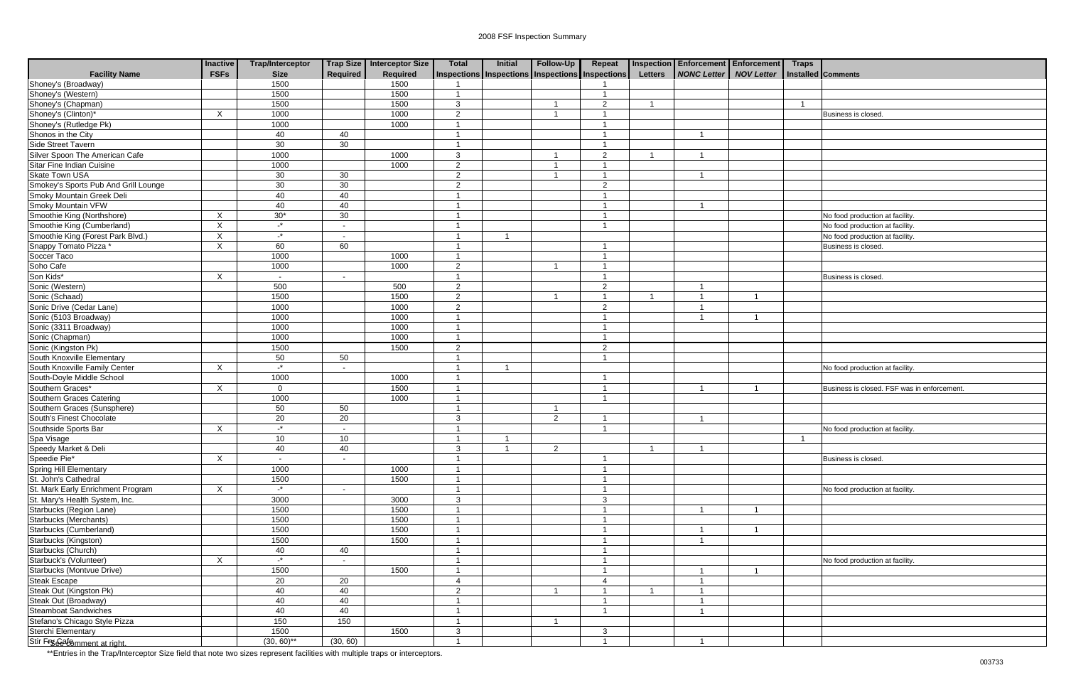# 2008 FSF Inspection Summary

| Facility Name | Inactive FSFs | Trap/Interceptor Size | Trap Size Required | Interceptor Size Required | Total Inspections | Initial Inspections | Follow-Up Inspections | Repeat Inspections | Inspection Letters | Enforcement *NONC Letter* | Enforcement *NOV Letter* | Traps Installed | Comments |
|---|---|---|---|---|---|---|---|---|---|---|---|---|---|
| Shoney's (Broadway) | | 1500 | | 1500 | 1 | | | 1 | | | | | |
| Shoney's (Western) | | 1500 | | 1500 | 1 | | | 1 | | | | | |
| Shoney's (Chapman) | | 1500 | | 1500 | 3 | | 1 | 2 | 1 | | | 1 | |
| Shoney's (Clinton)* | X | 1000 | | 1000 | 2 | | 1 | 1 | | | | | Business is closed. |
| Shoney's (Rutledge Pk) | | 1000 | | 1000 | 1 | | | 1 | | | | | |
| Shonos in the City | | 40 | 40 | | 1 | | | 1 | | 1 | | | |
| Side Street Tavern | | 30 | 30 | | 1 | | | 1 | | | | | |
| Silver Spoon The American Cafe | | 1000 | | 1000 | 3 | | 1 | 2 | 1 | 1 | | | |
| Sitar Fine Indian Cuisine | | 1000 | | 1000 | 2 | | 1 | 1 | | | | | |
| Skate Town USA | | 30 | 30 | | 2 | | 1 | 1 | | 1 | | | |
| Smokey's Sports Pub And Grill Lounge | | 30 | 30 | | 2 | | | 2 | | | | | |
| Smoky Mountain Greek Deli | | 40 | 40 | | 1 | | | 1 | | | | | |
| Smoky Mountain VFW | | 40 | 40 | | 1 | | | 1 | | 1 | | | |
| Smoothie King (Northshore) | X | 30* | 30 | | 1 | | | 1 | | | | | No food production at facility. |
| Smoothie King (Cumberland) | X | -* | - | | 1 | | | 1 | | | | | No food production at facility. |
| Smoothie King (Forest Park Blvd.) | X | -* | - | | 1 | 1 | | | | | | | No food production at facility. |
| Snappy Tomato Pizza * | X | 60 | 60 | | 1 | | | 1 | | | | | Business is closed. |
| Soccer Taco | | 1000 | | 1000 | 1 | | | 1 | | | | | |
| Soho Cafe | | 1000 | | 1000 | 2 | | 1 | 1 | | | | | |
| Son Kids* | X | - | - | | 1 | | | 1 | | | | | Business is closed. |
| Sonic (Western) | | 500 | | 500 | 2 | | | 2 | | 1 | | | |
| Sonic (Schaad) | | 1500 | | 1500 | 2 | | 1 | 1 | 1 | 1 | 1 | | |
| Sonic Drive (Cedar Lane) | | 1000 | | 1000 | 2 | | | 2 | | 1 | | | |
| Sonic (5103 Broadway) | | 1000 | | 1000 | 1 | | | 1 | | 1 | 1 | | |
| Sonic (3311 Broadway) | | 1000 | | 1000 | 1 | | | 1 | | | | | |
| Sonic (Chapman) | | 1000 | | 1000 | 1 | | | 1 | | | | | |
| Sonic (Kingston Pk) | | 1500 | | 1500 | 2 | | | 2 | | | | | |
| South Knoxville Elementary | | 50 | 50 | | 1 | | | 1 | | | | | |
| South Knoxville Family Center | X | -* | - | | 1 | 1 | | | | | | | No food production at facility. |
| South-Doyle Middle School | | 1000 | | 1000 | 1 | | | 1 | | | | | |
| Southern Graces* | X | 0 | | 1500 | 1 | | | 1 | | 1 | 1 | | Business is closed. FSF was in enforcement. |
| Southern Graces Catering | | 1000 | | 1000 | 1 | | | 1 | | | | | |
| Southern Graces (Sunsphere) | | 50 | 50 | | 1 | | 1 | | | | | | |
| South's Finest Chocolate | | 20 | 20 | | 3 | | 2 | 1 | | 1 | | | |
| Southside Sports Bar | X | -* | - | | 1 | | | 1 | | | | | No food production at facility. |
| Spa Visage | | 10 | 10 | | 1 | 1 | | | | | | 1 | |
| Speedy Market & Deli | | 40 | 40 | | 3 | 1 | 2 | | 1 | 1 | | | |
| Speedie Pie* | X | - | - | | 1 | | | 1 | | | | | Business is closed. |
| Spring Hill Elementary | | 1000 | | 1000 | 1 | | | 1 | | | | | |
| St. John's Cathedral | | 1500 | | 1500 | 1 | | | 1 | | | | | |
| St. Mark Early Enrichment Program | X | -* | - | | 1 | | | 1 | | | | | No food production at facility. |
| St. Mary's Health System, Inc. | | 3000 | | 3000 | 3 | | | 3 | | | | | |
| Starbucks (Region Lane) | | 1500 | | 1500 | 1 | | | 1 | | 1 | 1 | | |
| Starbucks (Merchants) | | 1500 | | 1500 | 1 | | | 1 | | | | | |
| Starbucks (Cumberland) | | 1500 | | 1500 | 1 | | | 1 | | 1 | 1 | | |
| Starbucks (Kingston) | | 1500 | | 1500 | 1 | | | 1 | | 1 | | | |
| Starbucks (Church) | | 40 | 40 | | 1 | | | 1 | | | | | |
| Starbuck's (Volunteer) | X | -* | - | | 1 | | | 1 | | | | | No food production at facility. |
| Starbucks (Montvue Drive) | | 1500 | | 1500 | 1 | | | 1 | | 1 | 1 | | |
| Steak Escape | | 20 | 20 | | 4 | | | 4 | | 1 | | | |
| Steak Out (Kingston Pk) | | 40 | 40 | | 2 | | 1 | 1 | 1 | 1 | | | |
| Steak Out (Broadway) | | 40 | 40 | | 1 | | | 1 | | 1 | | | |
| Steamboat Sandwiches | | 40 | 40 | | 1 | | | 1 | | 1 | | | |
| Stefano's Chicago Style Pizza | | 150 | 150 | | 1 | | 1 | | | | | | |
| Sterchi Elementary | | 1500 | | 1500 | 3 | | | 3 | | | | | |
| Stir Fry Cafe | | (30, 60)** | (30, 60) | | 1 | | | 1 | | 1 | | | |

*See comment at right.

**Entries in the Trap/Interceptor Size field that note two sizes represent facilities with multiple traps or interceptors.

003733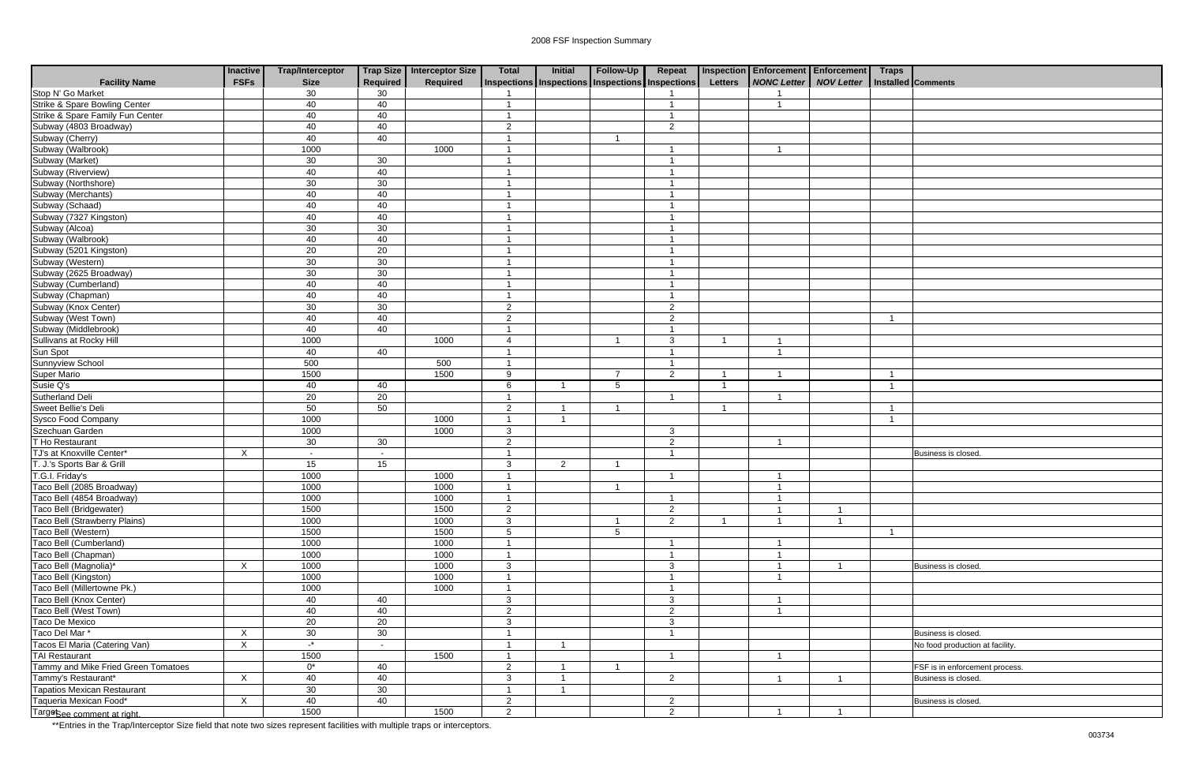# 2008 FSF Inspection Summary

| Facility Name | Inactive FSFs | Trap/Interceptor Size | Trap Size Required | Interceptor Size Required | Total Inspections | Initial Inspections | Follow-Up Inspections | Repeat Inspections | Inspection Letters | Enforcement *NONC Letter* | Enforcement *NOV Letter* | Traps Installed | Comments |
|---|---|---|---|---|---|---|---|---|---|---|---|---|---|
| Stop N' Go Market | | 30 | 30 | | 1 | | | 1 | | 1 | | | |
| Strike & Spare Bowling Center | | 40 | 40 | | 1 | | | 1 | | 1 | | | |
| Strike & Spare Family Fun Center | | 40 | 40 | | 1 | | | 1 | | | | | |
| Subway (4803 Broadway) | | 40 | 40 | | 2 | | | 2 | | | | | |
| Subway (Cherry) | | 40 | 40 | | 1 | | 1 | | | | | | |
| Subway (Walbrook) | | 1000 | | 1000 | 1 | | | 1 | | 1 | | | |
| Subway (Market) | | 30 | 30 | | 1 | | | 1 | | | | | |
| Subway (Riverview) | | 40 | 40 | | 1 | | | 1 | | | | | |
| Subway (Northshore) | | 30 | 30 | | 1 | | | 1 | | | | | |
| Subway (Merchants) | | 40 | 40 | | 1 | | | 1 | | | | | |
| Subway (Schaad) | | 40 | 40 | | 1 | | | 1 | | | | | |
| Subway (7327 Kingston) | | 40 | 40 | | 1 | | | 1 | | | | | |
| Subway (Alcoa) | | 30 | 30 | | 1 | | | 1 | | | | | |
| Subway (Walbrook) | | 40 | 40 | | 1 | | | 1 | | | | | |
| Subway (5201 Kingston) | | 20 | 20 | | 1 | | | 1 | | | | | |
| Subway (Western) | | 30 | 30 | | 1 | | | 1 | | | | | |
| Subway (2625 Broadway) | | 30 | 30 | | 1 | | | 1 | | | | | |
| Subway (Cumberland) | | 40 | 40 | | 1 | | | 1 | | | | | |
| Subway (Chapman) | | 40 | 40 | | 1 | | | 1 | | | | | |
| Subway (Knox Center) | | 30 | 30 | | 2 | | | 2 | | | | | |
| Subway (West Town) | | 40 | 40 | | 2 | | | 2 | | | | 1 | |
| Subway (Middlebrook) | | 40 | 40 | | 1 | | | 1 | | | | | |
| Sullivans at Rocky Hill | | 1000 | | 1000 | 4 | | 1 | 3 | 1 | 1 | | | |
| Sun Spot | | 40 | 40 | | 1 | | | 1 | | 1 | | | |
| Sunnyview School | | 500 | | 500 | 1 | | | 1 | | | | | |
| Super Mario | | 1500 | | 1500 | 9 | | 7 | 2 | 1 | 1 | | 1 | |
| Susie Q's | | 40 | 40 | | 6 | 1 | 5 | | 1 | | | 1 | |
| Sutherland Deli | | 20 | 20 | | 1 | | | 1 | | 1 | | | |
| Sweet Bellie's Deli | | 50 | 50 | | 2 | 1 | 1 | | 1 | | | 1 | |
| Sysco Food Company | | 1000 | | 1000 | 1 | 1 | | | | | | 1 | |
| Szechuan Garden | | 1000 | | 1000 | 3 | | | 3 | | | | | |
| T Ho Restaurant | | 30 | 30 | | 2 | | | 2 | | 1 | | | |
| TJ's at Knoxville Center* | X | - | - | | 1 | | | 1 | | | | | Business is closed. |
| T. J.'s Sports Bar & Grill | | 15 | 15 | | 3 | 2 | 1 | | | | | | |
| T.G.I. Friday's | | 1000 | | 1000 | 1 | | | 1 | | 1 | | | |
| Taco Bell (2085 Broadway) | | 1000 | | 1000 | 1 | | 1 | | | 1 | | | |
| Taco Bell (4854 Broadway) | | 1000 | | 1000 | 1 | | | 1 | | 1 | | | |
| Taco Bell (Bridgewater) | | 1500 | | 1500 | 2 | | | 2 | | 1 | 1 | | |
| Taco Bell (Strawberry Plains) | | 1000 | | 1000 | 3 | | 1 | 2 | 1 | 1 | 1 | | |
| Taco Bell (Western) | | 1500 | | 1500 | 5 | | 5 | | | | | 1 | |
| Taco Bell (Cumberland) | | 1000 | | 1000 | 1 | | | 1 | | 1 | | | |
| Taco Bell (Chapman) | | 1000 | | 1000 | 1 | | | 1 | | 1 | | | |
| Taco Bell (Magnolia)* | X | 1000 | | 1000 | 3 | | | 3 | | 1 | 1 | | Business is closed. |
| Taco Bell (Kingston) | | 1000 | | 1000 | 1 | | | 1 | | 1 | | | |
| Taco Bell (Millertowne Pk.) | | 1000 | | 1000 | 1 | | | 1 | | | | | |
| Taco Bell (Knox Center) | | 40 | 40 | | 3 | | | 3 | | 1 | | | |
| Taco Bell (West Town) | | 40 | 40 | | 2 | | | 2 | | 1 | | | |
| Taco De Mexico | | 20 | 20 | | 3 | | | 3 | | | | | |
| Taco Del Mar * | X | 30 | 30 | | 1 | | | 1 | | | | | Business is closed. |
| Tacos El Maria (Catering Van) | X | -* | - | | 1 | 1 | | | | | | | No food production at facility. |
| TAI Restaurant | | 1500 | | 1500 | 1 | | | 1 | | 1 | | | |
| Tammy and Mike Fried Green Tomatoes | | 0* | 40 | | 2 | 1 | 1 | | | | | | FSF is in enforcement process. |
| Tammy's Restaurant* | X | 40 | 40 | | 3 | 1 | | 2 | | 1 | 1 | | Business is closed. |
| Tapatios Mexican Restaurant | | 30 | 30 | | 1 | 1 | | | | | | | |
| Taqueria Mexican Food* | X | 40 | 40 | | 2 | | | 2 | | | | | Business is closed. |
| Target | | 1500 | | 1500 | 2 | | | 2 | | 1 | 1 | | |

*See comment at right.

**Entries in the Trap/Interceptor Size field that note two sizes represent facilities with multiple traps or interceptors.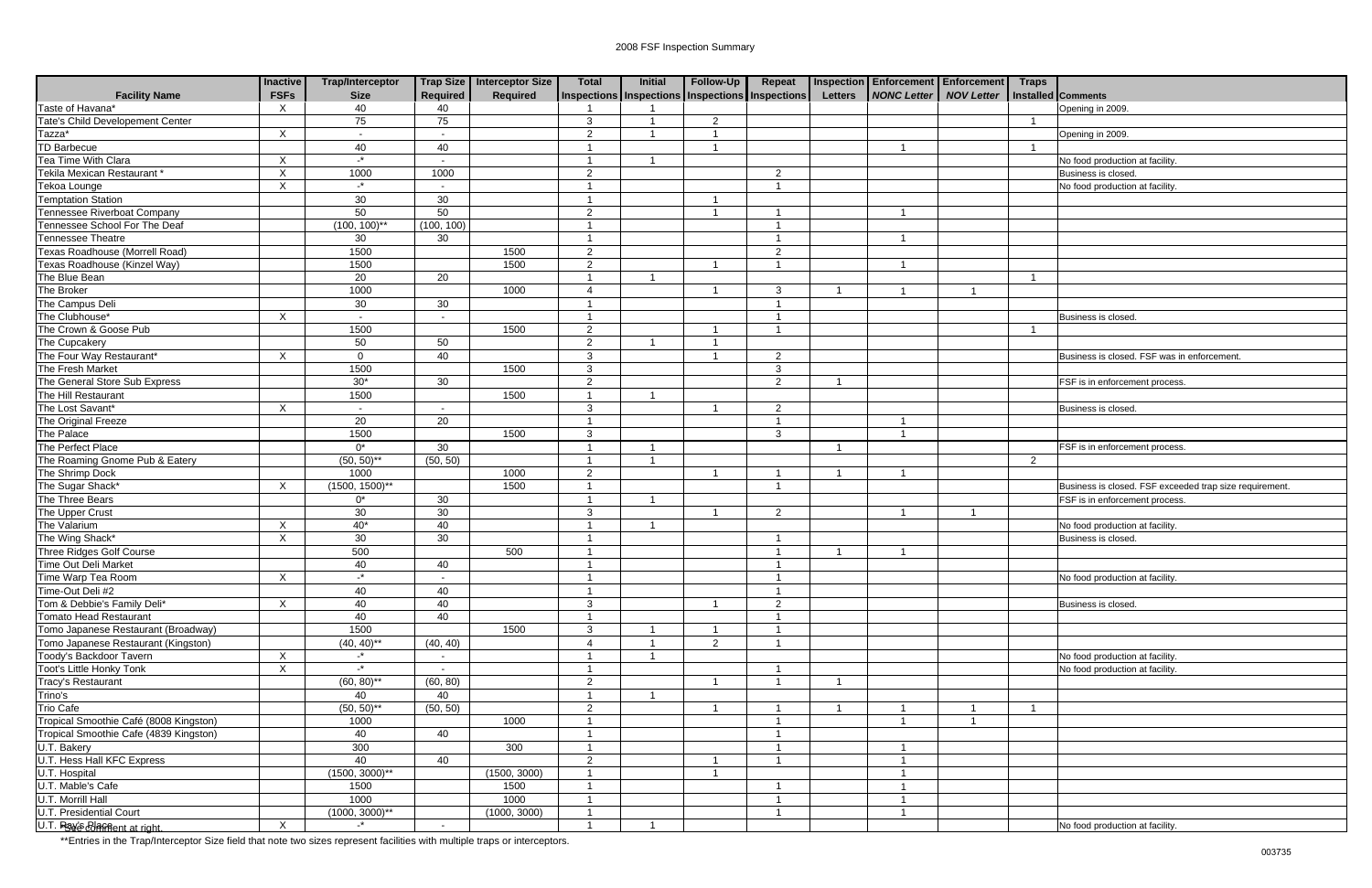# 2008 FSF Inspection Summary

| Facility Name | Inactive FSFs | Trap/Interceptor Size | Trap Size Required | Interceptor Size Required | Total Inspections | Initial Inspections | Follow-Up Inspections | Repeat Inspections | Inspection Letters | Enforcement *NONC Letter* | Enforcement *NOV Letter* | Traps Installed | Comments |
|---|---|---|---|---|---|---|---|---|---|---|---|---|---|
| Taste of Havana* | X | 40 | 40 | | 1 | 1 | | | | | | | Opening in 2009. |
| Tate's Child Developement Center | | 75 | 75 | | 3 | 1 | 2 | | | | | 1 | |
| Tazza* | X | - | - | | 2 | 1 | 1 | | | | | | Opening in 2009. |
| TD Barbecue | | 40 | 40 | | 1 | | 1 | | | 1 | | 1 | |
| Tea Time With Clara | X | -* | - | | 1 | 1 | | | | | | | No food production at facility. |
| Tekila Mexican Restaurant * | X | 1000 | 1000 | | 2 | | | 2 | | | | | Business is closed. |
| Tekoa Lounge | X | -* | - | | 1 | | | 1 | | | | | No food production at facility. |
| Temptation Station | | 30 | 30 | | 1 | | 1 | | | | | | |
| Tennessee Riverboat Company | | 50 | 50 | | 2 | | 1 | 1 | | 1 | | | |
| Tennessee School For The Deaf | | (100, 100)** | (100, 100) | | 1 | | | 1 | | | | | |
| Tennessee Theatre | | 30 | 30 | | 1 | | | 1 | | 1 | | | |
| Texas Roadhouse (Morrell Road) | | 1500 | | 1500 | 2 | | | 2 | | | | | |
| Texas Roadhouse (Kinzel Way) | | 1500 | | 1500 | 2 | | 1 | 1 | | 1 | | | |
| The Blue Bean | | 20 | 20 | | 1 | 1 | | | | | | 1 | |
| The Broker | | 1000 | | 1000 | 4 | | 1 | 3 | 1 | 1 | 1 | | |
| The Campus Deli | | 30 | 30 | | 1 | | | 1 | | | | | |
| The Clubhouse* | X | - | - | | 1 | | | 1 | | | | | Business is closed. |
| The Crown & Goose Pub | | 1500 | | 1500 | 2 | | 1 | 1 | | | | 1 | |
| The Cupcakery | | 50 | 50 | | 2 | 1 | 1 | | | | | | |
| The Four Way Restaurant* | X | 0 | 40 | | 3 | | 1 | 2 | | | | | Business is closed. FSF was in enforcement. |
| The Fresh Market | | 1500 | | 1500 | 3 | | | 3 | | | | | |
| The General Store Sub Express | | 30* | 30 | | 2 | | | 2 | 1 | | | | FSF is in enforcement process. |
| The Hill Restaurant | | 1500 | | 1500 | 1 | 1 | | | | | | | |
| The Lost Savant* | X | - | - | | 3 | | 1 | 2 | | | | | Business is closed. |
| The Original Freeze | | 20 | 20 | | 1 | | | 1 | | 1 | | | |
| The Palace | | 1500 | | 1500 | 3 | | | 3 | | 1 | | | |
| The Perfect Place | | 0* | 30 | | 1 | 1 | | | 1 | | | | FSF is in enforcement process. |
| The Roaming Gnome Pub & Eatery | | (50, 50)** | (50, 50) | | 1 | 1 | | | | | | 2 | |
| The Shrimp Dock | | 1000 | | 1000 | 2 | | 1 | 1 | 1 | 1 | | | |
| The Sugar Shack* | X | (1500, 1500)** | | 1500 | 1 | | | 1 | | | | | Business is closed. FSF exceeded trap size requirement. |
| The Three Bears | | 0* | 30 | | 1 | 1 | | | | | | | FSF is in enforcement process. |
| The Upper Crust | | 30 | 30 | | 3 | | 1 | 2 | | 1 | 1 | | |
| The Valarium | X | 40* | 40 | | 1 | 1 | | | | | | | No food production at facility. |
| The Wing Shack* | X | 30 | 30 | | 1 | | | 1 | | | | | Business is closed. |
| Three Ridges Golf Course | | 500 | | 500 | 1 | | | 1 | 1 | 1 | | | |
| Time Out Deli Market | | 40 | 40 | | 1 | | | 1 | | | | | |
| Time Warp Tea Room | X | -* | - | | 1 | | | 1 | | | | | No food production at facility. |
| Time-Out Deli #2 | | 40 | 40 | | 1 | | | 1 | | | | | |
| Tom & Debbie's Family Deli* | X | 40 | 40 | | 3 | | 1 | 2 | | | | | Business is closed. |
| Tomato Head Restaurant | | 40 | 40 | | 1 | | | 1 | | | | | |
| Tomo Japanese Restaurant (Broadway) | | 1500 | | 1500 | 3 | 1 | 1 | 1 | | | | | |
| Tomo Japanese Restaurant (Kingston) | | (40, 40)** | (40, 40) | | 4 | 1 | 2 | 1 | | | | | |
| Toody's Backdoor Tavern | X | -* | - | | 1 | 1 | | | | | | | No food production at facility. |
| Toot's Little Honky Tonk | X | -* | - | | 1 | | | 1 | | | | | No food production at facility. |
| Tracy's Restaurant | | (60, 80)** | (60, 80) | | 2 | | 1 | 1 | 1 | | | | |
| Trino's | | 40 | 40 | | 1 | 1 | | | | | | | |
| Trio Cafe | | (50, 50)** | (50, 50) | | 2 | | 1 | 1 | 1 | 1 | 1 | 1 | |
| Tropical Smoothie Café (8008 Kingston) | | 1000 | | 1000 | 1 | | | 1 | | 1 | 1 | | |
| Tropical Smoothie Cafe (4839 Kingston) | | 40 | 40 | | 1 | | | 1 | | | | | |
| U.T. Bakery | | 300 | | 300 | 1 | | | 1 | | 1 | | | |
| U.T. Hess Hall KFC Express | | 40 | 40 | | 2 | | 1 | 1 | | 1 | | | |
| U.T. Hospital | | (1500, 3000)** | | (1500, 3000) | 1 | | 1 | | | 1 | | | |
| U.T. Mable's Cafe | | 1500 | | 1500 | 1 | | | 1 | | 1 | | | |
| U.T. Morrill Hall | | 1000 | | 1000 | 1 | | | 1 | | 1 | | | |
| U.T. Presidential Court | | (1000, 3000)** | | (1000, 3000) | 1 | | | 1 | | 1 | | | |
| U.T. Ray's Place | X | -* | - | | 1 | 1 | | | | | | | No food production at facility. |

*See comment at right.

**Entries in the Trap/Interceptor Size field that note two sizes represent facilities with multiple traps or interceptors.

003735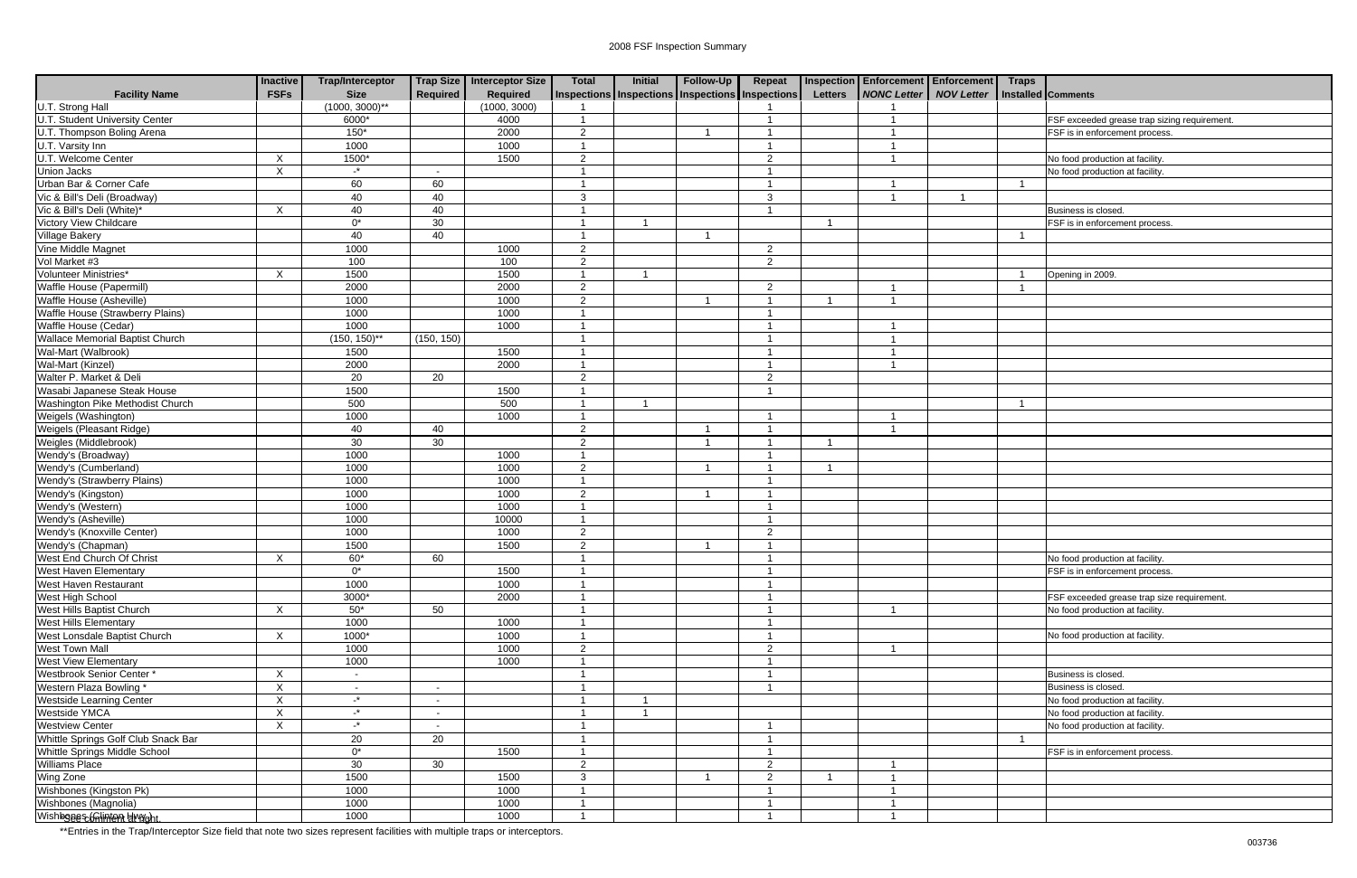# 2008 FSF Inspection Summary

| Facility Name | Inactive FSFs | Trap/Interceptor Size | Trap Size Required | Interceptor Size Required | Total Inspections | Initial Inspections | Follow-Up Inspections | Repeat Inspections | Inspection Letters | Enforcement NONC Letter | Enforcement NOV Letter | Traps Installed | Comments |
|---|---|---|---|---|---|---|---|---|---|---|---|---|---|
| U.T. Strong Hall | | (1000, 3000)** | | (1000, 3000) | 1 | | | 1 | | 1 | | | |
| U.T. Student University Center | | 6000* | | 4000 | 1 | | | 1 | | 1 | | | FSF exceeded grease trap sizing requirement. |
| U.T. Thompson Boling Arena | | 150* | | 2000 | 2 | | 1 | 1 | | 1 | | | FSF is in enforcement process. |
| U.T. Varsity Inn | | 1000 | | 1000 | 1 | | | 1 | | 1 | | | |
| U.T. Welcome Center | X | 1500* | | 1500 | 2 | | | 2 | | 1 | | | No food production at facility. |
| Union Jacks | X | -* | - | | 1 | | | 1 | | | | | No food production at facility. |
| Urban Bar & Corner Cafe | | 60 | 60 | | 1 | | | 1 | | 1 | | 1 | |
| Vic & Bill's Deli (Broadway) | | 40 | 40 | | 3 | | | 3 | | 1 | 1 | | |
| Vic & Bill's Deli (White)* | X | 40 | 40 | | 1 | | | 1 | | | | | Business is closed. |
| Victory View Childcare | | 0* | 30 | | 1 | 1 | | | 1 | | | | FSF is in enforcement process. |
| Village Bakery | | 40 | 40 | | 1 | | 1 | | | | | 1 | |
| Vine Middle Magnet | | 1000 | | 1000 | 2 | | | 2 | | | | | |
| Vol Market #3 | | 100 | | 100 | 2 | | | 2 | | | | | |
| Volunteer Ministries* | X | 1500 | | 1500 | 1 | 1 | | | | | | 1 | Opening in 2009. |
| Waffle House (Papermill) | | 2000 | | 2000 | 2 | | | 2 | | 1 | | 1 | |
| Waffle House (Asheville) | | 1000 | | 1000 | 2 | | 1 | 1 | 1 | 1 | | | |
| Waffle House (Strawberry Plains) | | 1000 | | 1000 | 1 | | | 1 | | | | | |
| Waffle House (Cedar) | | 1000 | | 1000 | 1 | | | 1 | | 1 | | | |
| Wallace Memorial Baptist Church | | (150, 150)** | (150, 150) | | 1 | | | 1 | | 1 | | | |
| Wal-Mart (Walbrook) | | 1500 | | 1500 | 1 | | | 1 | | 1 | | | |
| Wal-Mart (Kinzel) | | 2000 | | 2000 | 1 | | | 1 | | 1 | | | |
| Walter P. Market & Deli | | 20 | 20 | | 2 | | | 2 | | | | | |
| Wasabi Japanese Steak House | | 1500 | | 1500 | 1 | | | 1 | | | | | |
| Washington Pike Methodist Church | | 500 | | 500 | 1 | 1 | | | | | | 1 | |
| Weigels (Washington) | | 1000 | | 1000 | 1 | | | 1 | | 1 | | | |
| Weigels (Pleasant Ridge) | | 40 | 40 | | 2 | | 1 | 1 | | 1 | | | |
| Weigles (Middlebrook) | | 30 | 30 | | 2 | | 1 | 1 | 1 | | | | |
| Wendy's (Broadway) | | 1000 | | 1000 | 1 | | | 1 | | | | | |
| Wendy's (Cumberland) | | 1000 | | 1000 | 2 | | 1 | 1 | 1 | | | | |
| Wendy's (Strawberry Plains) | | 1000 | | 1000 | 1 | | | 1 | | | | | |
| Wendy's (Kingston) | | 1000 | | 1000 | 2 | | 1 | 1 | | | | | |
| Wendy's (Western) | | 1000 | | 1000 | 1 | | | 1 | | | | | |
| Wendy's (Asheville) | | 1000 | | 10000 | 1 | | | 1 | | | | | |
| Wendy's (Knoxville Center) | | 1000 | | 1000 | 2 | | | 2 | | | | | |
| Wendy's (Chapman) | | 1500 | | 1500 | 2 | | 1 | 1 | | | | | |
| West End Church Of Christ | X | 60* | 60 | | 1 | | | 1 | | | | | No food production at facility. |
| West Haven Elementary | | 0* | | 1500 | 1 | | | 1 | | | | | FSF is in enforcement process. |
| West Haven Restaurant | | 1000 | | 1000 | 1 | | | 1 | | | | | |
| West High School | | 3000* | | 2000 | 1 | | | 1 | | | | | FSF exceeded grease trap size requirement. |
| West Hills Baptist Church | X | 50* | 50 | | 1 | | | 1 | | 1 | | | No food production at facility. |
| West Hills Elementary | | 1000 | | 1000 | 1 | | | 1 | | | | | |
| West Lonsdale Baptist Church | X | 1000* | | 1000 | 1 | | | 1 | | | | | No food production at facility. |
| West Town Mall | | 1000 | | 1000 | 2 | | | 2 | | 1 | | | |
| West View Elementary | | 1000 | | 1000 | 1 | | | 1 | | | | | |
| Westbrook Senior Center * | X | - | | | 1 | | | 1 | | | | | Business is closed. |
| Western Plaza Bowling * | X | - | - | | 1 | | | 1 | | | | | Business is closed. |
| Westside Learning Center | X | -* | - | | 1 | 1 | | | | | | | No food production at facility. |
| Westside YMCA | X | -* | - | | 1 | 1 | | | | | | | No food production at facility. |
| Westview Center | X | -* | - | | 1 | | | 1 | | | | | No food production at facility. |
| Whittle Springs Golf Club Snack Bar | | 20 | 20 | | 1 | | | 1 | | | | 1 | |
| Whittle Springs Middle School | | 0* | | 1500 | 1 | | | 1 | | | | | FSF is in enforcement process. |
| Williams Place | | 30 | 30 | | 2 | | | 2 | | 1 | | | |
| Wing Zone | | 1500 | | 1500 | 3 | | 1 | 2 | 1 | 1 | | | |
| Wishbones (Kingston Pk) | | 1000 | | 1000 | 1 | | | 1 | | 1 | | | |
| Wishbones (Magnolia) | | 1000 | | 1000 | 1 | | | 1 | | 1 | | | |
| Wishbones (Clinton Hwy) | | 1000 | | 1000 | 1 | | | 1 | | 1 | | | |

*See comment at right.

**Entries in the Trap/Interceptor Size field that note two sizes represent facilities with multiple traps or interceptors.

003736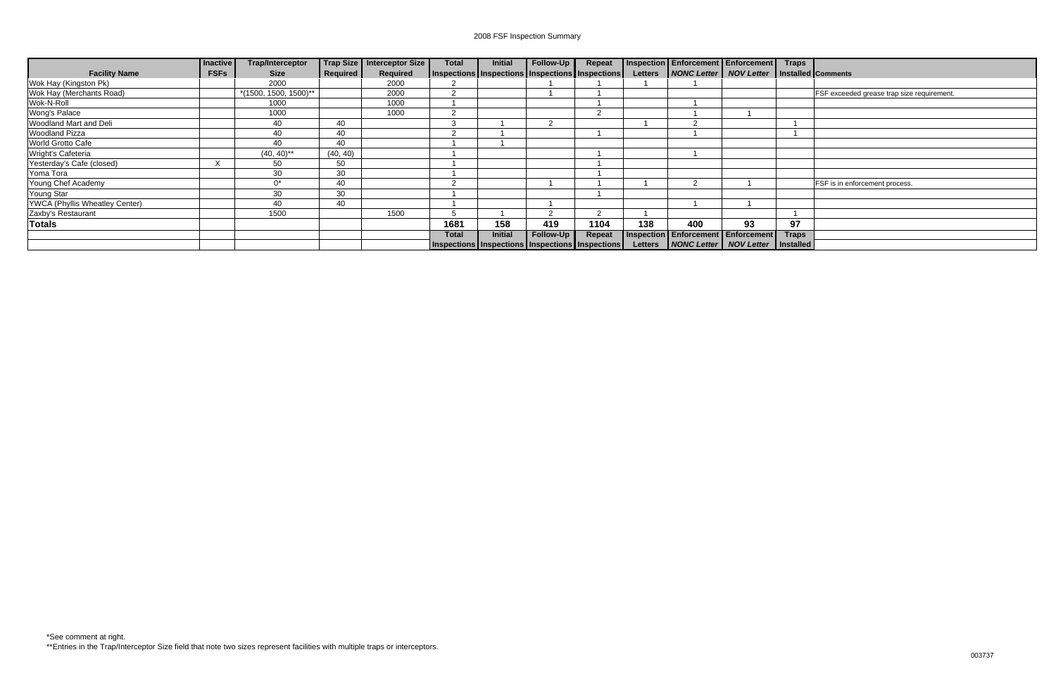2008 FSF Inspection Summary

| Facility Name | Inactive FSFs | Trap/Interceptor Size | Trap Size Required | Interceptor Size Required | Total Inspections | Initial Inspections | Follow-Up Inspections | Repeat Inspections | Inspection Letters | Enforcement *NONC Letter* | Enforcement *NOV Letter* | Traps Installed | Comments |
|---|---|---|---|---|---|---|---|---|---|---|---|---|---|
| Wok Hay (Kingston Pk) | | 2000 | | 2000 | 2 | | 1 | 1 | 1 | 1 | | | |
| Wok Hay (Merchants Road) | | *(1500, 1500, 1500)** | | 2000 | 2 | | 1 | 1 | | | | | FSF exceeded grease trap size requirement. |
| Wok-N-Roll | | 1000 | | 1000 | 1 | | | 1 | | 1 | | | |
| Wong's Palace | | 1000 | | 1000 | 2 | | | 2 | | 1 | 1 | | |
| Woodland Mart and Deli | | 40 | 40 | | 3 | 1 | 2 | | 1 | 2 | | 1 | |
| Woodland Pizza | | 40 | 40 | | 2 | 1 | | 1 | | 1 | | 1 | |
| World Grotto Cafe | | 40 | 40 | | 1 | 1 | | | | | | | |
| Wright's Cafeteria | | (40, 40)** | (40, 40) | | 1 | | | 1 | | 1 | | | |
| Yesterday's Cafe (closed) | X | 50 | 50 | | 1 | | | 1 | | | | | |
| Yoma Tora | | 30 | 30 | | 1 | | | 1 | | | | | |
| Young Chef Academy | | 0* | 40 | | 2 | | 1 | 1 | 1 | 2 | 1 | | FSF is in enforcement process. |
| Young Star | | 30 | 30 | | 1 | | | 1 | | | | | |
| YWCA (Phyllis Wheatley Center) | | 40 | 40 | | 1 | | 1 | | | 1 | 1 | | |
| Zaxby's Restaurant | | 1500 | | 1500 | 5 | 1 | 2 | 2 | 1 | | | 1 | |
| **Totals** | | | | | **1681** | **158** | **419** | **1104** | **138** | **400** | **93** | **97** | |
| | | | | | **Total Inspections** | **Initial Inspections** | **Follow-Up Inspections** | **Repeat Inspections** | **Inspection Letters** | **Enforcement *NONC Letter*** | **Enforcement *NOV Letter*** | **Traps Installed** | |

*See comment at right.

**Entries in the Trap/Interceptor Size field that note two sizes represent facilities with multiple traps or interceptors.

003737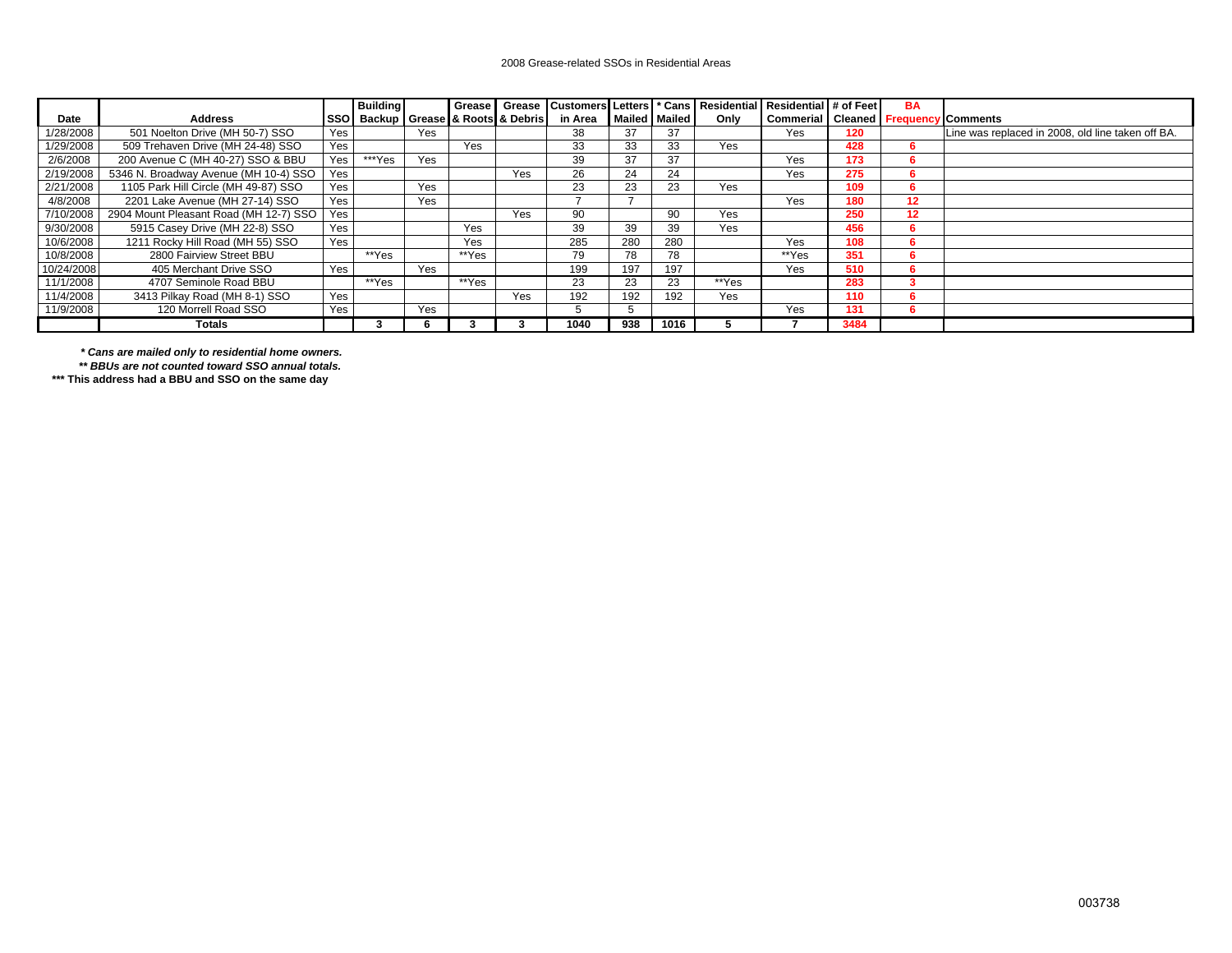2008 Grease-related SSOs in Residential Areas

| Date | Address | SSO | Building Backup | Grease | Grease & Roots | Grease & Debris | Customers in Area | Letters Mailed | * Cans Mailed | Residential Only | Residential Commerial | # of Feet Cleaned | BA Frequency | Comments |
|---|---|---|---|---|---|---|---|---|---|---|---|---|---|---|
| 1/28/2008 | 501 Noelton Drive (MH 50-7) SSO | Yes | | Yes | | | 38 | 37 | 37 | | Yes | 120 | | Line was replaced in 2008, old line taken off BA. |
| 1/29/2008 | 509 Trehaven Drive (MH 24-48) SSO | Yes | | | Yes | | 33 | 33 | 33 | Yes | | 428 | 6 | |
| 2/6/2008 | 200 Avenue C (MH 40-27) SSO & BBU | Yes | ***Yes | Yes | | | 39 | 37 | 37 | | Yes | 173 | 6 | |
| 2/19/2008 | 5346 N. Broadway Avenue (MH 10-4) SSO | Yes | | | | Yes | 26 | 24 | 24 | | Yes | 275 | 6 | |
| 2/21/2008 | 1105 Park Hill Circle (MH 49-87) SSO | Yes | | Yes | | | 23 | 23 | 23 | Yes | | 109 | 6 | |
| 4/8/2008 | 2201 Lake Avenue (MH 27-14) SSO | Yes | | Yes | | | 7 | 7 | | | Yes | 180 | 12 | |
| 7/10/2008 | 2904 Mount Pleasant Road (MH 12-7) SSO | Yes | | | | Yes | 90 | | 90 | Yes | | 250 | 12 | |
| 9/30/2008 | 5915 Casey Drive (MH 22-8) SSO | Yes | | | Yes | | 39 | 39 | 39 | Yes | | 456 | 6 | |
| 10/6/2008 | 1211 Rocky Hill Road (MH 55) SSO | Yes | | | Yes | | 285 | 280 | 280 | | Yes | 108 | 6 | |
| 10/8/2008 | 2800 Fairview Street BBU | | **Yes | | **Yes | | 79 | 78 | 78 | | **Yes | 351 | 6 | |
| 10/24/2008 | 405 Merchant Drive SSO | Yes | | Yes | | | 199 | 197 | 197 | | Yes | 510 | 6 | |
| 11/1/2008 | 4707 Seminole Road BBU | | **Yes | | **Yes | | 23 | 23 | 23 | **Yes | | 283 | 3 | |
| 11/4/2008 | 3413 Pilkay Road (MH 8-1) SSO | Yes | | | | Yes | 192 | 192 | 192 | Yes | | 110 | 6 | |
| 11/9/2008 | 120 Morrell Road SSO | Yes | | Yes | | | 5 | 5 | | | Yes | 131 | 6 | |
| | **Totals** | | **3** | **6** | **3** | **3** | **1040** | **938** | **1016** | **5** | **7** | **3484** | | |

***\* Cans are mailed only to residential home owners.***

***\*\* BBUs are not counted toward SSO annual totals.***

**\*\*\* This address had a BBU and SSO on the same day**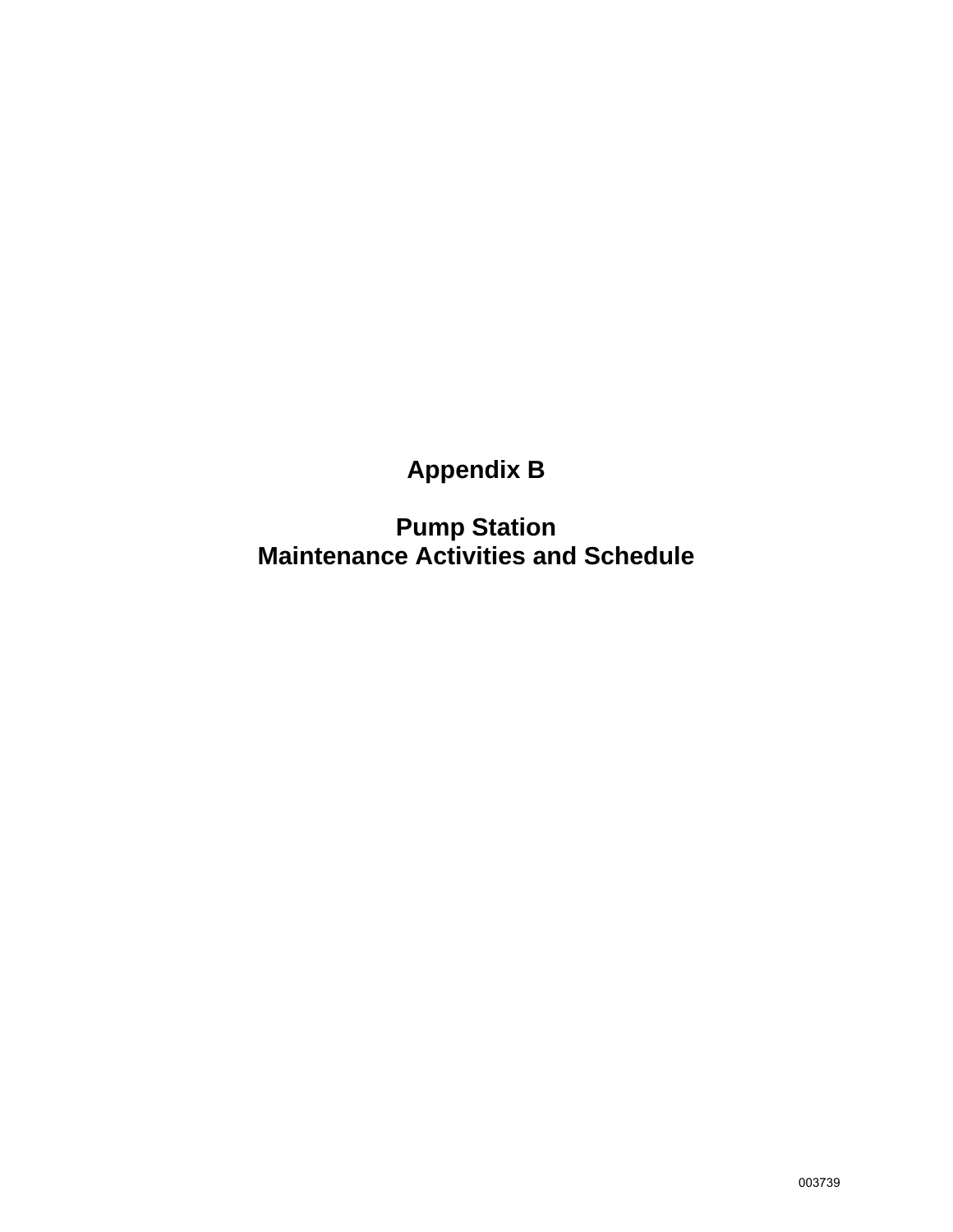# Appendix B

# Pump Station
# Maintenance Activities and Schedule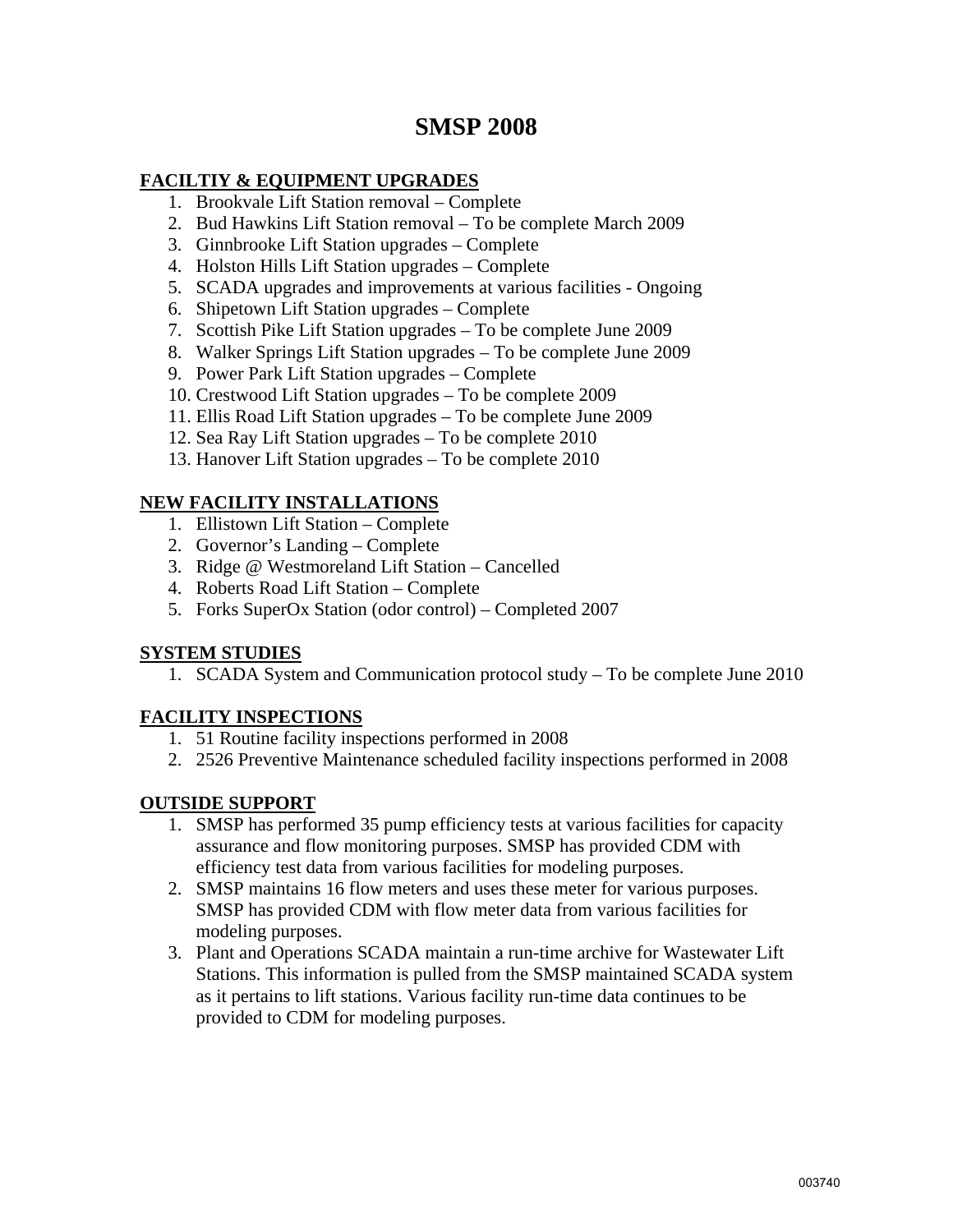# SMSP 2008

## FACILTIY & EQUIPMENT UPGRADES

1. Brookvale Lift Station removal – Complete
2. Bud Hawkins Lift Station removal – To be complete March 2009
3. Ginnbrooke Lift Station upgrades – Complete
4. Holston Hills Lift Station upgrades – Complete
5. SCADA upgrades and improvements at various facilities - Ongoing
6. Shipetown Lift Station upgrades – Complete
7. Scottish Pike Lift Station upgrades – To be complete June 2009
8. Walker Springs Lift Station upgrades – To be complete June 2009
9. Power Park Lift Station upgrades – Complete
10. Crestwood Lift Station upgrades – To be complete 2009
11. Ellis Road Lift Station upgrades – To be complete June 2009
12. Sea Ray Lift Station upgrades – To be complete 2010
13. Hanover Lift Station upgrades – To be complete 2010

## NEW FACILITY INSTALLATIONS

1. Ellistown Lift Station – Complete
2. Governor's Landing – Complete
3. Ridge @ Westmoreland Lift Station – Cancelled
4. Roberts Road Lift Station – Complete
5. Forks SuperOx Station (odor control) – Completed 2007

## SYSTEM STUDIES

1. SCADA System and Communication protocol study – To be complete June 2010

## FACILITY INSPECTIONS

1. 51 Routine facility inspections performed in 2008
2. 2526 Preventive Maintenance scheduled facility inspections performed in 2008

## OUTSIDE SUPPORT

1. SMSP has performed 35 pump efficiency tests at various facilities for capacity assurance and flow monitoring purposes. SMSP has provided CDM with efficiency test data from various facilities for modeling purposes.
2. SMSP maintains 16 flow meters and uses these meter for various purposes. SMSP has provided CDM with flow meter data from various facilities for modeling purposes.
3. Plant and Operations SCADA maintain a run-time archive for Wastewater Lift Stations. This information is pulled from the SMSP maintained SCADA system as it pertains to lift stations. Various facility run-time data continues to be provided to CDM for modeling purposes.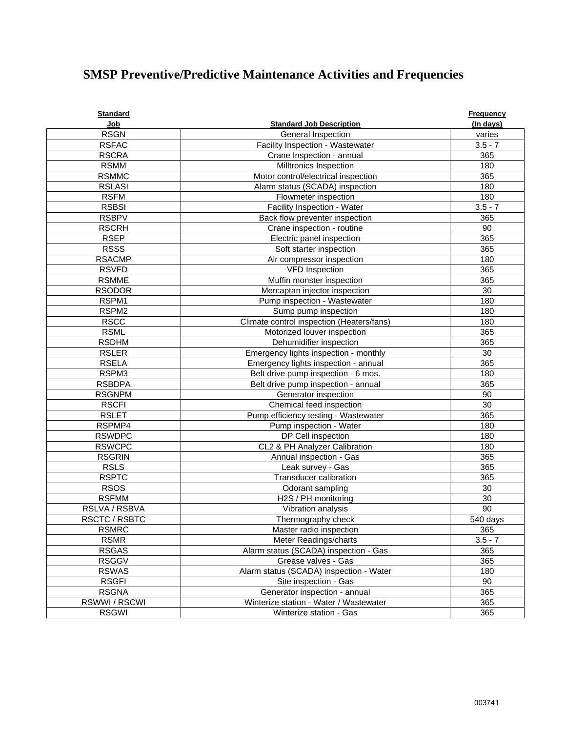# SMSP Preventive/Predictive Maintenance Activities and Frequencies

| Standard Job | Standard Job Description | Frequency (In days) |
|---|---|---|
| RSGN | General Inspection | varies |
| RSFAC | Facility Inspection - Wastewater | 3.5 - 7 |
| RSCRA | Crane Inspection - annual | 365 |
| RSMM | Milltronics Inspection | 180 |
| RSMMC | Motor control/electrical inspection | 365 |
| RSLASI | Alarm status (SCADA) inspection | 180 |
| RSFM | Flowmeter inspection | 180 |
| RSBSI | Facility Inspection - Water | 3.5 - 7 |
| RSBPV | Back flow preventer inspection | 365 |
| RSCRH | Crane inspection - routine | 90 |
| RSEP | Electric panel inspection | 365 |
| RSSS | Soft starter inspection | 365 |
| RSACMP | Air compressor inspection | 180 |
| RSVFD | VFD Inspection | 365 |
| RSMME | Muffin monster inspection | 365 |
| RSODOR | Mercaptan injector inspection | 30 |
| RSPM1 | Pump inspection - Wastewater | 180 |
| RSPM2 | Sump pump inspection | 180 |
| RSCC | Climate control inspection (Heaters/fans) | 180 |
| RSML | Motorized louver inspection | 365 |
| RSDHM | Dehumidifier inspection | 365 |
| RSLER | Emergency lights inspection - monthly | 30 |
| RSELA | Emergency lights inspection - annual | 365 |
| RSPM3 | Belt drive pump inspection - 6 mos. | 180 |
| RSBDPA | Belt drive pump inspection - annual | 365 |
| RSGNPM | Generator inspection | 90 |
| RSCFI | Chemical feed inspection | 30 |
| RSLET | Pump efficiency testing - Wastewater | 365 |
| RSPMP4 | Pump inspection - Water | 180 |
| RSWDPC | DP Cell inspection | 180 |
| RSWCPC | CL2 & PH Analyzer Calibration | 180 |
| RSGRIN | Annual inspection - Gas | 365 |
| RSLS | Leak survey - Gas | 365 |
| RSPTC | Transducer calibration | 365 |
| RSOS | Odorant sampling | 30 |
| RSFMM | H2S / PH monitoring | 30 |
| RSLVA / RSBVA | Vibration analysis | 90 |
| RSCTC / RSBTC | Thermography check | 540 days |
| RSMRC | Master radio inspection | 365 |
| RSMR | Meter Readings/charts | 3.5 - 7 |
| RSGAS | Alarm status (SCADA) inspection - Gas | 365 |
| RSGGV | Grease valves - Gas | 365 |
| RSWAS | Alarm status (SCADA) inspection - Water | 180 |
| RSGFI | Site inspection - Gas | 90 |
| RSGNA | Generator inspection - annual | 365 |
| RSWWI / RSCWI | Winterize station - Water / Wastewater | 365 |
| RSGWI | Winterize station - Gas | 365 |

003741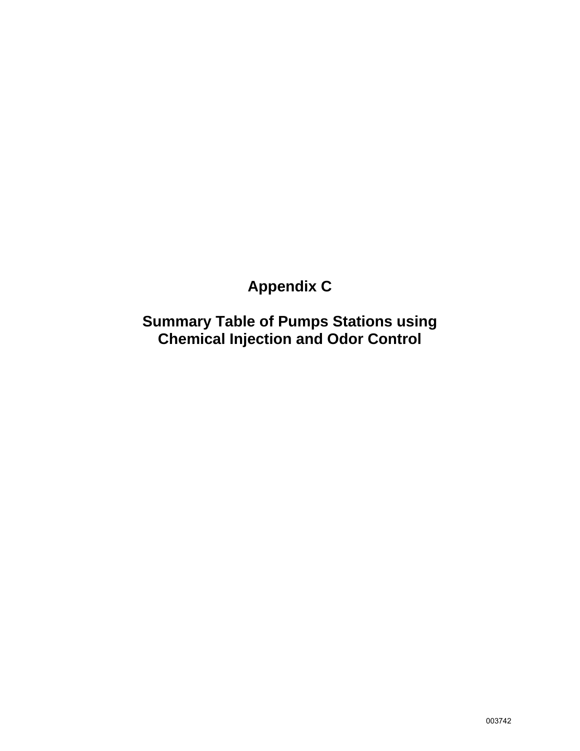# Appendix C

## Summary Table of Pumps Stations using Chemical Injection and Odor Control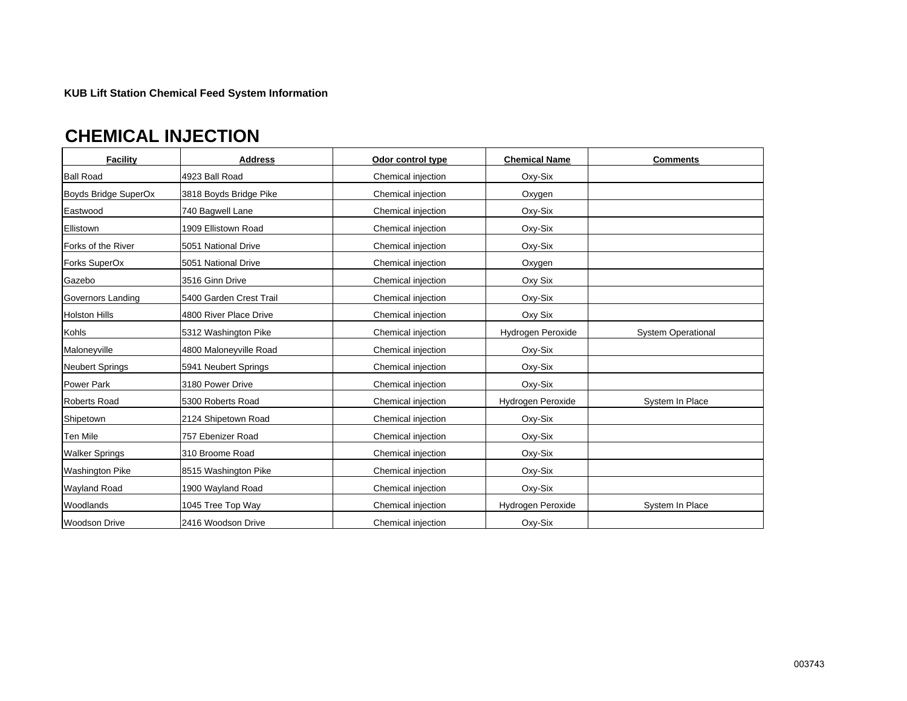**KUB Lift Station Chemical Feed System Information**

# CHEMICAL INJECTION

| Facility | Address | Odor control type | Chemical Name | Comments |
|---|---|---|---|---|
| Ball Road | 4923 Ball Road | Chemical injection | Oxy-Six | |
| Boyds Bridge SuperOx | 3818 Boyds Bridge Pike | Chemical injection | Oxygen | |
| Eastwood | 740 Bagwell Lane | Chemical injection | Oxy-Six | |
| Ellistown | 1909 Ellistown Road | Chemical injection | Oxy-Six | |
| Forks of the River | 5051 National Drive | Chemical injection | Oxy-Six | |
| Forks SuperOx | 5051 National Drive | Chemical injection | Oxygen | |
| Gazebo | 3516 Ginn Drive | Chemical injection | Oxy Six | |
| Governors Landing | 5400 Garden Crest Trail | Chemical injection | Oxy-Six | |
| Holston Hills | 4800 River Place Drive | Chemical injection | Oxy Six | |
| Kohls | 5312 Washington Pike | Chemical injection | Hydrogen Peroxide | System Operational |
| Maloneyville | 4800 Maloneyville Road | Chemical injection | Oxy-Six | |
| Neubert Springs | 5941 Neubert Springs | Chemical injection | Oxy-Six | |
| Power Park | 3180 Power Drive | Chemical injection | Oxy-Six | |
| Roberts Road | 5300 Roberts Road | Chemical injection | Hydrogen Peroxide | System In Place |
| Shipetown | 2124 Shipetown Road | Chemical injection | Oxy-Six | |
| Ten Mile | 757 Ebenizer Road | Chemical injection | Oxy-Six | |
| Walker Springs | 310 Broome Road | Chemical injection | Oxy-Six | |
| Washington Pike | 8515 Washington Pike | Chemical injection | Oxy-Six | |
| Wayland Road | 1900 Wayland Road | Chemical injection | Oxy-Six | |
| Woodlands | 1045 Tree Top Way | Chemical injection | Hydrogen Peroxide | System In Place |
| Woodson Drive | 2416 Woodson Drive | Chemical injection | Oxy-Six | |

003743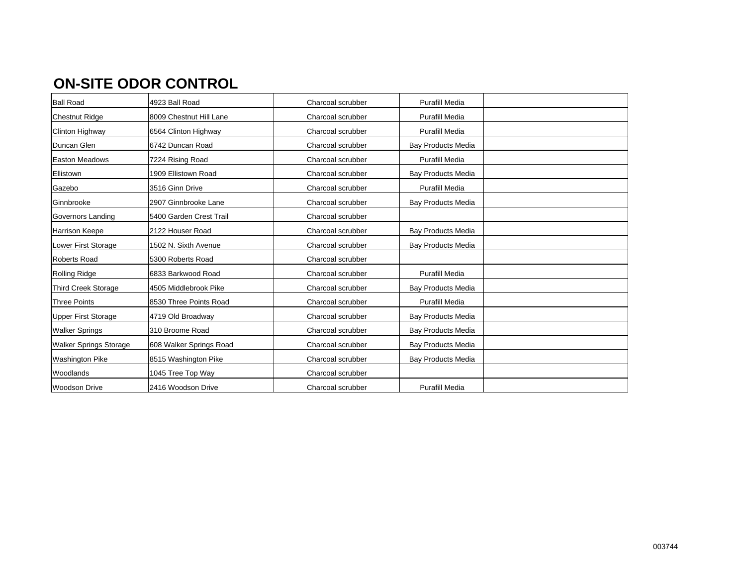# ON-SITE ODOR CONTROL

| | | | | |
|---|---|---|---|---|
| Ball Road | 4923 Ball Road | Charcoal scrubber | Purafill Media | |
| Chestnut Ridge | 8009 Chestnut Hill Lane | Charcoal scrubber | Purafill Media | |
| Clinton Highway | 6564 Clinton Highway | Charcoal scrubber | Purafill Media | |
| Duncan Glen | 6742 Duncan Road | Charcoal scrubber | Bay Products Media | |
| Easton Meadows | 7224 Rising Road | Charcoal scrubber | Purafill Media | |
| Ellistown | 1909 Ellistown Road | Charcoal scrubber | Bay Products Media | |
| Gazebo | 3516 Ginn Drive | Charcoal scrubber | Purafill Media | |
| Ginnbrooke | 2907 Ginnbrooke Lane | Charcoal scrubber | Bay Products Media | |
| Governors Landing | 5400 Garden Crest Trail | Charcoal scrubber | | |
| Harrison Keepe | 2122 Houser Road | Charcoal scrubber | Bay Products Media | |
| Lower First Storage | 1502 N. Sixth Avenue | Charcoal scrubber | Bay Products Media | |
| Roberts Road | 5300 Roberts Road | Charcoal scrubber | | |
| Rolling Ridge | 6833 Barkwood Road | Charcoal scrubber | Purafill Media | |
| Third Creek Storage | 4505 Middlebrook Pike | Charcoal scrubber | Bay Products Media | |
| Three Points | 8530 Three Points Road | Charcoal scrubber | Purafill Media | |
| Upper First Storage | 4719 Old Broadway | Charcoal scrubber | Bay Products Media | |
| Walker Springs | 310 Broome Road | Charcoal scrubber | Bay Products Media | |
| Walker Springs Storage | 608 Walker Springs Road | Charcoal scrubber | Bay Products Media | |
| Washington Pike | 8515 Washington Pike | Charcoal scrubber | Bay Products Media | |
| Woodlands | 1045 Tree Top Way | Charcoal scrubber | | |
| Woodson Drive | 2416 Woodson Drive | Charcoal scrubber | Purafill Media | |

003744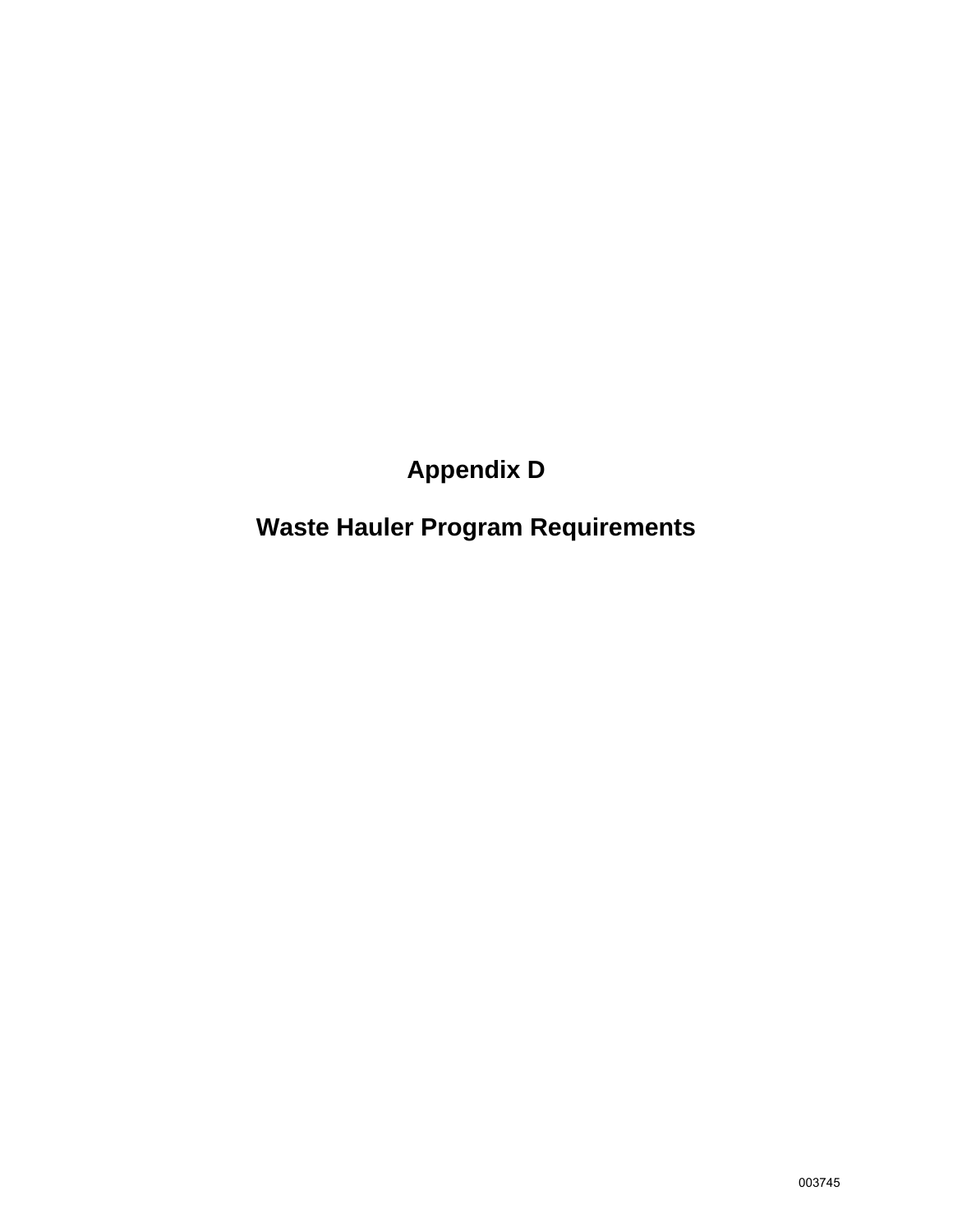# Appendix D

# Waste Hauler Program Requirements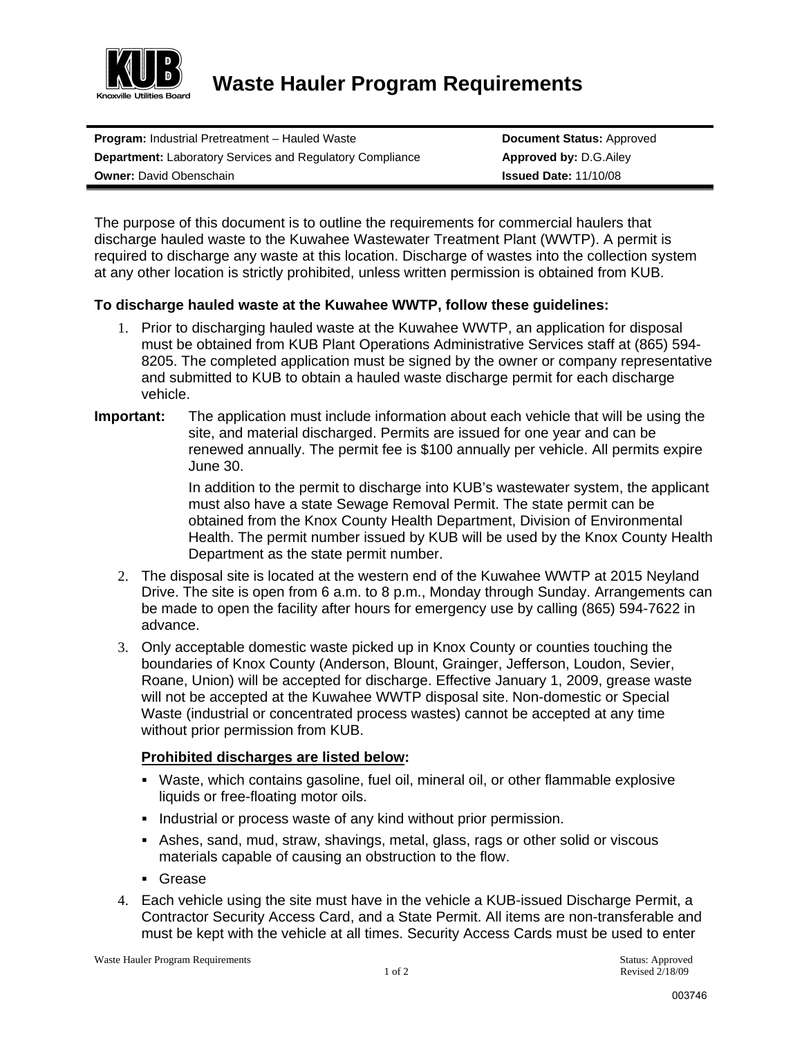# Waste Hauler Program Requirements

| **Program:** Industrial Pretreatment – Hauled Waste | **Document Status:** Approved |
|---|---|
| **Department:** Laboratory Services and Regulatory Compliance | **Approved by:** D.G.Ailey |
| **Owner:** David Obenschain | **Issued Date:** 11/10/08 |

The purpose of this document is to outline the requirements for commercial haulers that discharge hauled waste to the Kuwahee Wastewater Treatment Plant (WWTP). A permit is required to discharge any waste at this location. Discharge of wastes into the collection system at any other location is strictly prohibited, unless written permission is obtained from KUB.

**To discharge hauled waste at the Kuwahee WWTP, follow these guidelines:**

1. Prior to discharging hauled waste at the Kuwahee WWTP, an application for disposal must be obtained from KUB Plant Operations Administrative Services staff at (865) 594-8205. The completed application must be signed by the owner or company representative and submitted to KUB to obtain a hauled waste discharge permit for each discharge vehicle.

**Important:** The application must include information about each vehicle that will be using the site, and material discharged. Permits are issued for one year and can be renewed annually. The permit fee is $100 annually per vehicle. All permits expire June 30.

In addition to the permit to discharge into KUB's wastewater system, the applicant must also have a state Sewage Removal Permit. The state permit can be obtained from the Knox County Health Department, Division of Environmental Health. The permit number issued by KUB will be used by the Knox County Health Department as the state permit number.

2. The disposal site is located at the western end of the Kuwahee WWTP at 2015 Neyland Drive. The site is open from 6 a.m. to 8 p.m., Monday through Sunday. Arrangements can be made to open the facility after hours for emergency use by calling (865) 594-7622 in advance.

3. Only acceptable domestic waste picked up in Knox County or counties touching the boundaries of Knox County (Anderson, Blount, Grainger, Jefferson, Loudon, Sevier, Roane, Union) will be accepted for discharge. Effective January 1, 2009, grease waste will not be accepted at the Kuwahee WWTP disposal site. Non-domestic or Special Waste (industrial or concentrated process wastes) cannot be accepted at any time without prior permission from KUB.

   **Prohibited discharges are listed below:**

   - Waste, which contains gasoline, fuel oil, mineral oil, or other flammable explosive liquids or free-floating motor oils.
   - Industrial or process waste of any kind without prior permission.
   - Ashes, sand, mud, straw, shavings, metal, glass, rags or other solid or viscous materials capable of causing an obstruction to the flow.
   - Grease

4. Each vehicle using the site must have in the vehicle a KUB-issued Discharge Permit, a Contractor Security Access Card, and a State Permit. All items are non-transferable and must be kept with the vehicle at all times. Security Access Cards must be used to enter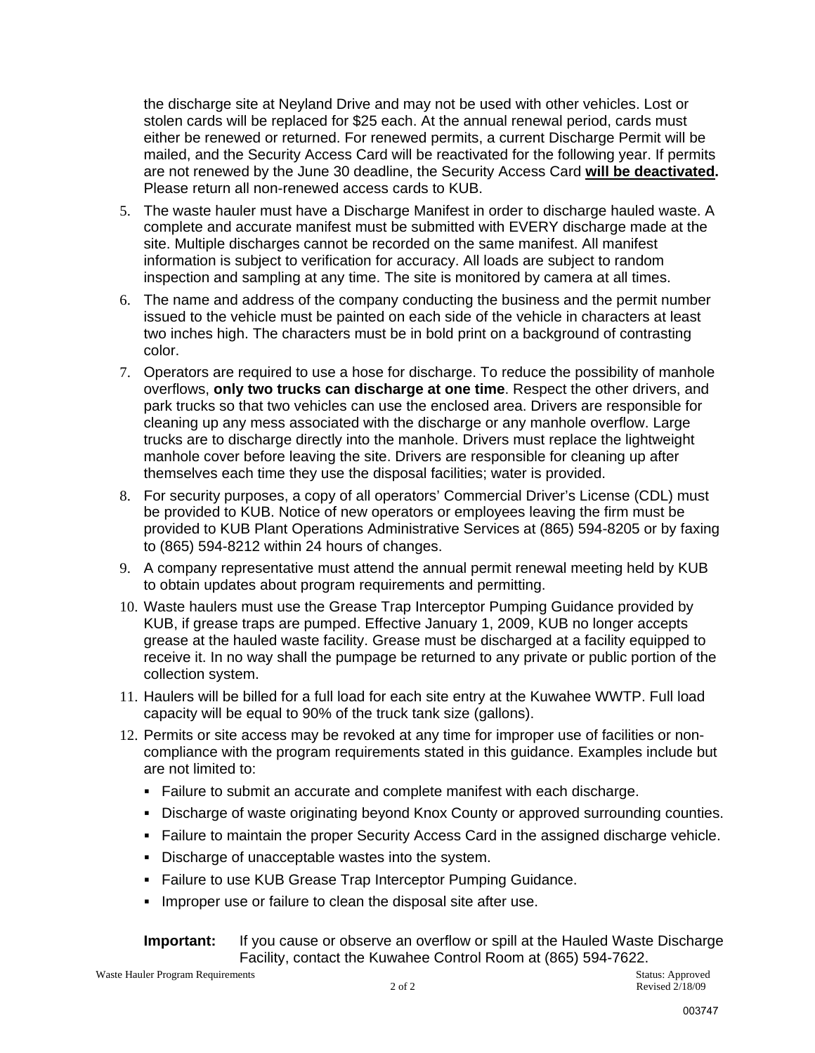the discharge site at Neyland Drive and may not be used with other vehicles. Lost or stolen cards will be replaced for $25 each. At the annual renewal period, cards must either be renewed or returned. For renewed permits, a current Discharge Permit will be mailed, and the Security Access Card will be reactivated for the following year. If permits are not renewed by the June 30 deadline, the Security Access Card **will be deactivated.** Please return all non-renewed access cards to KUB.

5. The waste hauler must have a Discharge Manifest in order to discharge hauled waste. A complete and accurate manifest must be submitted with EVERY discharge made at the site. Multiple discharges cannot be recorded on the same manifest. All manifest information is subject to verification for accuracy. All loads are subject to random inspection and sampling at any time. The site is monitored by camera at all times.
6. The name and address of the company conducting the business and the permit number issued to the vehicle must be painted on each side of the vehicle in characters at least two inches high. The characters must be in bold print on a background of contrasting color.
7. Operators are required to use a hose for discharge. To reduce the possibility of manhole overflows, **only two trucks can discharge at one time**. Respect the other drivers, and park trucks so that two vehicles can use the enclosed area. Drivers are responsible for cleaning up any mess associated with the discharge or any manhole overflow. Large trucks are to discharge directly into the manhole. Drivers must replace the lightweight manhole cover before leaving the site. Drivers are responsible for cleaning up after themselves each time they use the disposal facilities; water is provided.
8. For security purposes, a copy of all operators' Commercial Driver's License (CDL) must be provided to KUB. Notice of new operators or employees leaving the firm must be provided to KUB Plant Operations Administrative Services at (865) 594-8205 or by faxing to (865) 594-8212 within 24 hours of changes.
9. A company representative must attend the annual permit renewal meeting held by KUB to obtain updates about program requirements and permitting.
10. Waste haulers must use the Grease Trap Interceptor Pumping Guidance provided by KUB, if grease traps are pumped. Effective January 1, 2009, KUB no longer accepts grease at the hauled waste facility. Grease must be discharged at a facility equipped to receive it. In no way shall the pumpage be returned to any private or public portion of the collection system.
11. Haulers will be billed for a full load for each site entry at the Kuwahee WWTP. Full load capacity will be equal to 90% of the truck tank size (gallons).
12. Permits or site access may be revoked at any time for improper use of facilities or non-compliance with the program requirements stated in this guidance. Examples include but are not limited to:
    - Failure to submit an accurate and complete manifest with each discharge.
    - Discharge of waste originating beyond Knox County or approved surrounding counties.
    - Failure to maintain the proper Security Access Card in the assigned discharge vehicle.
    - Discharge of unacceptable wastes into the system.
    - Failure to use KUB Grease Trap Interceptor Pumping Guidance.
    - Improper use or failure to clean the disposal site after use.

**Important:** If you cause or observe an overflow or spill at the Hauled Waste Discharge Facility, contact the Kuwahee Control Room at (865) 594-7622.

Waste Hauler Program Requirements | Status: Approved | Revised 2/18/09

003747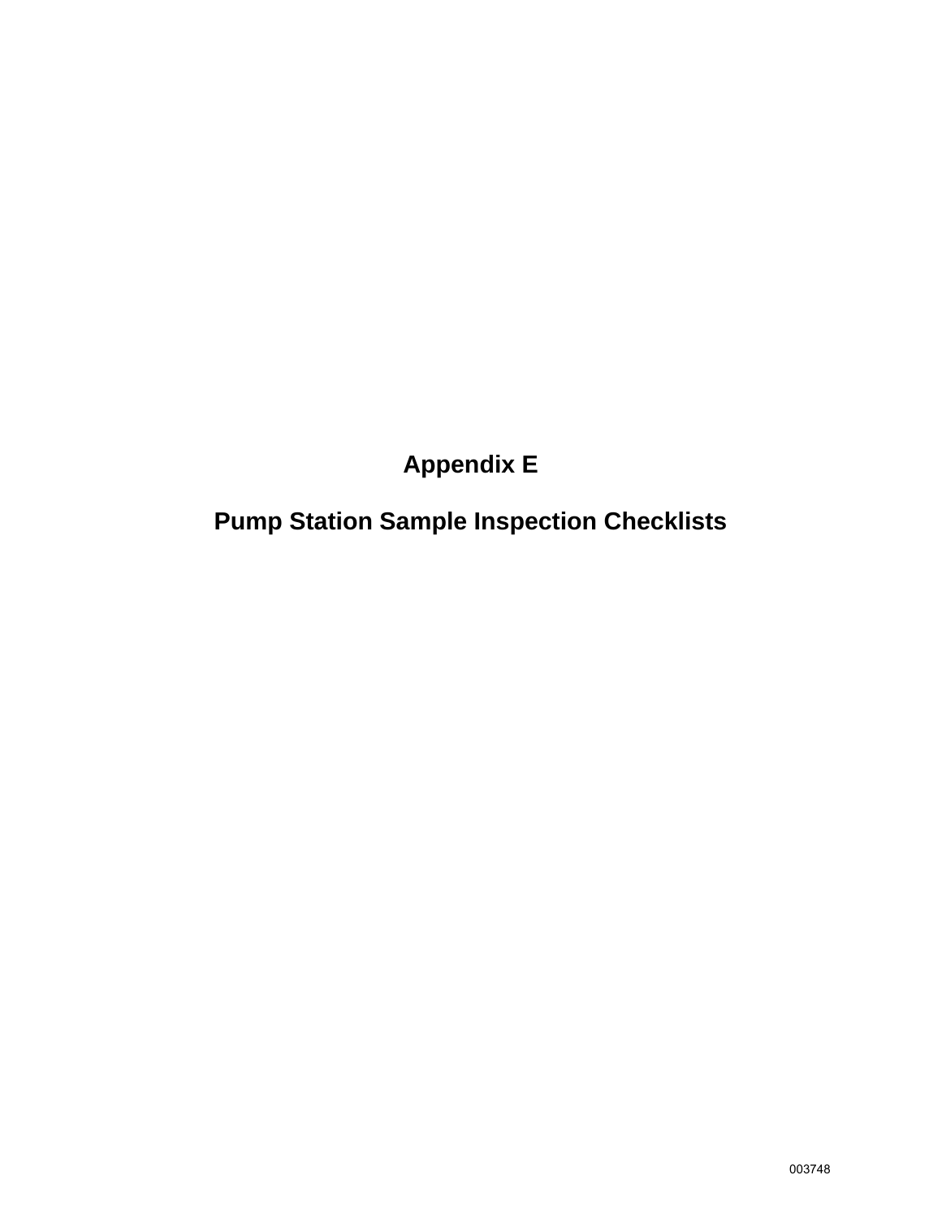# Appendix E

# Pump Station Sample Inspection Checklists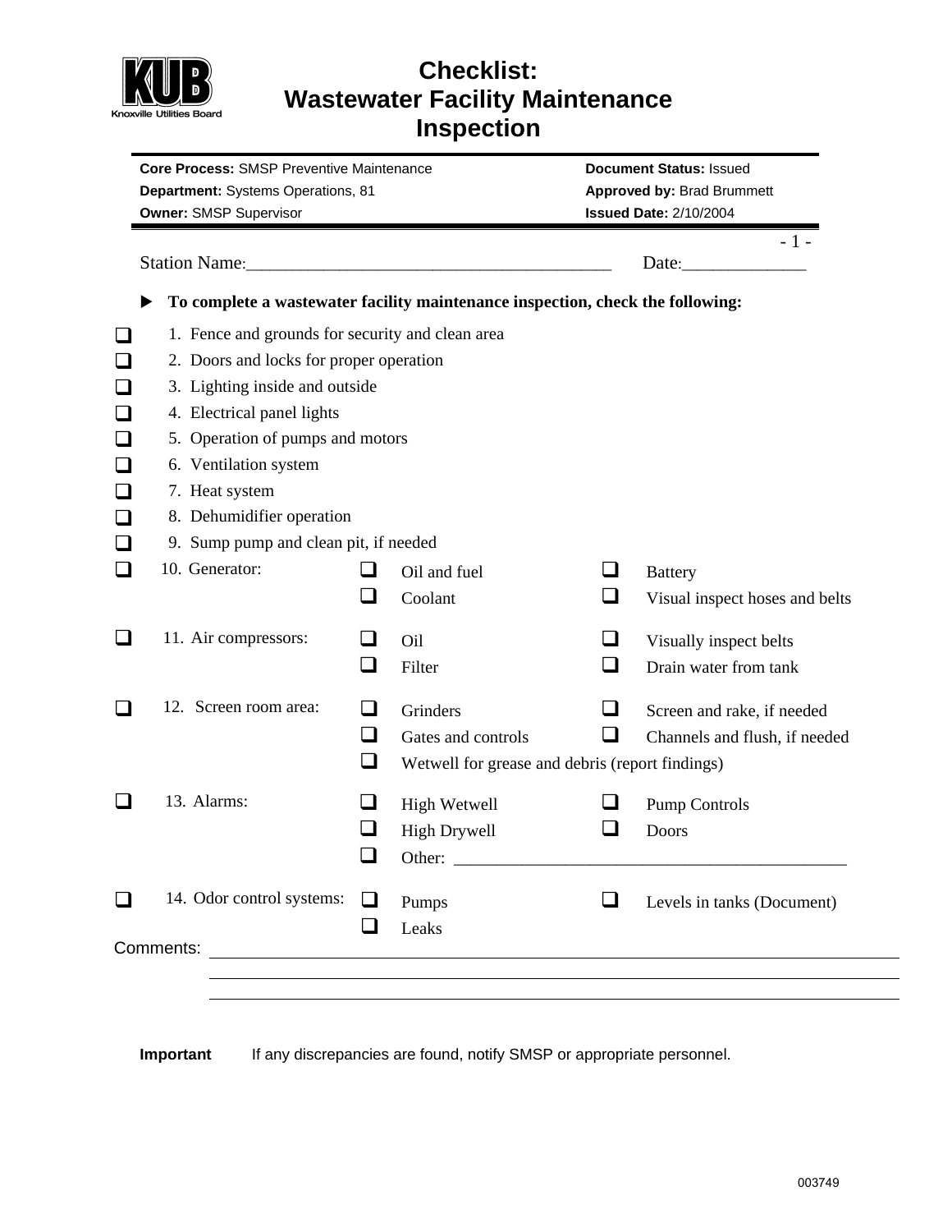# Checklist: Wastewater Facility Maintenance Inspection

| | |
|---|---|
| **Core Process:** SMSP Preventive Maintenance | **Document Status:** Issued |
| **Department:** Systems Operations, 81 | **Approved by:** Brad Brummett |
| **Owner:** SMSP Supervisor | **Issued Date:** 2/10/2004 |

Station Name:_______________________________________ Date:_____________

▶ **To complete a wastewater facility maintenance inspection, check the following:**

- ☐ 1. Fence and grounds for security and clean area
- ☐ 2. Doors and locks for proper operation
- ☐ 3. Lighting inside and outside
- ☐ 4. Electrical panel lights
- ☐ 5. Operation of pumps and motors
- ☐ 6. Ventilation system
- ☐ 7. Heat system
- ☐ 8. Dehumidifier operation
- ☐ 9. Sump pump and clean pit, if needed
- ☐ 10. Generator:
  - ☐ Oil and fuel
  - ☐ Battery
  - ☐ Coolant
  - ☐ Visual inspect hoses and belts
- ☐ 11. Air compressors:
  - ☐ Oil
  - ☐ Visually inspect belts
  - ☐ Filter
  - ☐ Drain water from tank
- ☐ 12. Screen room area:
  - ☐ Grinders
  - ☐ Screen and rake, if needed
  - ☐ Gates and controls
  - ☐ Channels and flush, if needed
  - ☐ Wetwell for grease and debris (report findings)
- ☐ 13. Alarms:
  - ☐ High Wetwell
  - ☐ Pump Controls
  - ☐ High Drywell
  - ☐ Doors
  - ☐ Other: ______________________________________________
- ☐ 14. Odor control systems:
  - ☐ Pumps
  - ☐ Levels in tanks (Document)
  - ☐ Leaks

Comments: ____________________________________________________________

____________________________________________________________

____________________________________________________________

**Important** If any discrepancies are found, notify SMSP or appropriate personnel.

003749